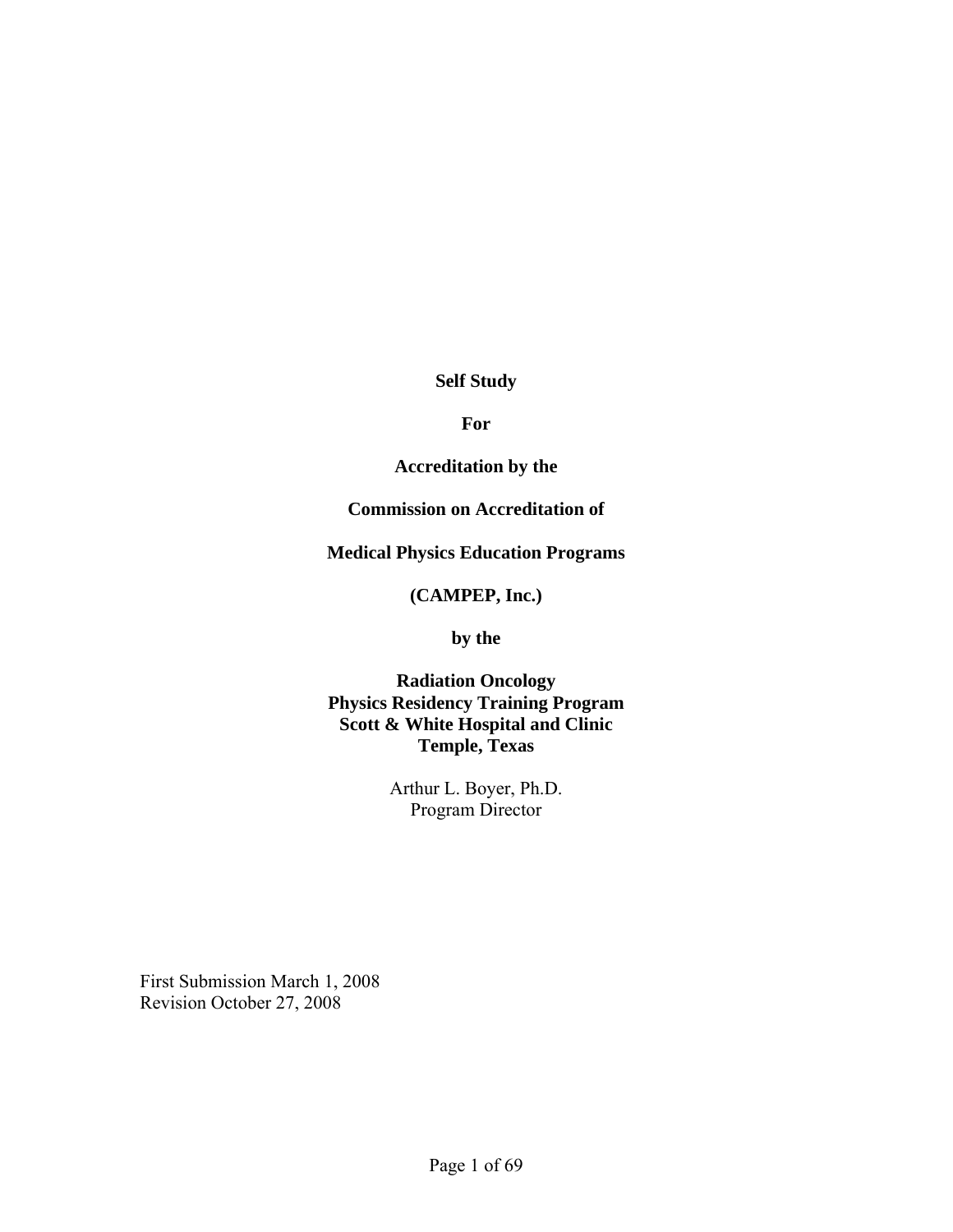**Self Study**

**For**

**Accreditation by the**

**Commission on Accreditation of**

**Medical Physics Education Programs**

**(CAMPEP, Inc.)**

**by the**

**Radiation Oncology**
**Physics Residency Training Program**
**Scott & White Hospital and Clinic**
**Temple, Texas**

Arthur L. Boyer, Ph.D.
Program Director

First Submission March 1, 2008
Revision October 27, 2008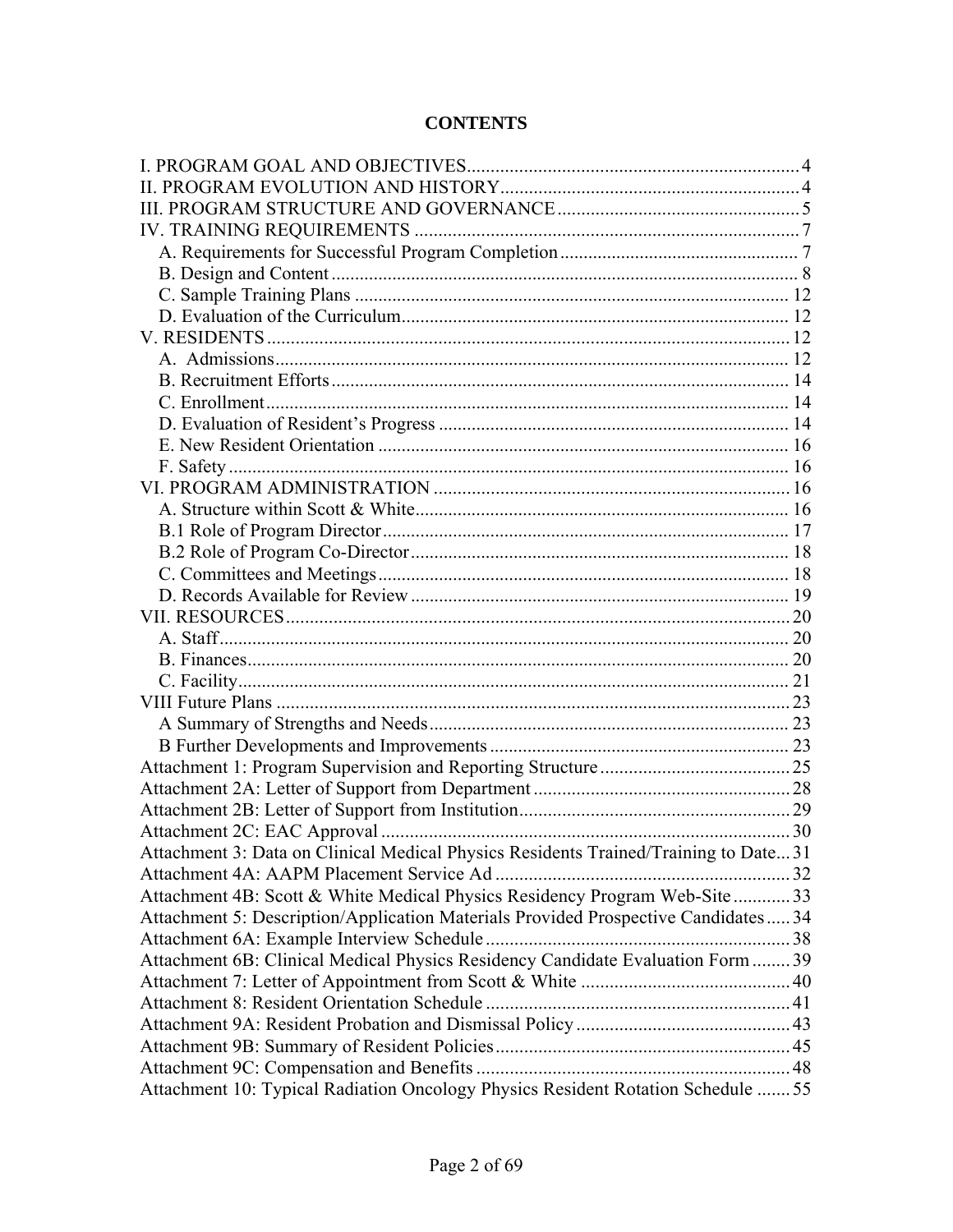# CONTENTS

I. PROGRAM GOAL AND OBJECTIVES ..... 4
II. PROGRAM EVOLUTION AND HISTORY ..... 4
III. PROGRAM STRUCTURE AND GOVERNANCE ..... 5
IV. TRAINING REQUIREMENTS ..... 7
  A. Requirements for Successful Program Completion ..... 7
  B. Design and Content ..... 8
  C. Sample Training Plans ..... 12
  D. Evaluation of the Curriculum ..... 12
V. RESIDENTS ..... 12
  A. Admissions ..... 12
  B. Recruitment Efforts ..... 14
  C. Enrollment ..... 14
  D. Evaluation of Resident's Progress ..... 14
  E. New Resident Orientation ..... 16
  F. Safety ..... 16
VI. PROGRAM ADMINISTRATION ..... 16
  A. Structure within Scott & White ..... 16
  B.1 Role of Program Director ..... 17
  B.2 Role of Program Co-Director ..... 18
  C. Committees and Meetings ..... 18
  D. Records Available for Review ..... 19
VII. RESOURCES ..... 20
  A. Staff ..... 20
  B. Finances ..... 20
  C. Facility ..... 21
VIII Future Plans ..... 23
  A Summary of Strengths and Needs ..... 23
  B Further Developments and Improvements ..... 23
Attachment 1: Program Supervision and Reporting Structure ..... 25
Attachment 2A: Letter of Support from Department ..... 28
Attachment 2B: Letter of Support from Institution ..... 29
Attachment 2C: EAC Approval ..... 30
Attachment 3: Data on Clinical Medical Physics Residents Trained/Training to Date ..... 31
Attachment 4A: AAPM Placement Service Ad ..... 32
Attachment 4B: Scott & White Medical Physics Residency Program Web-Site ..... 33
Attachment 5: Description/Application Materials Provided Prospective Candidates ..... 34
Attachment 6A: Example Interview Schedule ..... 38
Attachment 6B: Clinical Medical Physics Residency Candidate Evaluation Form ..... 39
Attachment 7: Letter of Appointment from Scott & White ..... 40
Attachment 8: Resident Orientation Schedule ..... 41
Attachment 9A: Resident Probation and Dismissal Policy ..... 43
Attachment 9B: Summary of Resident Policies ..... 45
Attachment 9C: Compensation and Benefits ..... 48
Attachment 10: Typical Radiation Oncology Physics Resident Rotation Schedule ..... 55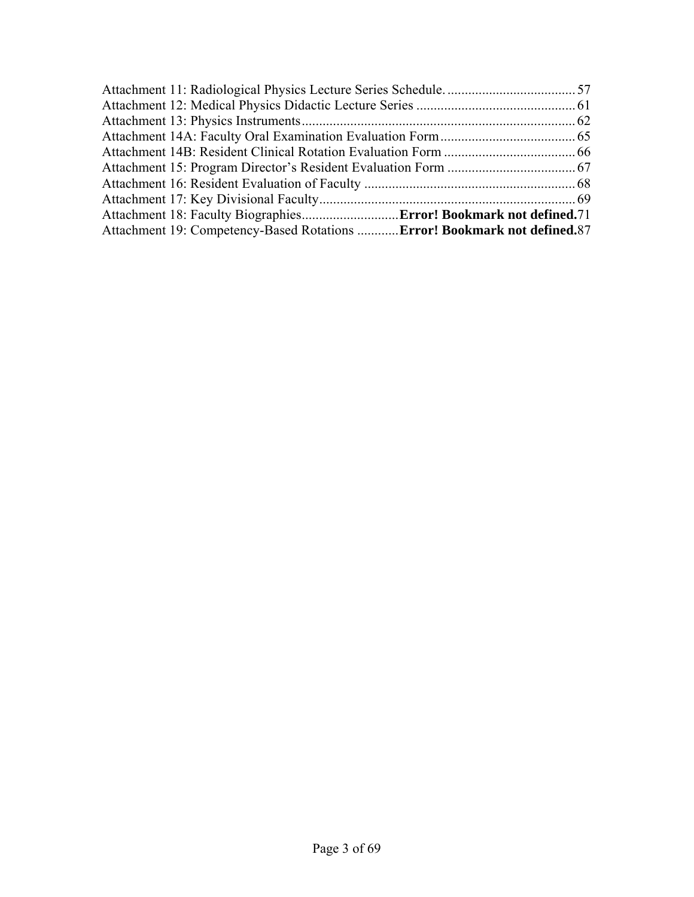Attachment 11: Radiological Physics Lecture Series Schedule. .................................... 57
Attachment 12: Medical Physics Didactic Lecture Series ............................................. 61
Attachment 13: Physics Instruments.............................................................................. 62
Attachment 14A: Faculty Oral Examination Evaluation Form...................................... 65
Attachment 14B: Resident Clinical Rotation Evaluation Form ..................................... 66
Attachment 15: Program Director's Resident Evaluation Form .................................... 67
Attachment 16: Resident Evaluation of Faculty ............................................................ 68
Attachment 17: Key Divisional Faculty......................................................................... 69
Attachment 18: Faculty Biographies...........................**Error! Bookmark not defined.**71
Attachment 19: Competency-Based Rotations ...........**Error! Bookmark not defined.**87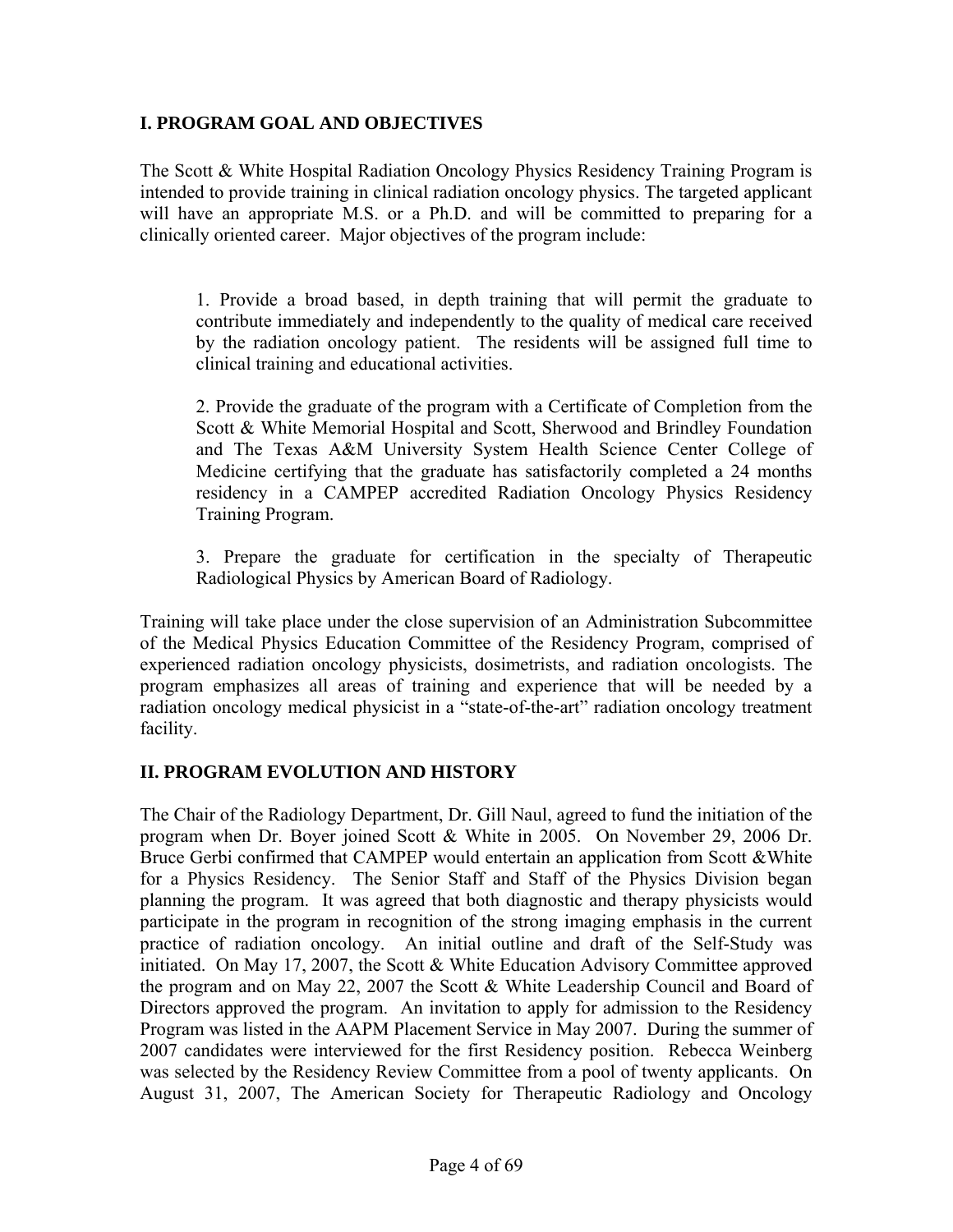## I. PROGRAM GOAL AND OBJECTIVES

The Scott & White Hospital Radiation Oncology Physics Residency Training Program is intended to provide training in clinical radiation oncology physics. The targeted applicant will have an appropriate M.S. or a Ph.D. and will be committed to preparing for a clinically oriented career. Major objectives of the program include:

> 1. Provide a broad based, in depth training that will permit the graduate to contribute immediately and independently to the quality of medical care received by the radiation oncology patient. The residents will be assigned full time to clinical training and educational activities.
>
> 2. Provide the graduate of the program with a Certificate of Completion from the Scott & White Memorial Hospital and Scott, Sherwood and Brindley Foundation and The Texas A&M University System Health Science Center College of Medicine certifying that the graduate has satisfactorily completed a 24 months residency in a CAMPEP accredited Radiation Oncology Physics Residency Training Program.
>
> 3. Prepare the graduate for certification in the specialty of Therapeutic Radiological Physics by American Board of Radiology.

Training will take place under the close supervision of an Administration Subcommittee of the Medical Physics Education Committee of the Residency Program, comprised of experienced radiation oncology physicists, dosimetrists, and radiation oncologists. The program emphasizes all areas of training and experience that will be needed by a radiation oncology medical physicist in a "state-of-the-art" radiation oncology treatment facility.

## II. PROGRAM EVOLUTION AND HISTORY

The Chair of the Radiology Department, Dr. Gill Naul, agreed to fund the initiation of the program when Dr. Boyer joined Scott & White in 2005. On November 29, 2006 Dr. Bruce Gerbi confirmed that CAMPEP would entertain an application from Scott &White for a Physics Residency. The Senior Staff and Staff of the Physics Division began planning the program. It was agreed that both diagnostic and therapy physicists would participate in the program in recognition of the strong imaging emphasis in the current practice of radiation oncology. An initial outline and draft of the Self-Study was initiated. On May 17, 2007, the Scott & White Education Advisory Committee approved the program and on May 22, 2007 the Scott & White Leadership Council and Board of Directors approved the program. An invitation to apply for admission to the Residency Program was listed in the AAPM Placement Service in May 2007. During the summer of 2007 candidates were interviewed for the first Residency position. Rebecca Weinberg was selected by the Residency Review Committee from a pool of twenty applicants. On August 31, 2007, The American Society for Therapeutic Radiology and Oncology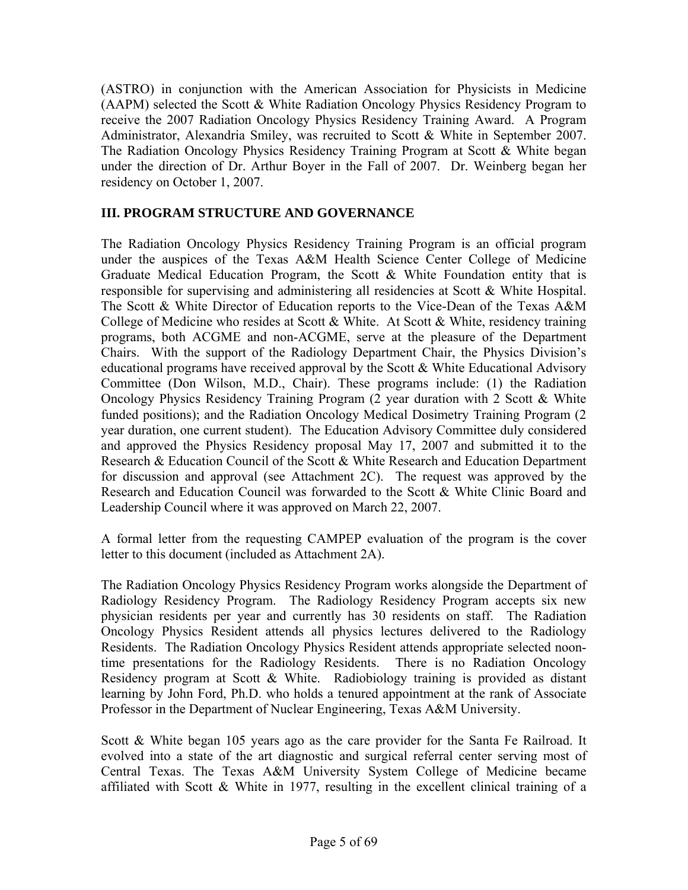(ASTRO) in conjunction with the American Association for Physicists in Medicine (AAPM) selected the Scott & White Radiation Oncology Physics Residency Program to receive the 2007 Radiation Oncology Physics Residency Training Award. A Program Administrator, Alexandria Smiley, was recruited to Scott & White in September 2007. The Radiation Oncology Physics Residency Training Program at Scott & White began under the direction of Dr. Arthur Boyer in the Fall of 2007. Dr. Weinberg began her residency on October 1, 2007.

## III. PROGRAM STRUCTURE AND GOVERNANCE

The Radiation Oncology Physics Residency Training Program is an official program under the auspices of the Texas A&M Health Science Center College of Medicine Graduate Medical Education Program, the Scott & White Foundation entity that is responsible for supervising and administering all residencies at Scott & White Hospital. The Scott & White Director of Education reports to the Vice-Dean of the Texas A&M College of Medicine who resides at Scott & White. At Scott & White, residency training programs, both ACGME and non-ACGME, serve at the pleasure of the Department Chairs. With the support of the Radiology Department Chair, the Physics Division's educational programs have received approval by the Scott & White Educational Advisory Committee (Don Wilson, M.D., Chair). These programs include: (1) the Radiation Oncology Physics Residency Training Program (2 year duration with 2 Scott & White funded positions); and the Radiation Oncology Medical Dosimetry Training Program (2 year duration, one current student). The Education Advisory Committee duly considered and approved the Physics Residency proposal May 17, 2007 and submitted it to the Research & Education Council of the Scott & White Research and Education Department for discussion and approval (see Attachment 2C). The request was approved by the Research and Education Council was forwarded to the Scott & White Clinic Board and Leadership Council where it was approved on March 22, 2007.

A formal letter from the requesting CAMPEP evaluation of the program is the cover letter to this document (included as Attachment 2A).

The Radiation Oncology Physics Residency Program works alongside the Department of Radiology Residency Program. The Radiology Residency Program accepts six new physician residents per year and currently has 30 residents on staff. The Radiation Oncology Physics Resident attends all physics lectures delivered to the Radiology Residents. The Radiation Oncology Physics Resident attends appropriate selected noon-time presentations for the Radiology Residents. There is no Radiation Oncology Residency program at Scott & White. Radiobiology training is provided as distant learning by John Ford, Ph.D. who holds a tenured appointment at the rank of Associate Professor in the Department of Nuclear Engineering, Texas A&M University.

Scott & White began 105 years ago as the care provider for the Santa Fe Railroad. It evolved into a state of the art diagnostic and surgical referral center serving most of Central Texas. The Texas A&M University System College of Medicine became affiliated with Scott & White in 1977, resulting in the excellent clinical training of a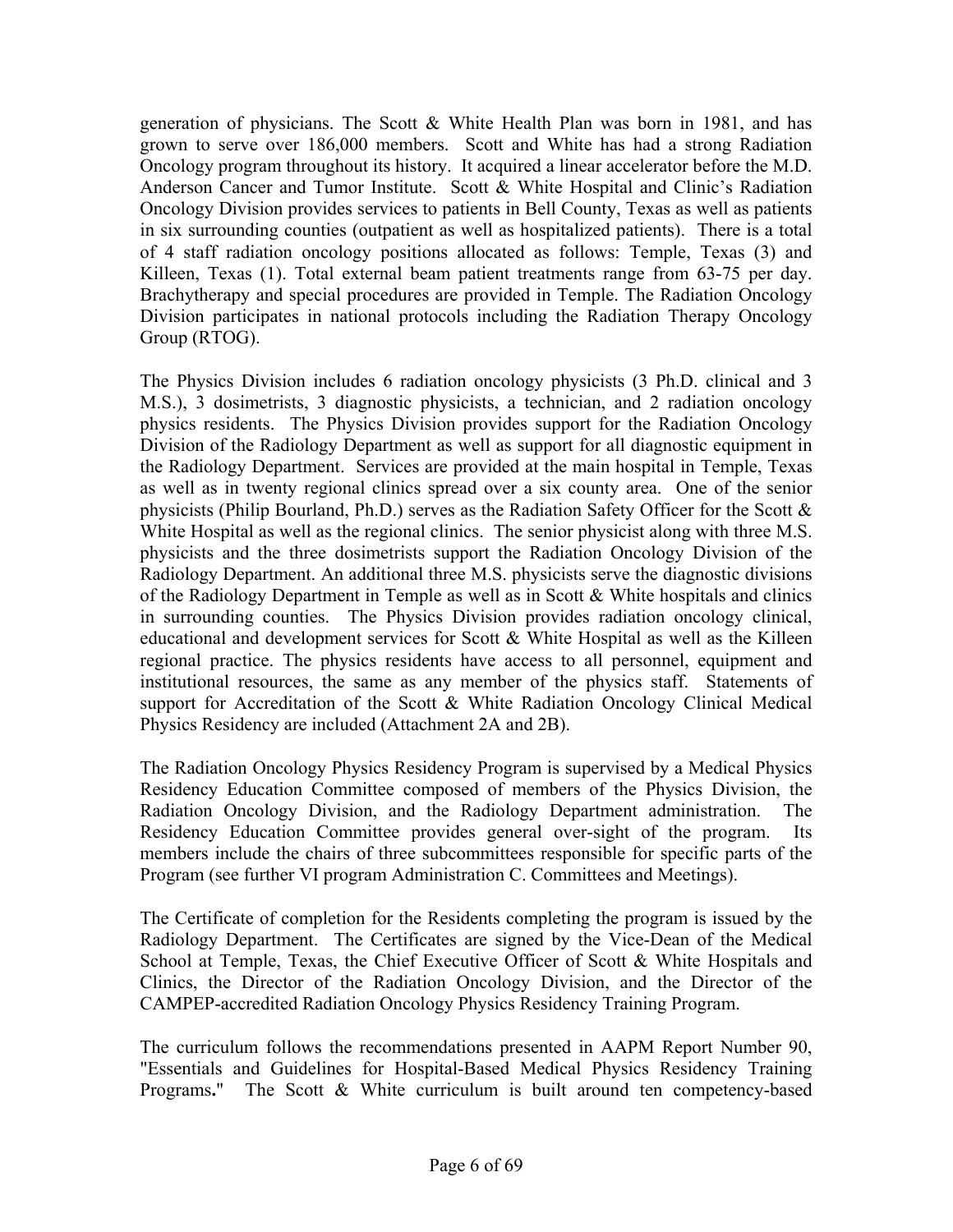generation of physicians. The Scott & White Health Plan was born in 1981, and has grown to serve over 186,000 members. Scott and White has had a strong Radiation Oncology program throughout its history. It acquired a linear accelerator before the M.D. Anderson Cancer and Tumor Institute. Scott & White Hospital and Clinic's Radiation Oncology Division provides services to patients in Bell County, Texas as well as patients in six surrounding counties (outpatient as well as hospitalized patients). There is a total of 4 staff radiation oncology positions allocated as follows: Temple, Texas (3) and Killeen, Texas (1). Total external beam patient treatments range from 63-75 per day. Brachytherapy and special procedures are provided in Temple. The Radiation Oncology Division participates in national protocols including the Radiation Therapy Oncology Group (RTOG).

The Physics Division includes 6 radiation oncology physicists (3 Ph.D. clinical and 3 M.S.), 3 dosimetrists, 3 diagnostic physicists, a technician, and 2 radiation oncology physics residents. The Physics Division provides support for the Radiation Oncology Division of the Radiology Department as well as support for all diagnostic equipment in the Radiology Department. Services are provided at the main hospital in Temple, Texas as well as in twenty regional clinics spread over a six county area. One of the senior physicists (Philip Bourland, Ph.D.) serves as the Radiation Safety Officer for the Scott & White Hospital as well as the regional clinics. The senior physicist along with three M.S. physicists and the three dosimetrists support the Radiation Oncology Division of the Radiology Department. An additional three M.S. physicists serve the diagnostic divisions of the Radiology Department in Temple as well as in Scott & White hospitals and clinics in surrounding counties. The Physics Division provides radiation oncology clinical, educational and development services for Scott & White Hospital as well as the Killeen regional practice. The physics residents have access to all personnel, equipment and institutional resources, the same as any member of the physics staff. Statements of support for Accreditation of the Scott & White Radiation Oncology Clinical Medical Physics Residency are included (Attachment 2A and 2B).

The Radiation Oncology Physics Residency Program is supervised by a Medical Physics Residency Education Committee composed of members of the Physics Division, the Radiation Oncology Division, and the Radiology Department administration. The Residency Education Committee provides general over-sight of the program. Its members include the chairs of three subcommittees responsible for specific parts of the Program (see further VI program Administration C. Committees and Meetings).

The Certificate of completion for the Residents completing the program is issued by the Radiology Department. The Certificates are signed by the Vice-Dean of the Medical School at Temple, Texas, the Chief Executive Officer of Scott & White Hospitals and Clinics, the Director of the Radiation Oncology Division, and the Director of the CAMPEP-accredited Radiation Oncology Physics Residency Training Program.

The curriculum follows the recommendations presented in AAPM Report Number 90, "Essentials and Guidelines for Hospital-Based Medical Physics Residency Training Programs**.**" The Scott & White curriculum is built around ten competency-based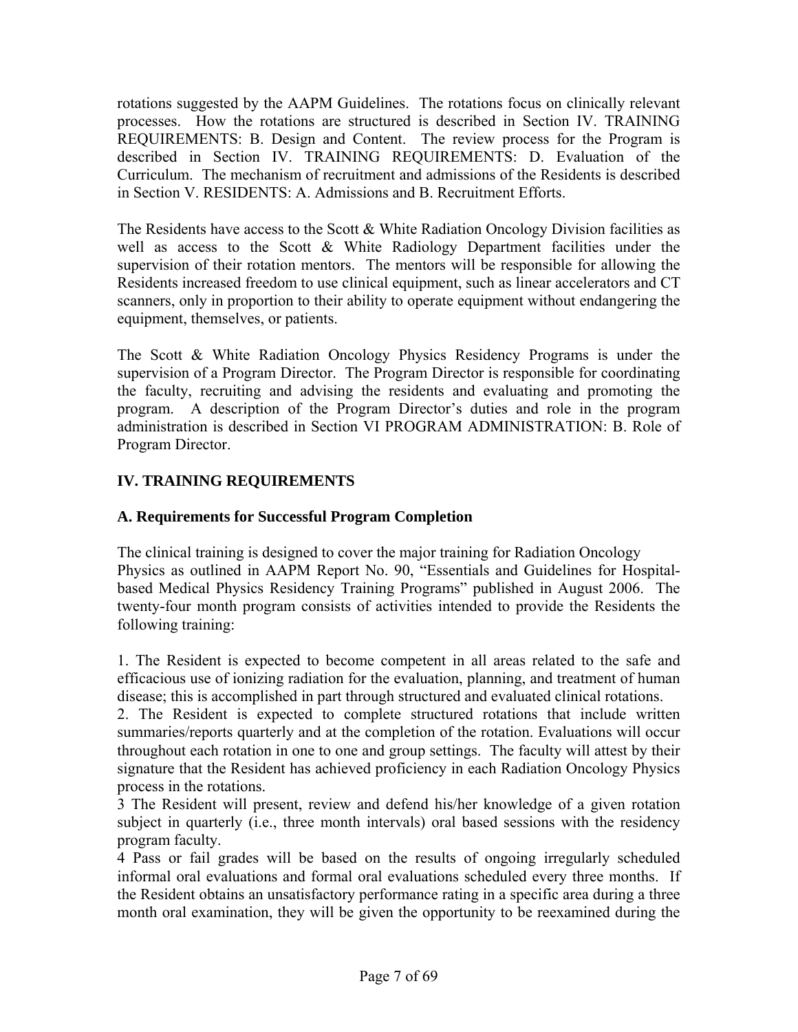rotations suggested by the AAPM Guidelines. The rotations focus on clinically relevant processes. How the rotations are structured is described in Section IV. TRAINING REQUIREMENTS: B. Design and Content. The review process for the Program is described in Section IV. TRAINING REQUIREMENTS: D. Evaluation of the Curriculum. The mechanism of recruitment and admissions of the Residents is described in Section V. RESIDENTS: A. Admissions and B. Recruitment Efforts.

The Residents have access to the Scott & White Radiation Oncology Division facilities as well as access to the Scott & White Radiology Department facilities under the supervision of their rotation mentors. The mentors will be responsible for allowing the Residents increased freedom to use clinical equipment, such as linear accelerators and CT scanners, only in proportion to their ability to operate equipment without endangering the equipment, themselves, or patients.

The Scott & White Radiation Oncology Physics Residency Programs is under the supervision of a Program Director. The Program Director is responsible for coordinating the faculty, recruiting and advising the residents and evaluating and promoting the program. A description of the Program Director's duties and role in the program administration is described in Section VI PROGRAM ADMINISTRATION: B. Role of Program Director.

## IV. TRAINING REQUIREMENTS

### A. Requirements for Successful Program Completion

The clinical training is designed to cover the major training for Radiation Oncology Physics as outlined in AAPM Report No. 90, "Essentials and Guidelines for Hospital-based Medical Physics Residency Training Programs" published in August 2006. The twenty-four month program consists of activities intended to provide the Residents the following training:

1. The Resident is expected to become competent in all areas related to the safe and efficacious use of ionizing radiation for the evaluation, planning, and treatment of human disease; this is accomplished in part through structured and evaluated clinical rotations.
2. The Resident is expected to complete structured rotations that include written summaries/reports quarterly and at the completion of the rotation. Evaluations will occur throughout each rotation in one to one and group settings. The faculty will attest by their signature that the Resident has achieved proficiency in each Radiation Oncology Physics process in the rotations.
3 The Resident will present, review and defend his/her knowledge of a given rotation subject in quarterly (i.e., three month intervals) oral based sessions with the residency program faculty.
4 Pass or fail grades will be based on the results of ongoing irregularly scheduled informal oral evaluations and formal oral evaluations scheduled every three months. If the Resident obtains an unsatisfactory performance rating in a specific area during a three month oral examination, they will be given the opportunity to be reexamined during the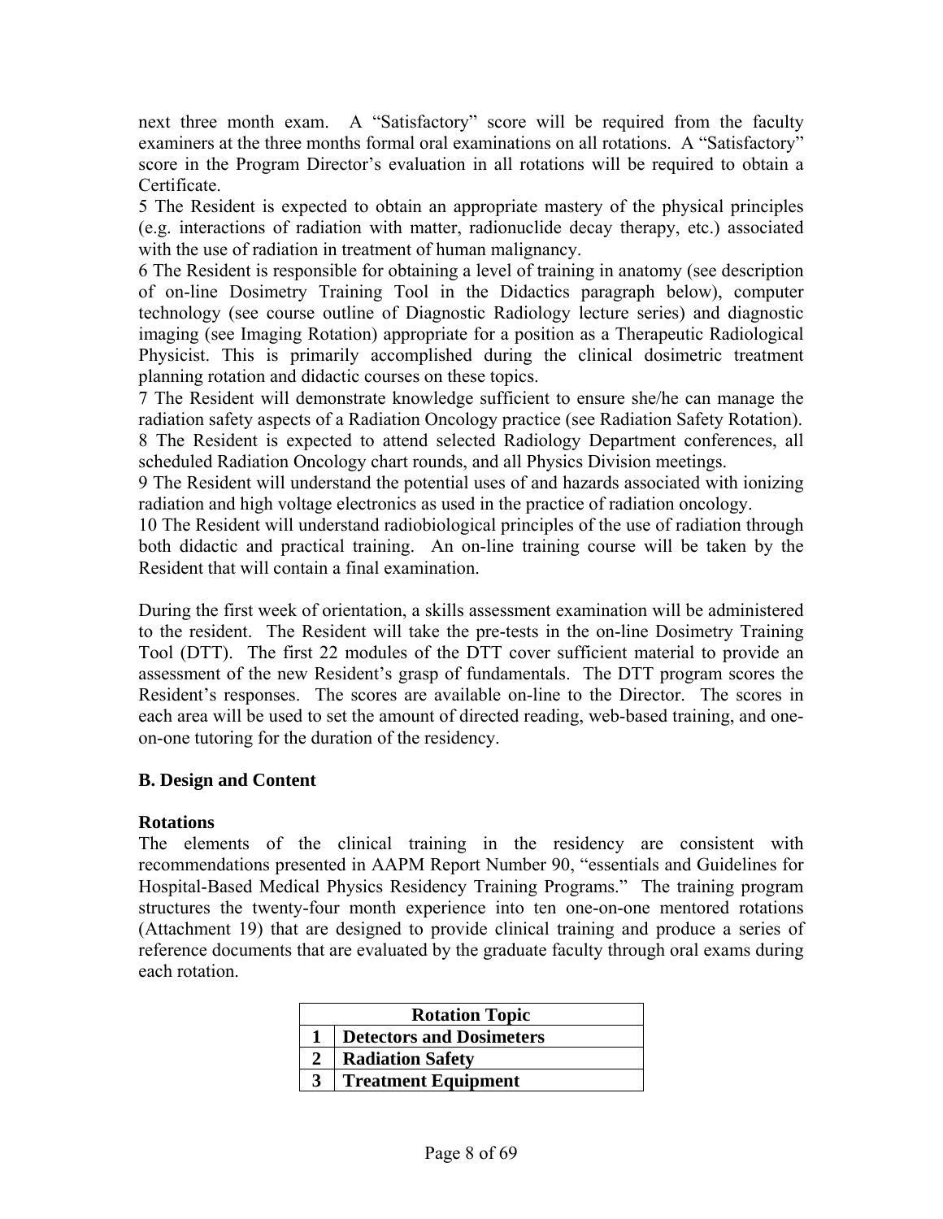next three month exam. A "Satisfactory" score will be required from the faculty examiners at the three months formal oral examinations on all rotations. A "Satisfactory" score in the Program Director's evaluation in all rotations will be required to obtain a Certificate.

5 The Resident is expected to obtain an appropriate mastery of the physical principles (e.g. interactions of radiation with matter, radionuclide decay therapy, etc.) associated with the use of radiation in treatment of human malignancy.

6 The Resident is responsible for obtaining a level of training in anatomy (see description of on-line Dosimetry Training Tool in the Didactics paragraph below), computer technology (see course outline of Diagnostic Radiology lecture series) and diagnostic imaging (see Imaging Rotation) appropriate for a position as a Therapeutic Radiological Physicist. This is primarily accomplished during the clinical dosimetric treatment planning rotation and didactic courses on these topics.

7 The Resident will demonstrate knowledge sufficient to ensure she/he can manage the radiation safety aspects of a Radiation Oncology practice (see Radiation Safety Rotation).

8 The Resident is expected to attend selected Radiology Department conferences, all scheduled Radiation Oncology chart rounds, and all Physics Division meetings.

9 The Resident will understand the potential uses of and hazards associated with ionizing radiation and high voltage electronics as used in the practice of radiation oncology.

10 The Resident will understand radiobiological principles of the use of radiation through both didactic and practical training. An on-line training course will be taken by the Resident that will contain a final examination.

During the first week of orientation, a skills assessment examination will be administered to the resident. The Resident will take the pre-tests in the on-line Dosimetry Training Tool (DTT). The first 22 modules of the DTT cover sufficient material to provide an assessment of the new Resident's grasp of fundamentals. The DTT program scores the Resident's responses. The scores are available on-line to the Director. The scores in each area will be used to set the amount of directed reading, web-based training, and one-on-one tutoring for the duration of the residency.

### B. Design and Content

#### Rotations

The elements of the clinical training in the residency are consistent with recommendations presented in AAPM Report Number 90, "essentials and Guidelines for Hospital-Based Medical Physics Residency Training Programs." The training program structures the twenty-four month experience into ten one-on-one mentored rotations (Attachment 19) that are designed to provide clinical training and produce a series of reference documents that are evaluated by the graduate faculty through oral exams during each rotation.

| | Rotation Topic |
|---|---|
| 1 | **Detectors and Dosimeters** |
| 2 | **Radiation Safety** |
| 3 | **Treatment Equipment** |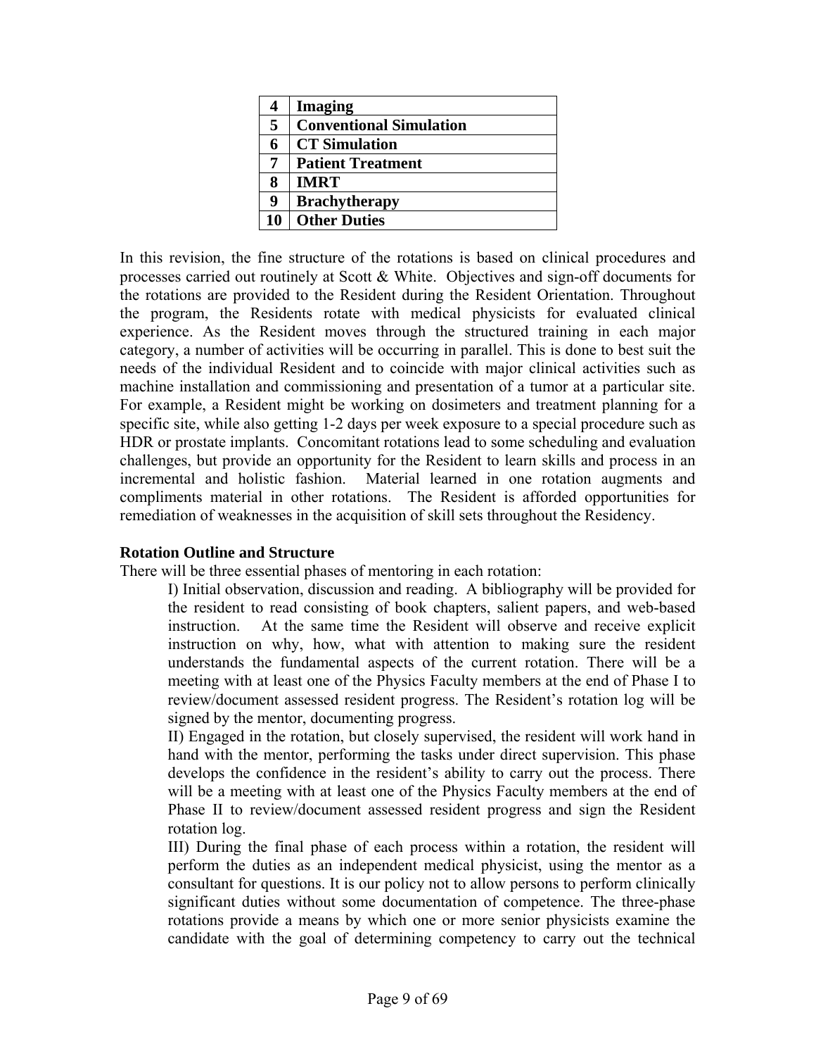| 4 | **Imaging** |
|---|---|
| 5 | **Conventional Simulation** |
| 6 | **CT Simulation** |
| 7 | **Patient Treatment** |
| 8 | **IMRT** |
| 9 | **Brachytherapy** |
| 10 | **Other Duties** |

In this revision, the fine structure of the rotations is based on clinical procedures and processes carried out routinely at Scott & White. Objectives and sign-off documents for the rotations are provided to the Resident during the Resident Orientation. Throughout the program, the Residents rotate with medical physicists for evaluated clinical experience. As the Resident moves through the structured training in each major category, a number of activities will be occurring in parallel. This is done to best suit the needs of the individual Resident and to coincide with major clinical activities such as machine installation and commissioning and presentation of a tumor at a particular site. For example, a Resident might be working on dosimeters and treatment planning for a specific site, while also getting 1-2 days per week exposure to a special procedure such as HDR or prostate implants. Concomitant rotations lead to some scheduling and evaluation challenges, but provide an opportunity for the Resident to learn skills and process in an incremental and holistic fashion. Material learned in one rotation augments and compliments material in other rotations. The Resident is afforded opportunities for remediation of weaknesses in the acquisition of skill sets throughout the Residency.

**Rotation Outline and Structure**

There will be three essential phases of mentoring in each rotation:

I) Initial observation, discussion and reading. A bibliography will be provided for the resident to read consisting of book chapters, salient papers, and web-based instruction. At the same time the Resident will observe and receive explicit instruction on why, how, what with attention to making sure the resident understands the fundamental aspects of the current rotation. There will be a meeting with at least one of the Physics Faculty members at the end of Phase I to review/document assessed resident progress. The Resident's rotation log will be signed by the mentor, documenting progress.

II) Engaged in the rotation, but closely supervised, the resident will work hand in hand with the mentor, performing the tasks under direct supervision. This phase develops the confidence in the resident's ability to carry out the process. There will be a meeting with at least one of the Physics Faculty members at the end of Phase II to review/document assessed resident progress and sign the Resident rotation log.

III) During the final phase of each process within a rotation, the resident will perform the duties as an independent medical physicist, using the mentor as a consultant for questions. It is our policy not to allow persons to perform clinically significant duties without some documentation of competence. The three-phase rotations provide a means by which one or more senior physicists examine the candidate with the goal of determining competency to carry out the technical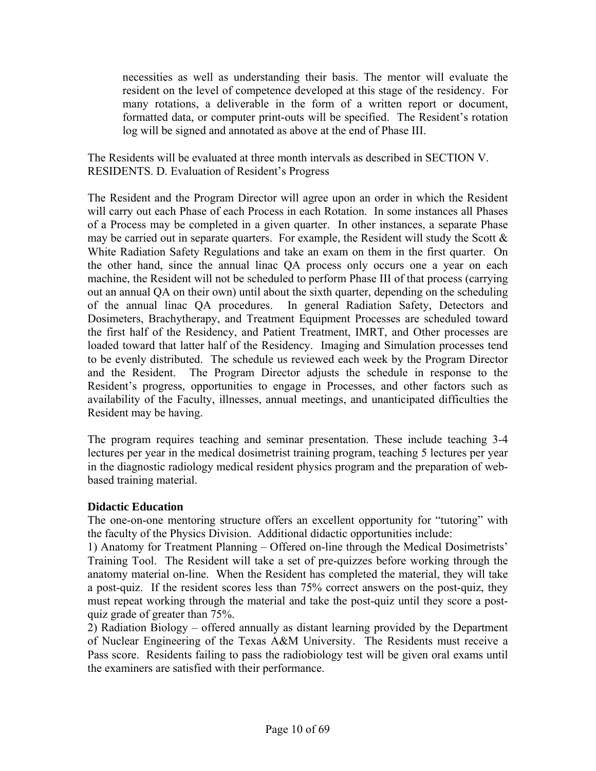necessities as well as understanding their basis. The mentor will evaluate the resident on the level of competence developed at this stage of the residency. For many rotations, a deliverable in the form of a written report or document, formatted data, or computer print-outs will be specified. The Resident's rotation log will be signed and annotated as above at the end of Phase III.

The Residents will be evaluated at three month intervals as described in SECTION V. RESIDENTS. D. Evaluation of Resident's Progress

The Resident and the Program Director will agree upon an order in which the Resident will carry out each Phase of each Process in each Rotation. In some instances all Phases of a Process may be completed in a given quarter. In other instances, a separate Phase may be carried out in separate quarters. For example, the Resident will study the Scott & White Radiation Safety Regulations and take an exam on them in the first quarter. On the other hand, since the annual linac QA process only occurs one a year on each machine, the Resident will not be scheduled to perform Phase III of that process (carrying out an annual QA on their own) until about the sixth quarter, depending on the scheduling of the annual linac QA procedures. In general Radiation Safety, Detectors and Dosimeters, Brachytherapy, and Treatment Equipment Processes are scheduled toward the first half of the Residency, and Patient Treatment, IMRT, and Other processes are loaded toward that latter half of the Residency. Imaging and Simulation processes tend to be evenly distributed. The schedule us reviewed each week by the Program Director and the Resident. The Program Director adjusts the schedule in response to the Resident's progress, opportunities to engage in Processes, and other factors such as availability of the Faculty, illnesses, annual meetings, and unanticipated difficulties the Resident may be having.

The program requires teaching and seminar presentation. These include teaching 3-4 lectures per year in the medical dosimetrist training program, teaching 5 lectures per year in the diagnostic radiology medical resident physics program and the preparation of web-based training material.

**Didactic Education**

The one-on-one mentoring structure offers an excellent opportunity for "tutoring" with the faculty of the Physics Division. Additional didactic opportunities include:

1) Anatomy for Treatment Planning – Offered on-line through the Medical Dosimetrists' Training Tool. The Resident will take a set of pre-quizzes before working through the anatomy material on-line. When the Resident has completed the material, they will take a post-quiz. If the resident scores less than 75% correct answers on the post-quiz, they must repeat working through the material and take the post-quiz until they score a post-quiz grade of greater than 75%.

2) Radiation Biology – offered annually as distant learning provided by the Department of Nuclear Engineering of the Texas A&M University. The Residents must receive a Pass score. Residents failing to pass the radiobiology test will be given oral exams until the examiners are satisfied with their performance.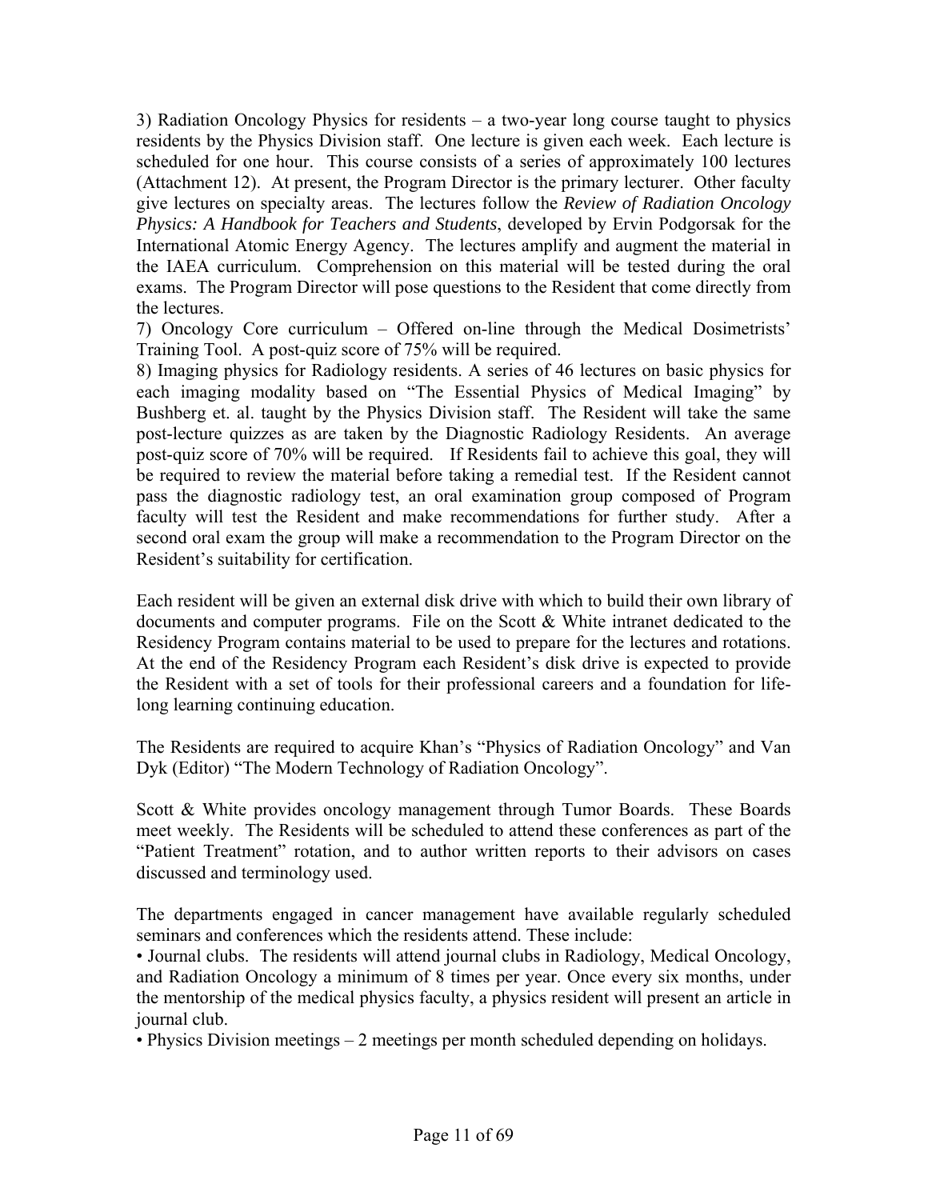3) Radiation Oncology Physics for residents – a two-year long course taught to physics residents by the Physics Division staff. One lecture is given each week. Each lecture is scheduled for one hour. This course consists of a series of approximately 100 lectures (Attachment 12). At present, the Program Director is the primary lecturer. Other faculty give lectures on specialty areas. The lectures follow the *Review of Radiation Oncology Physics: A Handbook for Teachers and Students*, developed by Ervin Podgorsak for the International Atomic Energy Agency. The lectures amplify and augment the material in the IAEA curriculum. Comprehension on this material will be tested during the oral exams. The Program Director will pose questions to the Resident that come directly from the lectures.

7) Oncology Core curriculum – Offered on-line through the Medical Dosimetrists' Training Tool. A post-quiz score of 75% will be required.

8) Imaging physics for Radiology residents. A series of 46 lectures on basic physics for each imaging modality based on "The Essential Physics of Medical Imaging" by Bushberg et. al. taught by the Physics Division staff. The Resident will take the same post-lecture quizzes as are taken by the Diagnostic Radiology Residents. An average post-quiz score of 70% will be required. If Residents fail to achieve this goal, they will be required to review the material before taking a remedial test. If the Resident cannot pass the diagnostic radiology test, an oral examination group composed of Program faculty will test the Resident and make recommendations for further study. After a second oral exam the group will make a recommendation to the Program Director on the Resident's suitability for certification.

Each resident will be given an external disk drive with which to build their own library of documents and computer programs. File on the Scott & White intranet dedicated to the Residency Program contains material to be used to prepare for the lectures and rotations. At the end of the Residency Program each Resident's disk drive is expected to provide the Resident with a set of tools for their professional careers and a foundation for life-long learning continuing education.

The Residents are required to acquire Khan's "Physics of Radiation Oncology" and Van Dyk (Editor) "The Modern Technology of Radiation Oncology".

Scott & White provides oncology management through Tumor Boards. These Boards meet weekly. The Residents will be scheduled to attend these conferences as part of the "Patient Treatment" rotation, and to author written reports to their advisors on cases discussed and terminology used.

The departments engaged in cancer management have available regularly scheduled seminars and conferences which the residents attend. These include:

- Journal clubs. The residents will attend journal clubs in Radiology, Medical Oncology, and Radiation Oncology a minimum of 8 times per year. Once every six months, under the mentorship of the medical physics faculty, a physics resident will present an article in journal club.
- Physics Division meetings – 2 meetings per month scheduled depending on holidays.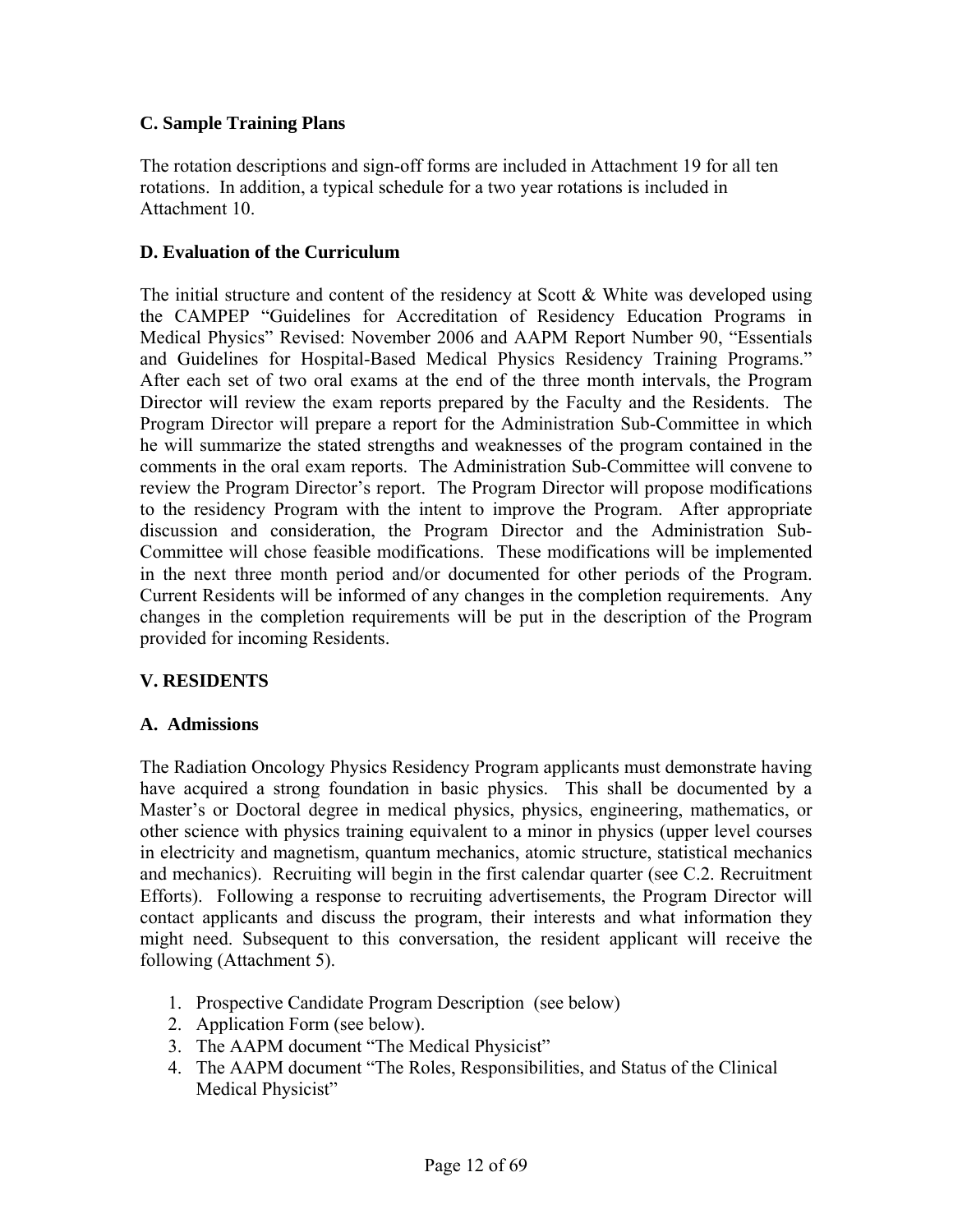### C. Sample Training Plans

The rotation descriptions and sign-off forms are included in Attachment 19 for all ten rotations. In addition, a typical schedule for a two year rotations is included in Attachment 10.

### D. Evaluation of the Curriculum

The initial structure and content of the residency at Scott & White was developed using the CAMPEP "Guidelines for Accreditation of Residency Education Programs in Medical Physics" Revised: November 2006 and AAPM Report Number 90, "Essentials and Guidelines for Hospital-Based Medical Physics Residency Training Programs." After each set of two oral exams at the end of the three month intervals, the Program Director will review the exam reports prepared by the Faculty and the Residents. The Program Director will prepare a report for the Administration Sub-Committee in which he will summarize the stated strengths and weaknesses of the program contained in the comments in the oral exam reports. The Administration Sub-Committee will convene to review the Program Director's report. The Program Director will propose modifications to the residency Program with the intent to improve the Program. After appropriate discussion and consideration, the Program Director and the Administration Sub-Committee will chose feasible modifications. These modifications will be implemented in the next three month period and/or documented for other periods of the Program. Current Residents will be informed of any changes in the completion requirements. Any changes in the completion requirements will be put in the description of the Program provided for incoming Residents.

## V. RESIDENTS

### A. Admissions

The Radiation Oncology Physics Residency Program applicants must demonstrate having have acquired a strong foundation in basic physics. This shall be documented by a Master's or Doctoral degree in medical physics, physics, engineering, mathematics, or other science with physics training equivalent to a minor in physics (upper level courses in electricity and magnetism, quantum mechanics, atomic structure, statistical mechanics and mechanics). Recruiting will begin in the first calendar quarter (see C.2. Recruitment Efforts). Following a response to recruiting advertisements, the Program Director will contact applicants and discuss the program, their interests and what information they might need. Subsequent to this conversation, the resident applicant will receive the following (Attachment 5).

1. Prospective Candidate Program Description (see below)
2. Application Form (see below).
3. The AAPM document "The Medical Physicist"
4. The AAPM document "The Roles, Responsibilities, and Status of the Clinical Medical Physicist"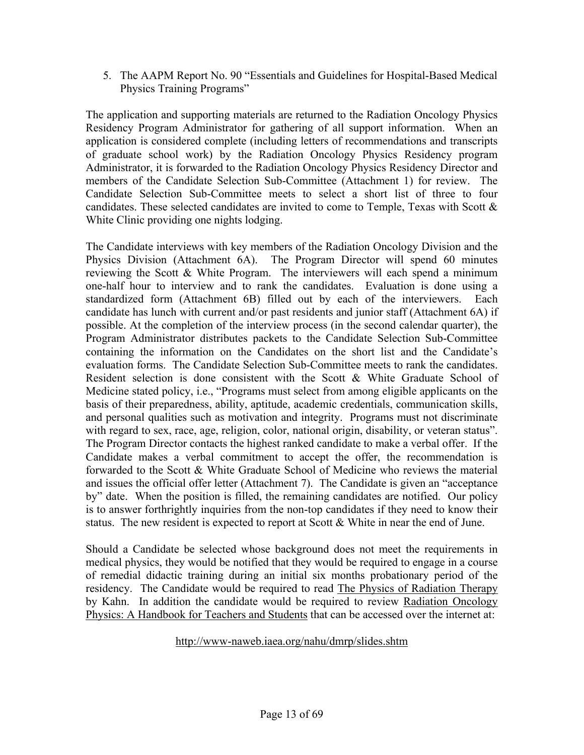5. The AAPM Report No. 90 "Essentials and Guidelines for Hospital-Based Medical Physics Training Programs"

The application and supporting materials are returned to the Radiation Oncology Physics Residency Program Administrator for gathering of all support information. When an application is considered complete (including letters of recommendations and transcripts of graduate school work) by the Radiation Oncology Physics Residency program Administrator, it is forwarded to the Radiation Oncology Physics Residency Director and members of the Candidate Selection Sub-Committee (Attachment 1) for review. The Candidate Selection Sub-Committee meets to select a short list of three to four candidates. These selected candidates are invited to come to Temple, Texas with Scott & White Clinic providing one nights lodging.

The Candidate interviews with key members of the Radiation Oncology Division and the Physics Division (Attachment 6A). The Program Director will spend 60 minutes reviewing the Scott & White Program. The interviewers will each spend a minimum one-half hour to interview and to rank the candidates. Evaluation is done using a standardized form (Attachment 6B) filled out by each of the interviewers. Each candidate has lunch with current and/or past residents and junior staff (Attachment 6A) if possible. At the completion of the interview process (in the second calendar quarter), the Program Administrator distributes packets to the Candidate Selection Sub-Committee containing the information on the Candidates on the short list and the Candidate's evaluation forms. The Candidate Selection Sub-Committee meets to rank the candidates. Resident selection is done consistent with the Scott & White Graduate School of Medicine stated policy, i.e., "Programs must select from among eligible applicants on the basis of their preparedness, ability, aptitude, academic credentials, communication skills, and personal qualities such as motivation and integrity. Programs must not discriminate with regard to sex, race, age, religion, color, national origin, disability, or veteran status". The Program Director contacts the highest ranked candidate to make a verbal offer. If the Candidate makes a verbal commitment to accept the offer, the recommendation is forwarded to the Scott & White Graduate School of Medicine who reviews the material and issues the official offer letter (Attachment 7). The Candidate is given an "acceptance by" date. When the position is filled, the remaining candidates are notified. Our policy is to answer forthrightly inquiries from the non-top candidates if they need to know their status. The new resident is expected to report at Scott & White in near the end of June.

Should a Candidate be selected whose background does not meet the requirements in medical physics, they would be notified that they would be required to engage in a course of remedial didactic training during an initial six months probationary period of the residency. The Candidate would be required to read The Physics of Radiation Therapy by Kahn. In addition the candidate would be required to review Radiation Oncology Physics: A Handbook for Teachers and Students that can be accessed over the internet at:

http://www-naweb.iaea.org/nahu/dmrp/slides.shtm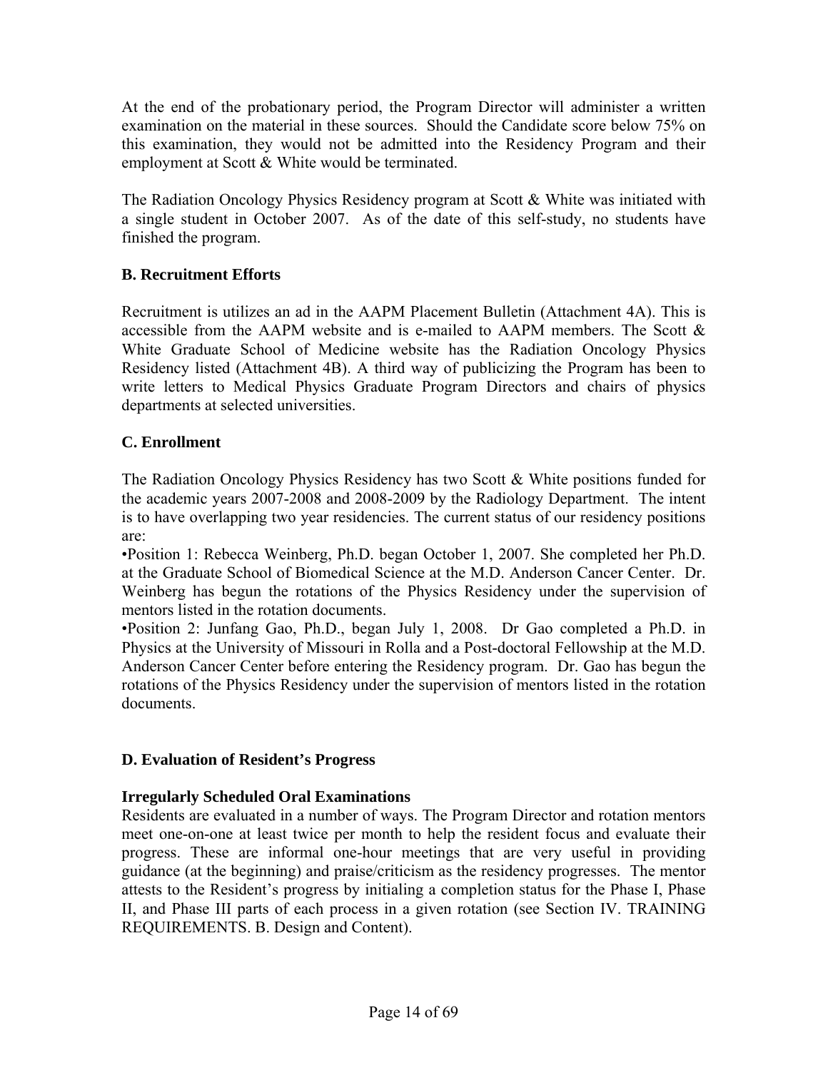At the end of the probationary period, the Program Director will administer a written examination on the material in these sources. Should the Candidate score below 75% on this examination, they would not be admitted into the Residency Program and their employment at Scott & White would be terminated.

The Radiation Oncology Physics Residency program at Scott & White was initiated with a single student in October 2007. As of the date of this self-study, no students have finished the program.

### B. Recruitment Efforts

Recruitment is utilizes an ad in the AAPM Placement Bulletin (Attachment 4A). This is accessible from the AAPM website and is e-mailed to AAPM members. The Scott & White Graduate School of Medicine website has the Radiation Oncology Physics Residency listed (Attachment 4B). A third way of publicizing the Program has been to write letters to Medical Physics Graduate Program Directors and chairs of physics departments at selected universities.

### C. Enrollment

The Radiation Oncology Physics Residency has two Scott & White positions funded for the academic years 2007-2008 and 2008-2009 by the Radiology Department. The intent is to have overlapping two year residencies. The current status of our residency positions are:

•Position 1: Rebecca Weinberg, Ph.D. began October 1, 2007. She completed her Ph.D. at the Graduate School of Biomedical Science at the M.D. Anderson Cancer Center. Dr. Weinberg has begun the rotations of the Physics Residency under the supervision of mentors listed in the rotation documents.

•Position 2: Junfang Gao, Ph.D., began July 1, 2008. Dr Gao completed a Ph.D. in Physics at the University of Missouri in Rolla and a Post-doctoral Fellowship at the M.D. Anderson Cancer Center before entering the Residency program. Dr. Gao has begun the rotations of the Physics Residency under the supervision of mentors listed in the rotation documents.

### D. Evaluation of Resident's Progress

**Irregularly Scheduled Oral Examinations**

Residents are evaluated in a number of ways. The Program Director and rotation mentors meet one-on-one at least twice per month to help the resident focus and evaluate their progress. These are informal one-hour meetings that are very useful in providing guidance (at the beginning) and praise/criticism as the residency progresses. The mentor attests to the Resident's progress by initialing a completion status for the Phase I, Phase II, and Phase III parts of each process in a given rotation (see Section IV. TRAINING REQUIREMENTS. B. Design and Content).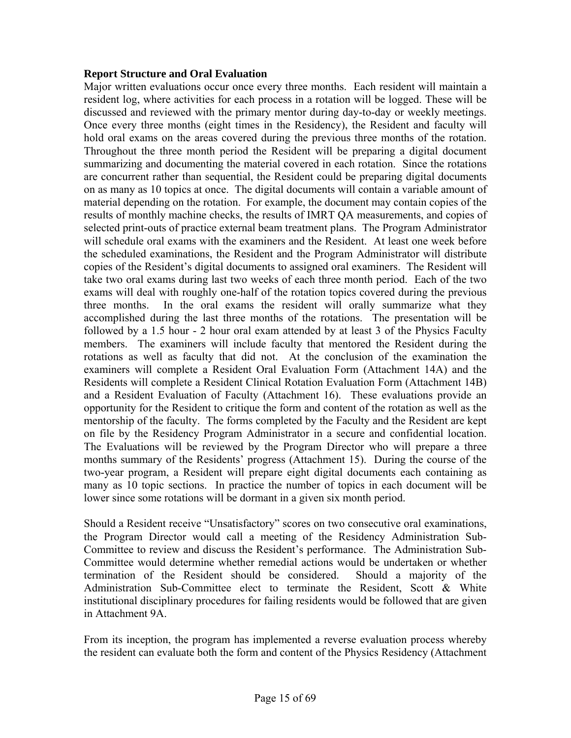**Report Structure and Oral Evaluation**

Major written evaluations occur once every three months. Each resident will maintain a resident log, where activities for each process in a rotation will be logged. These will be discussed and reviewed with the primary mentor during day-to-day or weekly meetings. Once every three months (eight times in the Residency), the Resident and faculty will hold oral exams on the areas covered during the previous three months of the rotation. Throughout the three month period the Resident will be preparing a digital document summarizing and documenting the material covered in each rotation. Since the rotations are concurrent rather than sequential, the Resident could be preparing digital documents on as many as 10 topics at once. The digital documents will contain a variable amount of material depending on the rotation. For example, the document may contain copies of the results of monthly machine checks, the results of IMRT QA measurements, and copies of selected print-outs of practice external beam treatment plans. The Program Administrator will schedule oral exams with the examiners and the Resident. At least one week before the scheduled examinations, the Resident and the Program Administrator will distribute copies of the Resident's digital documents to assigned oral examiners. The Resident will take two oral exams during last two weeks of each three month period. Each of the two exams will deal with roughly one-half of the rotation topics covered during the previous three months. In the oral exams the resident will orally summarize what they accomplished during the last three months of the rotations. The presentation will be followed by a 1.5 hour - 2 hour oral exam attended by at least 3 of the Physics Faculty members. The examiners will include faculty that mentored the Resident during the rotations as well as faculty that did not. At the conclusion of the examination the examiners will complete a Resident Oral Evaluation Form (Attachment 14A) and the Residents will complete a Resident Clinical Rotation Evaluation Form (Attachment 14B) and a Resident Evaluation of Faculty (Attachment 16). These evaluations provide an opportunity for the Resident to critique the form and content of the rotation as well as the mentorship of the faculty. The forms completed by the Faculty and the Resident are kept on file by the Residency Program Administrator in a secure and confidential location. The Evaluations will be reviewed by the Program Director who will prepare a three months summary of the Residents' progress (Attachment 15). During the course of the two-year program, a Resident will prepare eight digital documents each containing as many as 10 topic sections. In practice the number of topics in each document will be lower since some rotations will be dormant in a given six month period.

Should a Resident receive "Unsatisfactory" scores on two consecutive oral examinations, the Program Director would call a meeting of the Residency Administration Sub-Committee to review and discuss the Resident's performance. The Administration Sub-Committee would determine whether remedial actions would be undertaken or whether termination of the Resident should be considered. Should a majority of the Administration Sub-Committee elect to terminate the Resident, Scott & White institutional disciplinary procedures for failing residents would be followed that are given in Attachment 9A.

From its inception, the program has implemented a reverse evaluation process whereby the resident can evaluate both the form and content of the Physics Residency (Attachment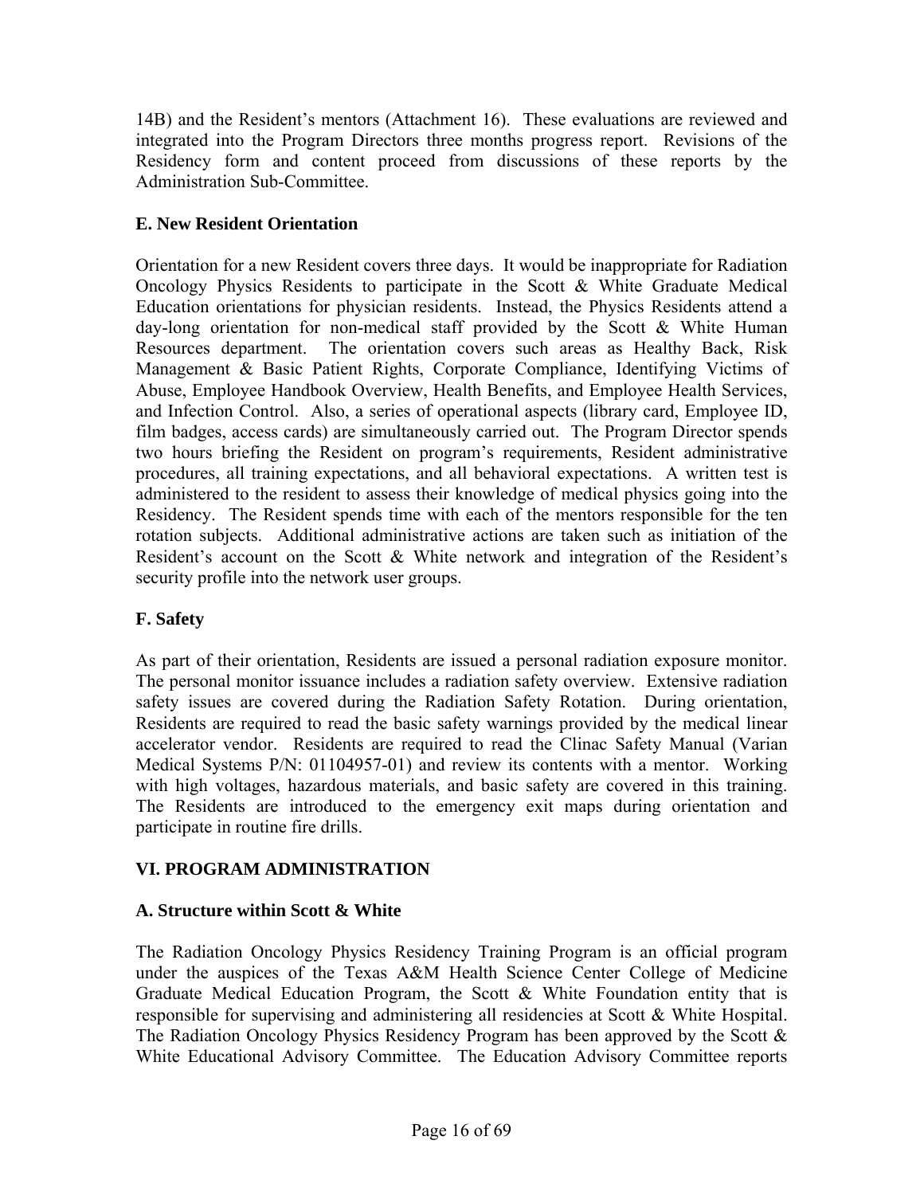14B) and the Resident's mentors (Attachment 16). These evaluations are reviewed and integrated into the Program Directors three months progress report. Revisions of the Residency form and content proceed from discussions of these reports by the Administration Sub-Committee.

### E. New Resident Orientation

Orientation for a new Resident covers three days. It would be inappropriate for Radiation Oncology Physics Residents to participate in the Scott & White Graduate Medical Education orientations for physician residents. Instead, the Physics Residents attend a day-long orientation for non-medical staff provided by the Scott & White Human Resources department. The orientation covers such areas as Healthy Back, Risk Management & Basic Patient Rights, Corporate Compliance, Identifying Victims of Abuse, Employee Handbook Overview, Health Benefits, and Employee Health Services, and Infection Control. Also, a series of operational aspects (library card, Employee ID, film badges, access cards) are simultaneously carried out. The Program Director spends two hours briefing the Resident on program's requirements, Resident administrative procedures, all training expectations, and all behavioral expectations. A written test is administered to the resident to assess their knowledge of medical physics going into the Residency. The Resident spends time with each of the mentors responsible for the ten rotation subjects. Additional administrative actions are taken such as initiation of the Resident's account on the Scott & White network and integration of the Resident's security profile into the network user groups.

### F. Safety

As part of their orientation, Residents are issued a personal radiation exposure monitor. The personal monitor issuance includes a radiation safety overview. Extensive radiation safety issues are covered during the Radiation Safety Rotation. During orientation, Residents are required to read the basic safety warnings provided by the medical linear accelerator vendor. Residents are required to read the Clinac Safety Manual (Varian Medical Systems P/N: 01104957-01) and review its contents with a mentor. Working with high voltages, hazardous materials, and basic safety are covered in this training. The Residents are introduced to the emergency exit maps during orientation and participate in routine fire drills.

## VI. PROGRAM ADMINISTRATION

### A. Structure within Scott & White

The Radiation Oncology Physics Residency Training Program is an official program under the auspices of the Texas A&M Health Science Center College of Medicine Graduate Medical Education Program, the Scott & White Foundation entity that is responsible for supervising and administering all residencies at Scott & White Hospital. The Radiation Oncology Physics Residency Program has been approved by the Scott & White Educational Advisory Committee. The Education Advisory Committee reports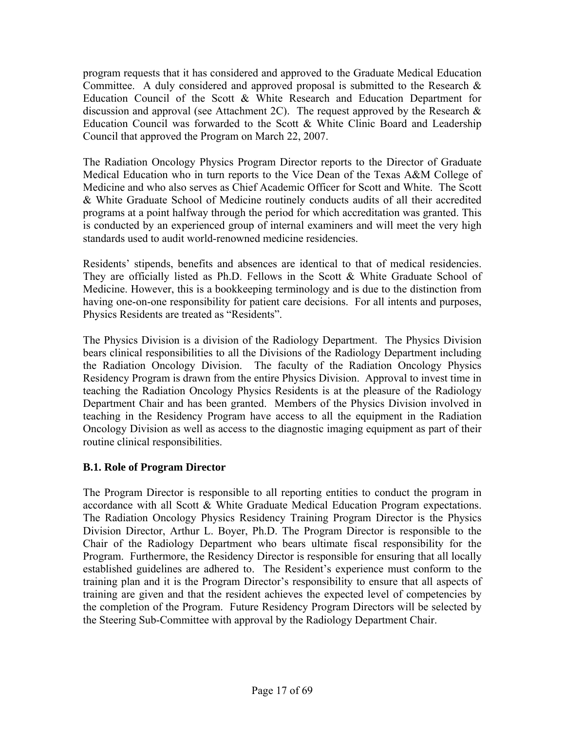program requests that it has considered and approved to the Graduate Medical Education Committee. A duly considered and approved proposal is submitted to the Research & Education Council of the Scott & White Research and Education Department for discussion and approval (see Attachment 2C). The request approved by the Research & Education Council was forwarded to the Scott & White Clinic Board and Leadership Council that approved the Program on March 22, 2007.

The Radiation Oncology Physics Program Director reports to the Director of Graduate Medical Education who in turn reports to the Vice Dean of the Texas A&M College of Medicine and who also serves as Chief Academic Officer for Scott and White. The Scott & White Graduate School of Medicine routinely conducts audits of all their accredited programs at a point halfway through the period for which accreditation was granted. This is conducted by an experienced group of internal examiners and will meet the very high standards used to audit world-renowned medicine residencies.

Residents' stipends, benefits and absences are identical to that of medical residencies. They are officially listed as Ph.D. Fellows in the Scott & White Graduate School of Medicine. However, this is a bookkeeping terminology and is due to the distinction from having one-on-one responsibility for patient care decisions. For all intents and purposes, Physics Residents are treated as "Residents".

The Physics Division is a division of the Radiology Department. The Physics Division bears clinical responsibilities to all the Divisions of the Radiology Department including the Radiation Oncology Division. The faculty of the Radiation Oncology Physics Residency Program is drawn from the entire Physics Division. Approval to invest time in teaching the Radiation Oncology Physics Residents is at the pleasure of the Radiology Department Chair and has been granted. Members of the Physics Division involved in teaching in the Residency Program have access to all the equipment in the Radiation Oncology Division as well as access to the diagnostic imaging equipment as part of their routine clinical responsibilities.

### B.1. Role of Program Director

The Program Director is responsible to all reporting entities to conduct the program in accordance with all Scott & White Graduate Medical Education Program expectations. The Radiation Oncology Physics Residency Training Program Director is the Physics Division Director, Arthur L. Boyer, Ph.D. The Program Director is responsible to the Chair of the Radiology Department who bears ultimate fiscal responsibility for the Program. Furthermore, the Residency Director is responsible for ensuring that all locally established guidelines are adhered to. The Resident's experience must conform to the training plan and it is the Program Director's responsibility to ensure that all aspects of training are given and that the resident achieves the expected level of competencies by the completion of the Program. Future Residency Program Directors will be selected by the Steering Sub-Committee with approval by the Radiology Department Chair.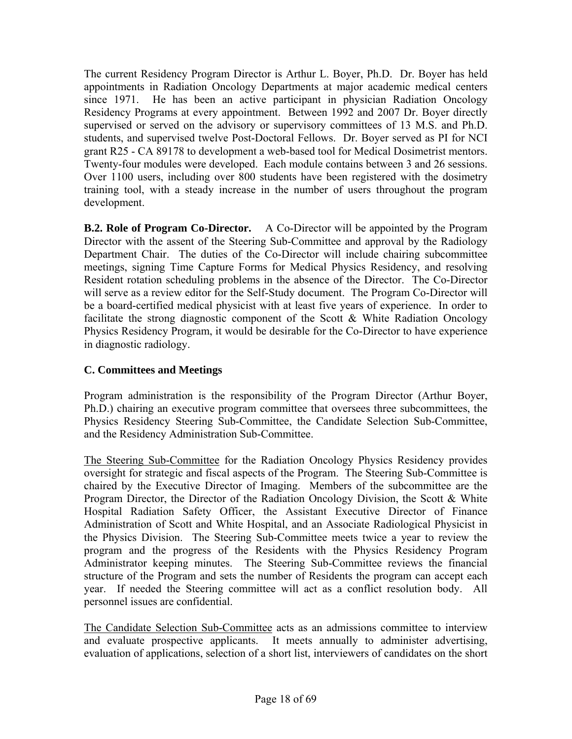The current Residency Program Director is Arthur L. Boyer, Ph.D. Dr. Boyer has held appointments in Radiation Oncology Departments at major academic medical centers since 1971. He has been an active participant in physician Radiation Oncology Residency Programs at every appointment. Between 1992 and 2007 Dr. Boyer directly supervised or served on the advisory or supervisory committees of 13 M.S. and Ph.D. students, and supervised twelve Post-Doctoral Fellows. Dr. Boyer served as PI for NCI grant R25 - CA 89178 to development a web-based tool for Medical Dosimetrist mentors. Twenty-four modules were developed. Each module contains between 3 and 26 sessions. Over 1100 users, including over 800 students have been registered with the dosimetry training tool, with a steady increase in the number of users throughout the program development.

**B.2. Role of Program Co-Director.** A Co-Director will be appointed by the Program Director with the assent of the Steering Sub-Committee and approval by the Radiology Department Chair. The duties of the Co-Director will include chairing subcommittee meetings, signing Time Capture Forms for Medical Physics Residency, and resolving Resident rotation scheduling problems in the absence of the Director. The Co-Director will serve as a review editor for the Self-Study document. The Program Co-Director will be a board-certified medical physicist with at least five years of experience. In order to facilitate the strong diagnostic component of the Scott & White Radiation Oncology Physics Residency Program, it would be desirable for the Co-Director to have experience in diagnostic radiology.

## C. Committees and Meetings

Program administration is the responsibility of the Program Director (Arthur Boyer, Ph.D.) chairing an executive program committee that oversees three subcommittees, the Physics Residency Steering Sub-Committee, the Candidate Selection Sub-Committee, and the Residency Administration Sub-Committee.

<u>The Steering Sub-Committee</u> for the Radiation Oncology Physics Residency provides oversight for strategic and fiscal aspects of the Program. The Steering Sub-Committee is chaired by the Executive Director of Imaging. Members of the subcommittee are the Program Director, the Director of the Radiation Oncology Division, the Scott & White Hospital Radiation Safety Officer, the Assistant Executive Director of Finance Administration of Scott and White Hospital, and an Associate Radiological Physicist in the Physics Division. The Steering Sub-Committee meets twice a year to review the program and the progress of the Residents with the Physics Residency Program Administrator keeping minutes. The Steering Sub-Committee reviews the financial structure of the Program and sets the number of Residents the program can accept each year. If needed the Steering committee will act as a conflict resolution body. All personnel issues are confidential.

<u>The Candidate Selection Sub-Committee</u> acts as an admissions committee to interview and evaluate prospective applicants. It meets annually to administer advertising, evaluation of applications, selection of a short list, interviewers of candidates on the short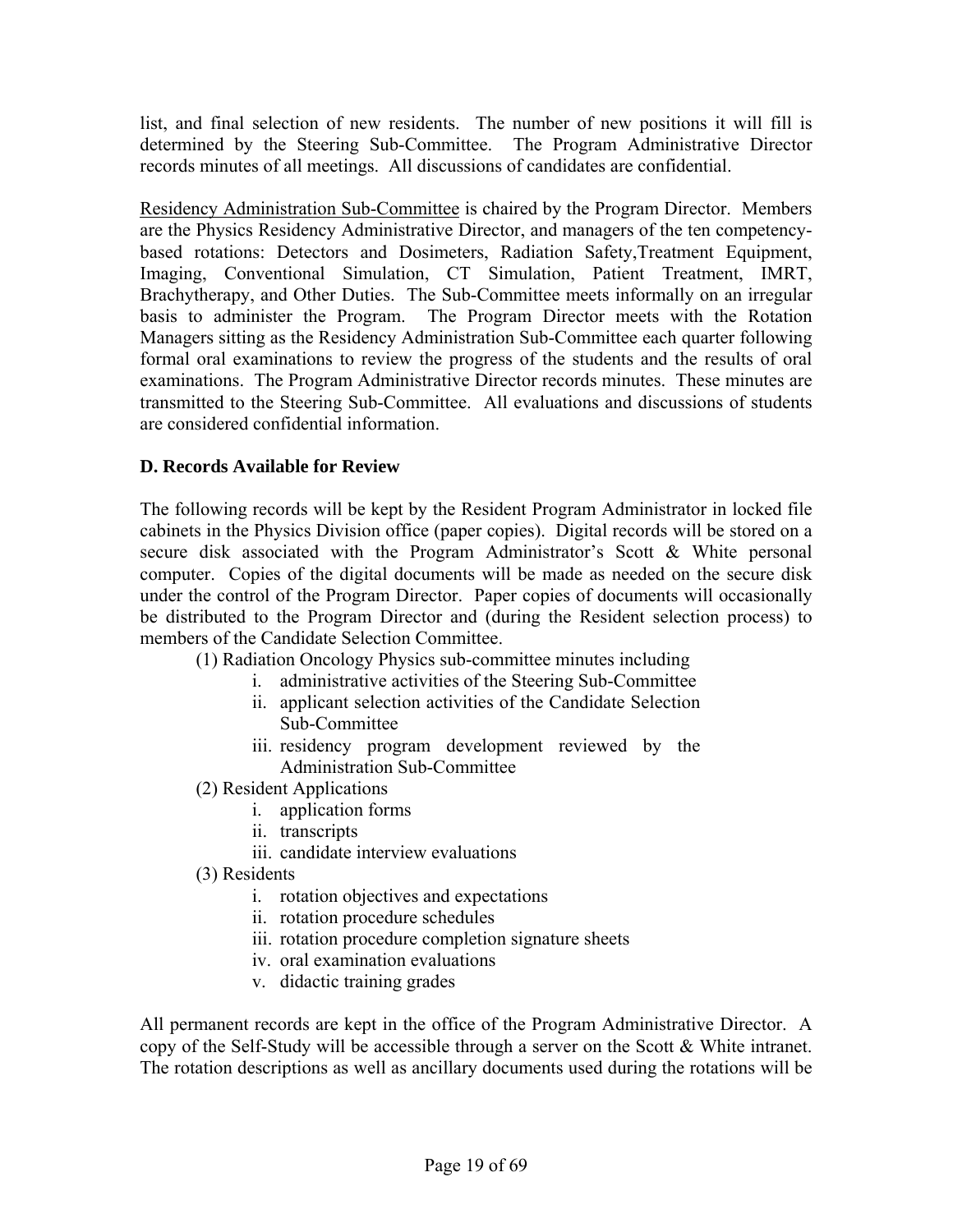list, and final selection of new residents. The number of new positions it will fill is determined by the Steering Sub-Committee. The Program Administrative Director records minutes of all meetings. All discussions of candidates are confidential.

<u>Residency Administration Sub-Committee</u> is chaired by the Program Director. Members are the Physics Residency Administrative Director, and managers of the ten competency-based rotations: Detectors and Dosimeters, Radiation Safety,Treatment Equipment, Imaging, Conventional Simulation, CT Simulation, Patient Treatment, IMRT, Brachytherapy, and Other Duties. The Sub-Committee meets informally on an irregular basis to administer the Program. The Program Director meets with the Rotation Managers sitting as the Residency Administration Sub-Committee each quarter following formal oral examinations to review the progress of the students and the results of oral examinations. The Program Administrative Director records minutes. These minutes are transmitted to the Steering Sub-Committee. All evaluations and discussions of students are considered confidential.

### D. Records Available for Review

The following records will be kept by the Resident Program Administrator in locked file cabinets in the Physics Division office (paper copies). Digital records will be stored on a secure disk associated with the Program Administrator's Scott & White personal computer. Copies of the digital documents will be made as needed on the secure disk under the control of the Program Director. Paper copies of documents will occasionally be distributed to the Program Director and (during the Resident selection process) to members of the Candidate Selection Committee.

(1) Radiation Oncology Physics sub-committee minutes including
  i. administrative activities of the Steering Sub-Committee
  ii. applicant selection activities of the Candidate Selection Sub-Committee
  iii. residency program development reviewed by the Administration Sub-Committee

(2) Resident Applications
  i. application forms
  ii. transcripts
  iii. candidate interview evaluations

(3) Residents
  i. rotation objectives and expectations
  ii. rotation procedure schedules
  iii. rotation procedure completion signature sheets
  iv. oral examination evaluations
  v. didactic training grades

All permanent records are kept in the office of the Program Administrative Director. A copy of the Self-Study will be accessible through a server on the Scott & White intranet. The rotation descriptions as well as ancillary documents used during the rotations will be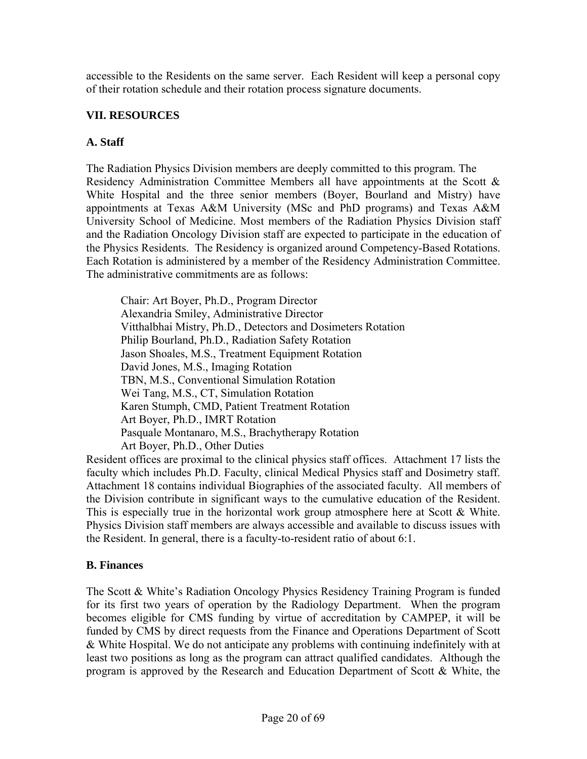accessible to the Residents on the same server. Each Resident will keep a personal copy of their rotation schedule and their rotation process signature documents.

## VII. RESOURCES

### A. Staff

The Radiation Physics Division members are deeply committed to this program. The Residency Administration Committee Members all have appointments at the Scott & White Hospital and the three senior members (Boyer, Bourland and Mistry) have appointments at Texas A&M University (MSc and PhD programs) and Texas A&M University School of Medicine. Most members of the Radiation Physics Division staff and the Radiation Oncology Division staff are expected to participate in the education of the Physics Residents. The Residency is organized around Competency-Based Rotations. Each Rotation is administered by a member of the Residency Administration Committee. The administrative commitments are as follows:

Chair: Art Boyer, Ph.D., Program Director
Alexandria Smiley, Administrative Director
Vitthalbhai Mistry, Ph.D., Detectors and Dosimeters Rotation
Philip Bourland, Ph.D., Radiation Safety Rotation
Jason Shoales, M.S., Treatment Equipment Rotation
David Jones, M.S., Imaging Rotation
TBN, M.S., Conventional Simulation Rotation
Wei Tang, M.S., CT, Simulation Rotation
Karen Stumph, CMD, Patient Treatment Rotation
Art Boyer, Ph.D., IMRT Rotation
Pasquale Montanaro, M.S., Brachytherapy Rotation
Art Boyer, Ph.D., Other Duties

Resident offices are proximal to the clinical physics staff offices. Attachment 17 lists the faculty which includes Ph.D. Faculty, clinical Medical Physics staff and Dosimetry staff. Attachment 18 contains individual Biographies of the associated faculty. All members of the Division contribute in significant ways to the cumulative education of the Resident. This is especially true in the horizontal work group atmosphere here at Scott & White. Physics Division staff members are always accessible and available to discuss issues with the Resident. In general, there is a faculty-to-resident ratio of about 6:1.

### B. Finances

The Scott & White's Radiation Oncology Physics Residency Training Program is funded for its first two years of operation by the Radiology Department. When the program becomes eligible for CMS funding by virtue of accreditation by CAMPEP, it will be funded by CMS by direct requests from the Finance and Operations Department of Scott & White Hospital. We do not anticipate any problems with continuing indefinitely with at least two positions as long as the program can attract qualified candidates. Although the program is approved by the Research and Education Department of Scott & White, the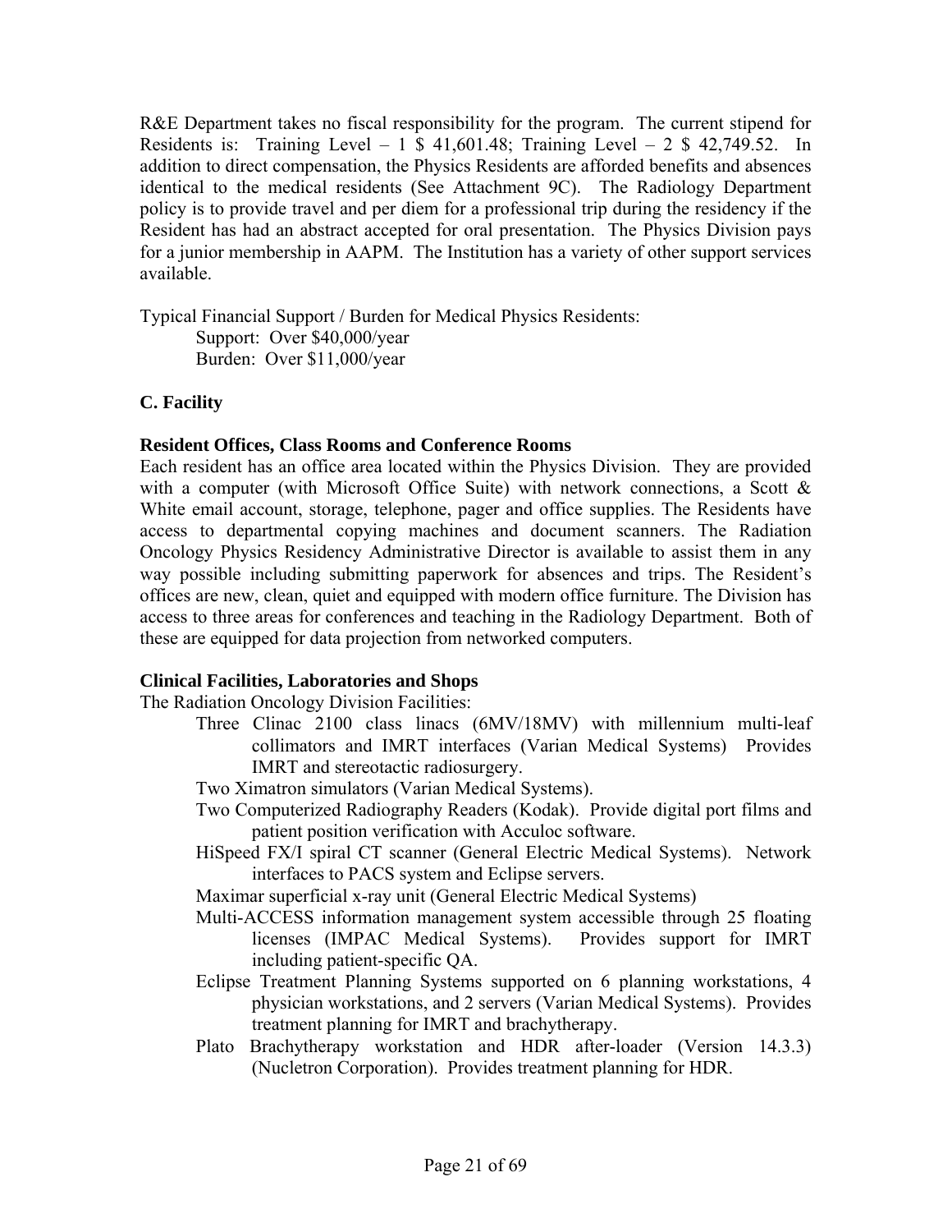R&E Department takes no fiscal responsibility for the program. The current stipend for Residents is: Training Level – 1 $ 41,601.48; Training Level – 2 $ 42,749.52. In addition to direct compensation, the Physics Residents are afforded benefits and absences identical to the medical residents (See Attachment 9C). The Radiology Department policy is to provide travel and per diem for a professional trip during the residency if the Resident has had an abstract accepted for oral presentation. The Physics Division pays for a junior membership in AAPM. The Institution has a variety of other support services available.

Typical Financial Support / Burden for Medical Physics Residents:

Support: Over $40,000/year

Burden: Over $11,000/year

## C. Facility

### Resident Offices, Class Rooms and Conference Rooms

Each resident has an office area located within the Physics Division. They are provided with a computer (with Microsoft Office Suite) with network connections, a Scott & White email account, storage, telephone, pager and office supplies. The Residents have access to departmental copying machines and document scanners. The Radiation Oncology Physics Residency Administrative Director is available to assist them in any way possible including submitting paperwork for absences and trips. The Resident's offices are new, clean, quiet and equipped with modern office furniture. The Division has access to three areas for conferences and teaching in the Radiology Department. Both of these are equipped for data projection from networked computers.

### Clinical Facilities, Laboratories and Shops

The Radiation Oncology Division Facilities:

- Three Clinac 2100 class linacs (6MV/18MV) with millennium multi-leaf collimators and IMRT interfaces (Varian Medical Systems) Provides IMRT and stereotactic radiosurgery.
- Two Ximatron simulators (Varian Medical Systems).
- Two Computerized Radiography Readers (Kodak). Provide digital port films and patient position verification with Acculoc software.
- HiSpeed FX/I spiral CT scanner (General Electric Medical Systems). Network interfaces to PACS system and Eclipse servers.
- Maximar superficial x-ray unit (General Electric Medical Systems)
- Multi-ACCESS information management system accessible through 25 floating licenses (IMPAC Medical Systems). Provides support for IMRT including patient-specific QA.
- Eclipse Treatment Planning Systems supported on 6 planning workstations, 4 physician workstations, and 2 servers (Varian Medical Systems). Provides treatment planning for IMRT and brachytherapy.
- Plato Brachytherapy workstation and HDR after-loader (Version 14.3.3) (Nucletron Corporation). Provides treatment planning for HDR.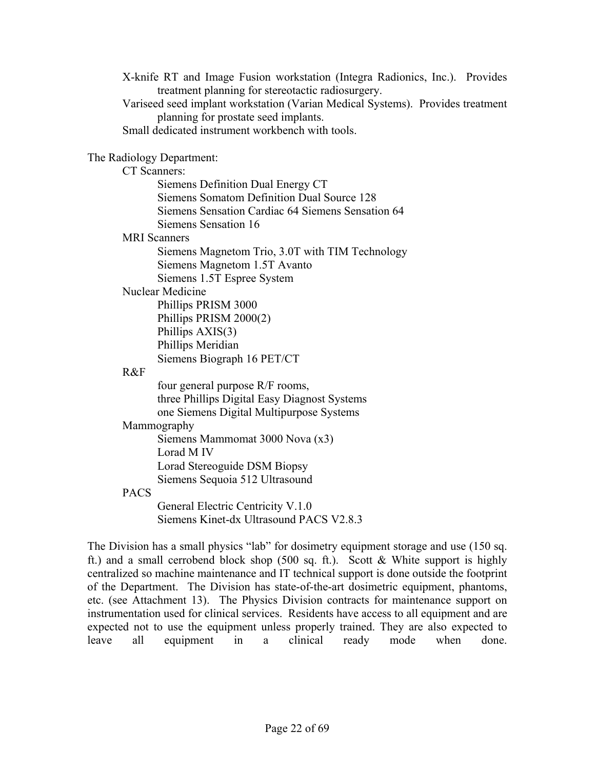- X-knife RT and Image Fusion workstation (Integra Radionics, Inc.). Provides treatment planning for stereotactic radiosurgery.
- Variseed seed implant workstation (Varian Medical Systems). Provides treatment planning for prostate seed implants.
- Small dedicated instrument workbench with tools.

The Radiology Department:

- CT Scanners:
  - Siemens Definition Dual Energy CT
  - Siemens Somatom Definition Dual Source 128
  - Siemens Sensation Cardiac 64 Siemens Sensation 64
  - Siemens Sensation 16
- MRI Scanners
  - Siemens Magnetom Trio, 3.0T with TIM Technology
  - Siemens Magnetom 1.5T Avanto
  - Siemens 1.5T Espree System
- Nuclear Medicine
  - Phillips PRISM 3000
  - Phillips PRISM 2000(2)
  - Phillips AXIS(3)
  - Phillips Meridian
  - Siemens Biograph 16 PET/CT
- R&F
  - four general purpose R/F rooms,
  - three Phillips Digital Easy Diagnost Systems
  - one Siemens Digital Multipurpose Systems
- Mammography
  - Siemens Mammomat 3000 Nova (x3)
  - Lorad M IV
  - Lorad Stereoguide DSM Biopsy
  - Siemens Sequoia 512 Ultrasound
- PACS
  - General Electric Centricity V.1.0
  - Siemens Kinet-dx Ultrasound PACS V2.8.3

The Division has a small physics "lab" for dosimetry equipment storage and use (150 sq. ft.) and a small cerrobend block shop (500 sq. ft.). Scott & White support is highly centralized so machine maintenance and IT technical support is done outside the footprint of the Department. The Division has state-of-the-art dosimetric equipment, phantoms, etc. (see Attachment 13). The Physics Division contracts for maintenance support on instrumentation used for clinical services. Residents have access to all equipment and are expected not to use the equipment unless properly trained. They are also expected to leave all equipment in a clinical ready mode when done.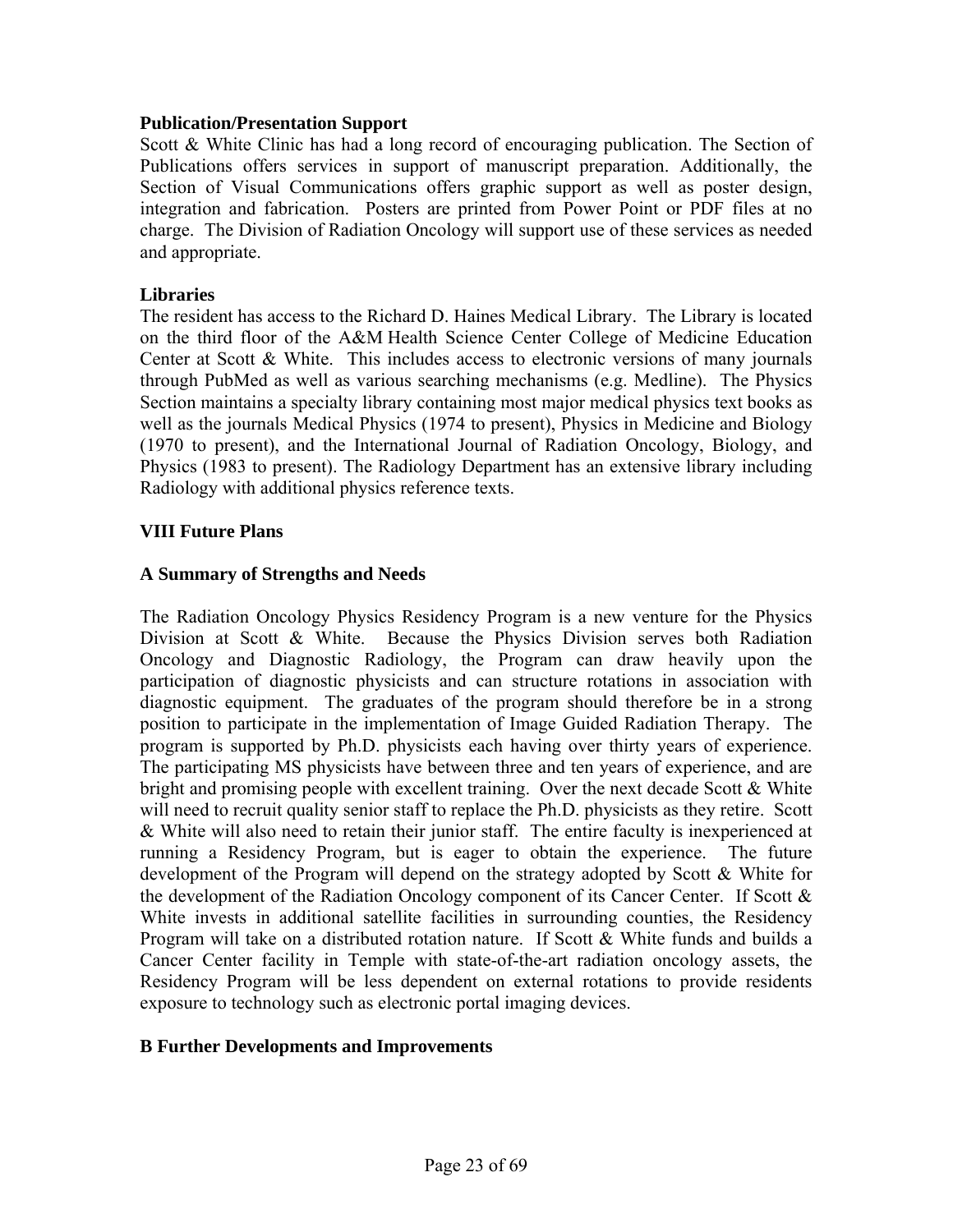**Publication/Presentation Support**

Scott & White Clinic has had a long record of encouraging publication. The Section of Publications offers services in support of manuscript preparation. Additionally, the Section of Visual Communications offers graphic support as well as poster design, integration and fabrication. Posters are printed from Power Point or PDF files at no charge. The Division of Radiation Oncology will support use of these services as needed and appropriate.

**Libraries**

The resident has access to the Richard D. Haines Medical Library. The Library is located on the third floor of the A&M Health Science Center College of Medicine Education Center at Scott & White. This includes access to electronic versions of many journals through PubMed as well as various searching mechanisms (e.g. Medline). The Physics Section maintains a specialty library containing most major medical physics text books as well as the journals Medical Physics (1974 to present), Physics in Medicine and Biology (1970 to present), and the International Journal of Radiation Oncology, Biology, and Physics (1983 to present). The Radiology Department has an extensive library including Radiology with additional physics reference texts.

## VIII Future Plans

### A Summary of Strengths and Needs

The Radiation Oncology Physics Residency Program is a new venture for the Physics Division at Scott & White. Because the Physics Division serves both Radiation Oncology and Diagnostic Radiology, the Program can draw heavily upon the participation of diagnostic physicists and can structure rotations in association with diagnostic equipment. The graduates of the program should therefore be in a strong position to participate in the implementation of Image Guided Radiation Therapy. The program is supported by Ph.D. physicists each having over thirty years of experience. The participating MS physicists have between three and ten years of experience, and are bright and promising people with excellent training. Over the next decade Scott & White will need to recruit quality senior staff to replace the Ph.D. physicists as they retire. Scott & White will also need to retain their junior staff. The entire faculty is inexperienced at running a Residency Program, but is eager to obtain the experience. The future development of the Program will depend on the strategy adopted by Scott & White for the development of the Radiation Oncology component of its Cancer Center. If Scott & White invests in additional satellite facilities in surrounding counties, the Residency Program will take on a distributed rotation nature. If Scott & White funds and builds a Cancer Center facility in Temple with state-of-the-art radiation oncology assets, the Residency Program will be less dependent on external rotations to provide residents exposure to technology such as electronic portal imaging devices.

### B Further Developments and Improvements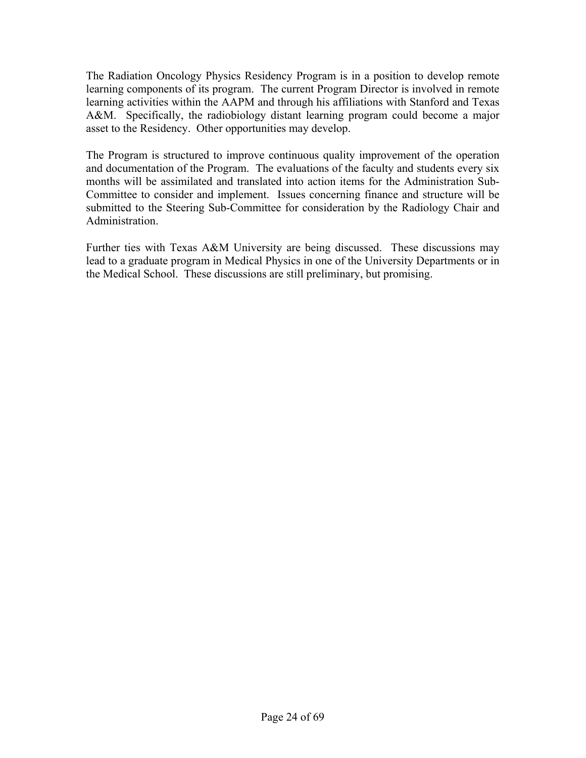The Radiation Oncology Physics Residency Program is in a position to develop remote learning components of its program. The current Program Director is involved in remote learning activities within the AAPM and through his affiliations with Stanford and Texas A&M. Specifically, the radiobiology distant learning program could become a major asset to the Residency. Other opportunities may develop.

The Program is structured to improve continuous quality improvement of the operation and documentation of the Program. The evaluations of the faculty and students every six months will be assimilated and translated into action items for the Administration Sub-Committee to consider and implement. Issues concerning finance and structure will be submitted to the Steering Sub-Committee for consideration by the Radiology Chair and Administration.

Further ties with Texas A&M University are being discussed. These discussions may lead to a graduate program in Medical Physics in one of the University Departments or in the Medical School. These discussions are still preliminary, but promising.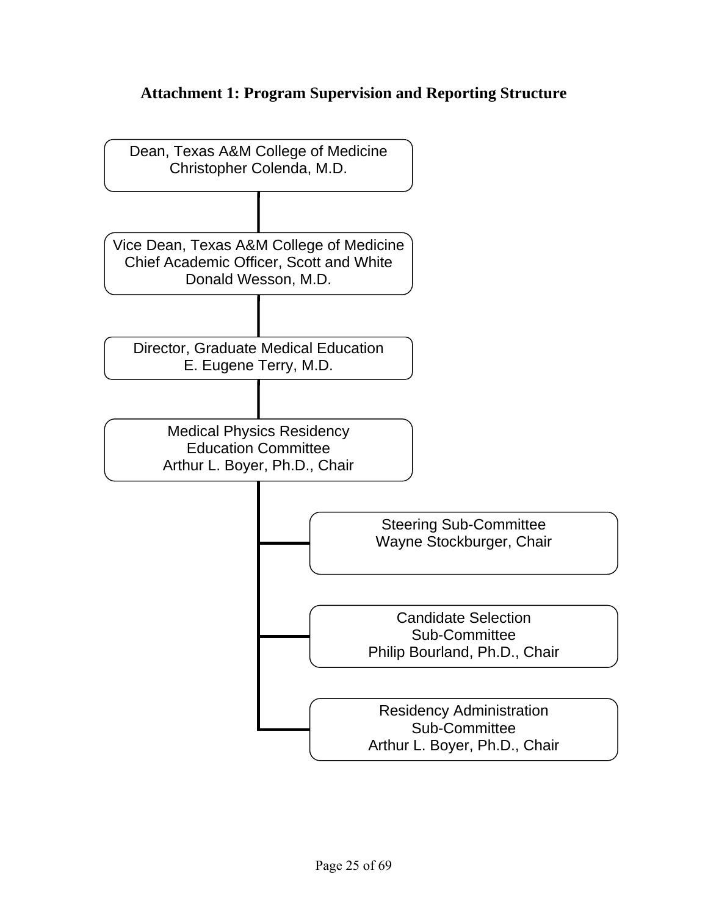# Attachment 1: Program Supervision and Reporting Structure

Dean, Texas A&M College of Medicine
Christopher Colenda, M.D.

Vice Dean, Texas A&M College of Medicine
Chief Academic Officer, Scott and White
Donald Wesson, M.D.

Director, Graduate Medical Education
E. Eugene Terry, M.D.

Medical Physics Residency
Education Committee
Arthur L. Boyer, Ph.D., Chair

- Steering Sub-Committee
  Wayne Stockburger, Chair
- Candidate Selection
  Sub-Committee
  Philip Bourland, Ph.D., Chair
- Residency Administration
  Sub-Committee
  Arthur L. Boyer, Ph.D., Chair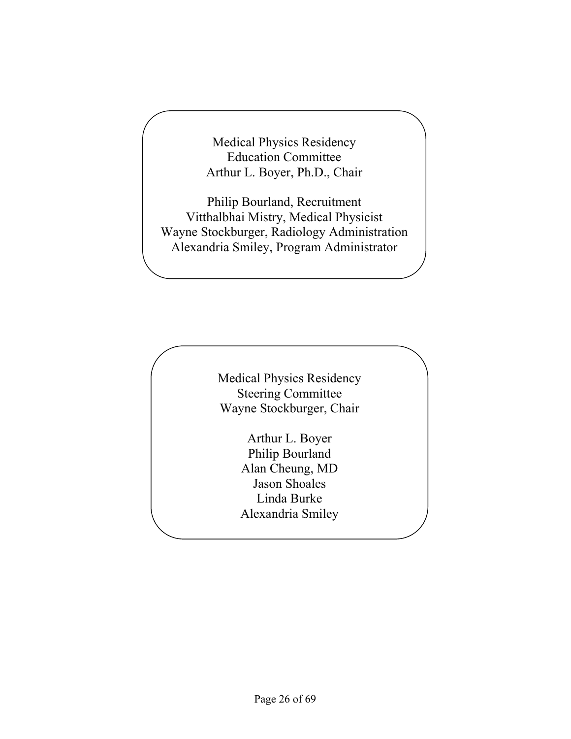Medical Physics Residency
Education Committee
Arthur L. Boyer, Ph.D., Chair

Philip Bourland, Recruitment
Vitthalbhai Mistry, Medical Physicist
Wayne Stockburger, Radiology Administration
Alexandria Smiley, Program Administrator

Medical Physics Residency
Steering Committee
Wayne Stockburger, Chair

Arthur L. Boyer
Philip Bourland
Alan Cheung, MD
Jason Shoales
Linda Burke
Alexandria Smiley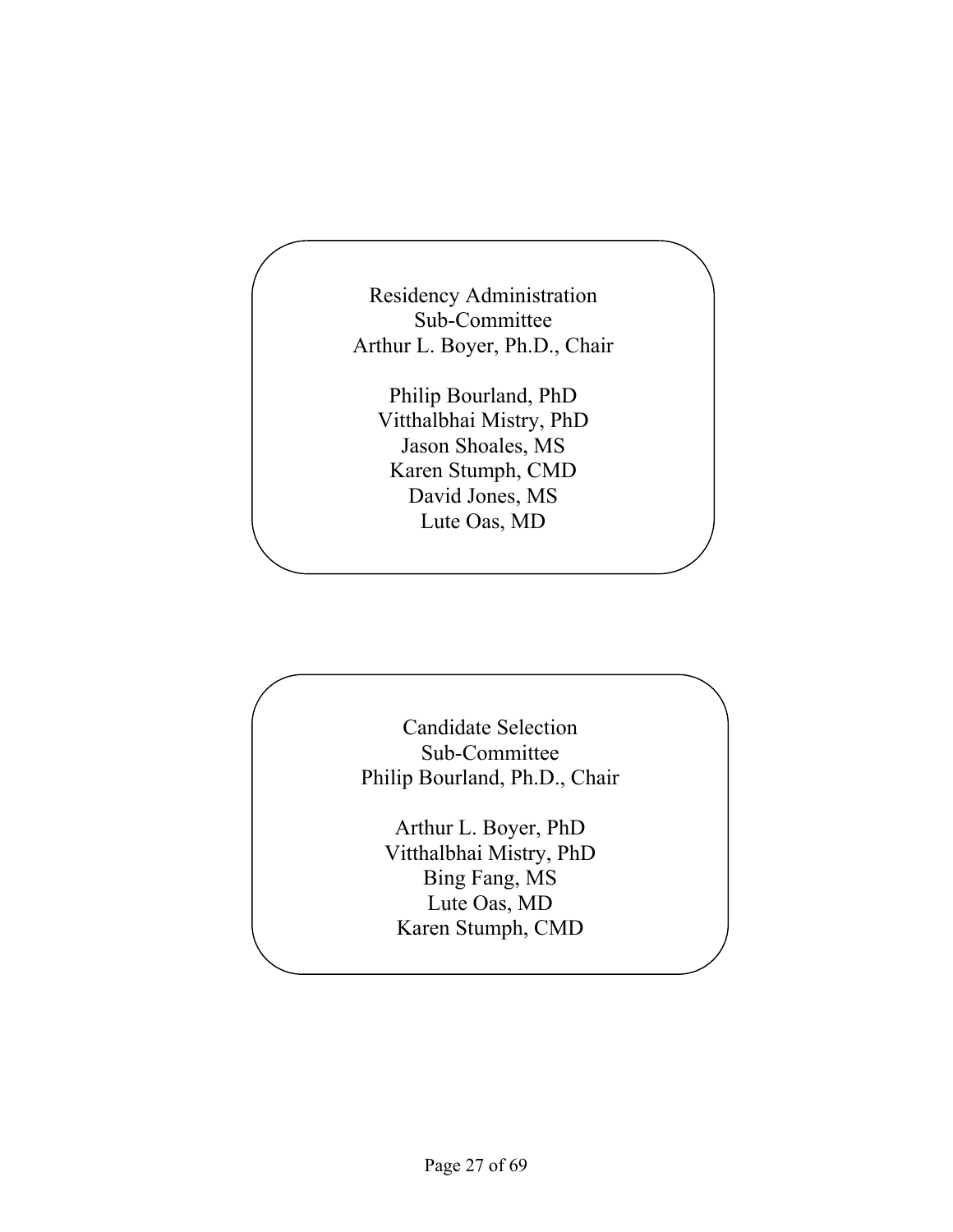Residency Administration
Sub-Committee
Arthur L. Boyer, Ph.D., Chair

Philip Bourland, PhD
Vitthalbhai Mistry, PhD
Jason Shoales, MS
Karen Stumph, CMD
David Jones, MS
Lute Oas, MD

Candidate Selection
Sub-Committee
Philip Bourland, Ph.D., Chair

Arthur L. Boyer, PhD
Vitthalbhai Mistry, PhD
Bing Fang, MS
Lute Oas, MD
Karen Stumph, CMD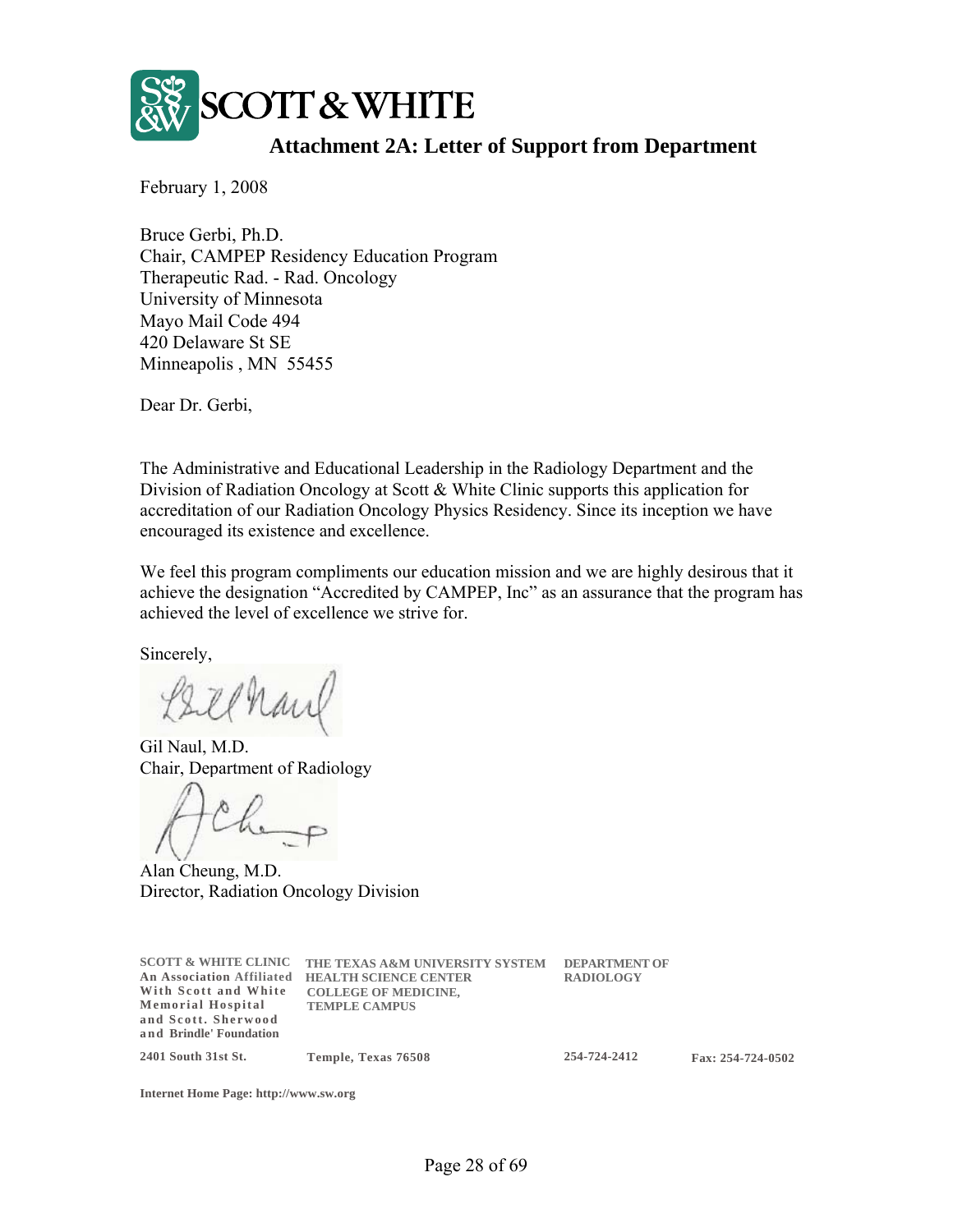SCOTT & WHITE

## Attachment 2A: Letter of Support from Department

February 1, 2008

Bruce Gerbi, Ph.D.
Chair, CAMPEP Residency Education Program
Therapeutic Rad. - Rad. Oncology
University of Minnesota
Mayo Mail Code 494
420 Delaware St SE
Minneapolis , MN 55455

Dear Dr. Gerbi,

The Administrative and Educational Leadership in the Radiology Department and the Division of Radiation Oncology at Scott & White Clinic supports this application for accreditation of our Radiation Oncology Physics Residency. Since its inception we have encouraged its existence and excellence.

We feel this program compliments our education mission and we are highly desirous that it achieve the designation "Accredited by CAMPEP, Inc" as an assurance that the program has achieved the level of excellence we strive for.

Sincerely,

Gil Naul, M.D.
Chair, Department of Radiology

Alan Cheung, M.D.
Director, Radiation Oncology Division

**SCOTT & WHITE CLINIC**
**An Association Affiliated With Scott and White Memorial Hospital and Scott. Sherwood and Brindle' Foundation**

**THE TEXAS A&M UNIVERSITY SYSTEM HEALTH SCIENCE CENTER COLLEGE OF MEDICINE, TEMPLE CAMPUS**

**DEPARTMENT OF RADIOLOGY**

**2401 South 31st St. Temple, Texas 76508 254-724-2412 Fax: 254-724-0502**

**Internet Home Page: http://www.sw.org**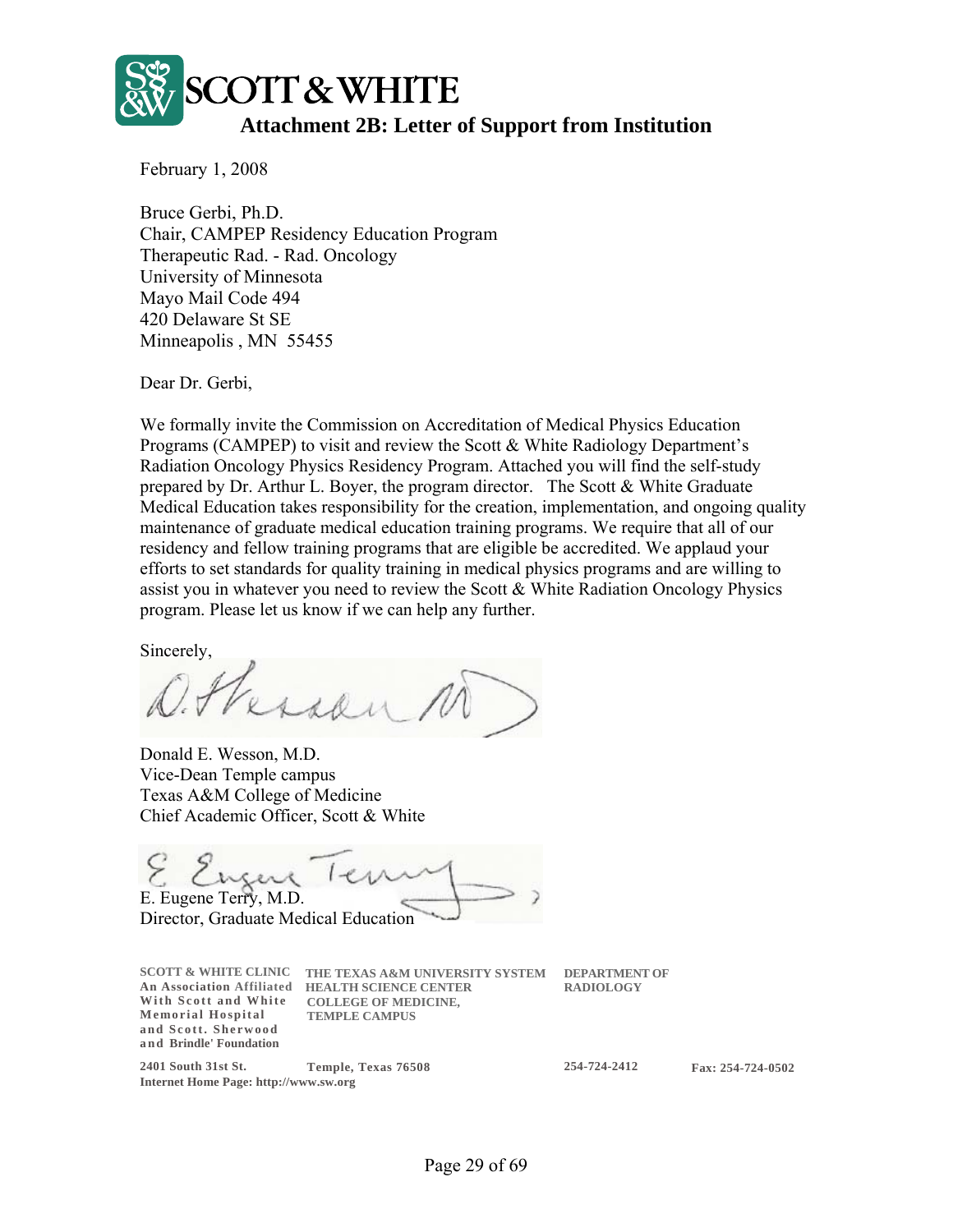SCOTT & WHITE

## Attachment 2B: Letter of Support from Institution

February 1, 2008

Bruce Gerbi, Ph.D.
Chair, CAMPEP Residency Education Program
Therapeutic Rad. - Rad. Oncology
University of Minnesota
Mayo Mail Code 494
420 Delaware St SE
Minneapolis , MN 55455

Dear Dr. Gerbi,

We formally invite the Commission on Accreditation of Medical Physics Education Programs (CAMPEP) to visit and review the Scott & White Radiology Department's Radiation Oncology Physics Residency Program. Attached you will find the self-study prepared by Dr. Arthur L. Boyer, the program director. The Scott & White Graduate Medical Education takes responsibility for the creation, implementation, and ongoing quality maintenance of graduate medical education training programs. We require that all of our residency and fellow training programs that are eligible be accredited. We applaud your efforts to set standards for quality training in medical physics programs and are willing to assist you in whatever you need to review the Scott & White Radiation Oncology Physics program. Please let us know if we can help any further.

Sincerely,

Donald E. Wesson, M.D.
Vice-Dean Temple campus
Texas A&M College of Medicine
Chief Academic Officer, Scott & White

E. Eugene Terry, M.D.
Director, Graduate Medical Education

**SCOTT & WHITE CLINIC**
**An Association Affiliated With Scott and White Memorial Hospital and Scott. Sherwood and Brindle' Foundation**

**THE TEXAS A&M UNIVERSITY SYSTEM HEALTH SCIENCE CENTER COLLEGE OF MEDICINE, TEMPLE CAMPUS**

**DEPARTMENT OF RADIOLOGY**

**2401 South 31st St.** **Temple, Texas 76508** **254-724-2412** **Fax: 254-724-0502**
**Internet Home Page: http://www.sw.org**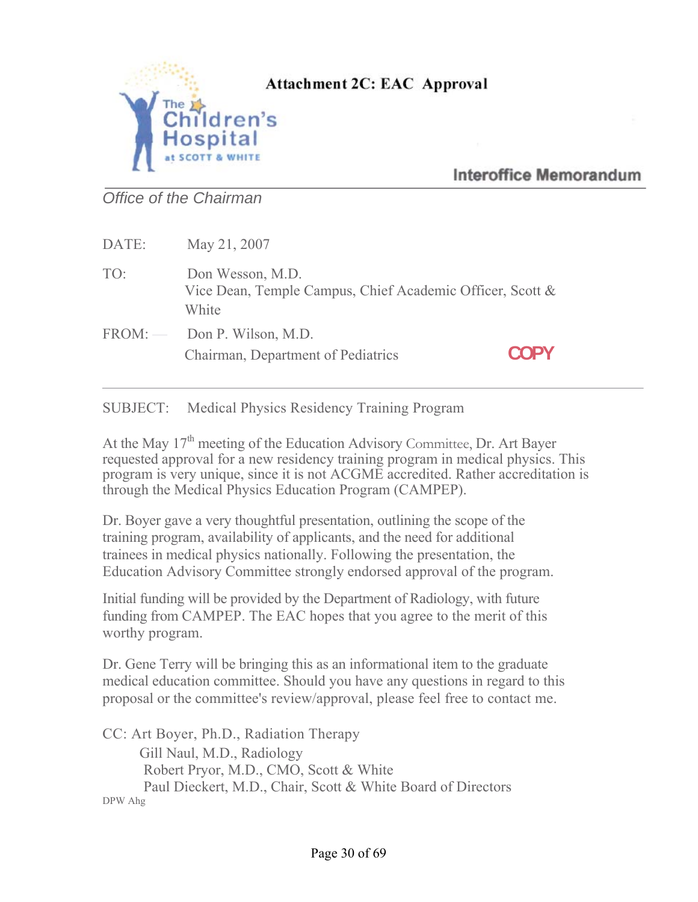# Attachment 2C: EAC Approval

The Children's Hospital at SCOTT & WHITE

**Interoffice Memorandum**

*Office of the Chairman*

DATE: May 21, 2007

TO: Don Wesson, M.D.
Vice Dean, Temple Campus, Chief Academic Officer, Scott & White

FROM: Don P. Wilson, M.D.
Chairman, Department of Pediatrics

COPY

---

SUBJECT: Medical Physics Residency Training Program

At the May 17th meeting of the Education Advisory Committee, Dr. Art Bayer requested approval for a new residency training program in medical physics. This program is very unique, since it is not ACGME accredited. Rather accreditation is through the Medical Physics Education Program (CAMPEP).

Dr. Boyer gave a very thoughtful presentation, outlining the scope of the training program, availability of applicants, and the need for additional trainees in medical physics nationally. Following the presentation, the Education Advisory Committee strongly endorsed approval of the program.

Initial funding will be provided by the Department of Radiology, with future funding from CAMPEP. The EAC hopes that you agree to the merit of this worthy program.

Dr. Gene Terry will be bringing this as an informational item to the graduate medical education committee. Should you have any questions in regard to this proposal or the committee's review/approval, please feel free to contact me.

CC: Art Boyer, Ph.D., Radiation Therapy
Gill Naul, M.D., Radiology
Robert Pryor, M.D., CMO, Scott & White
Paul Dieckert, M.D., Chair, Scott & White Board of Directors

DPW Ahg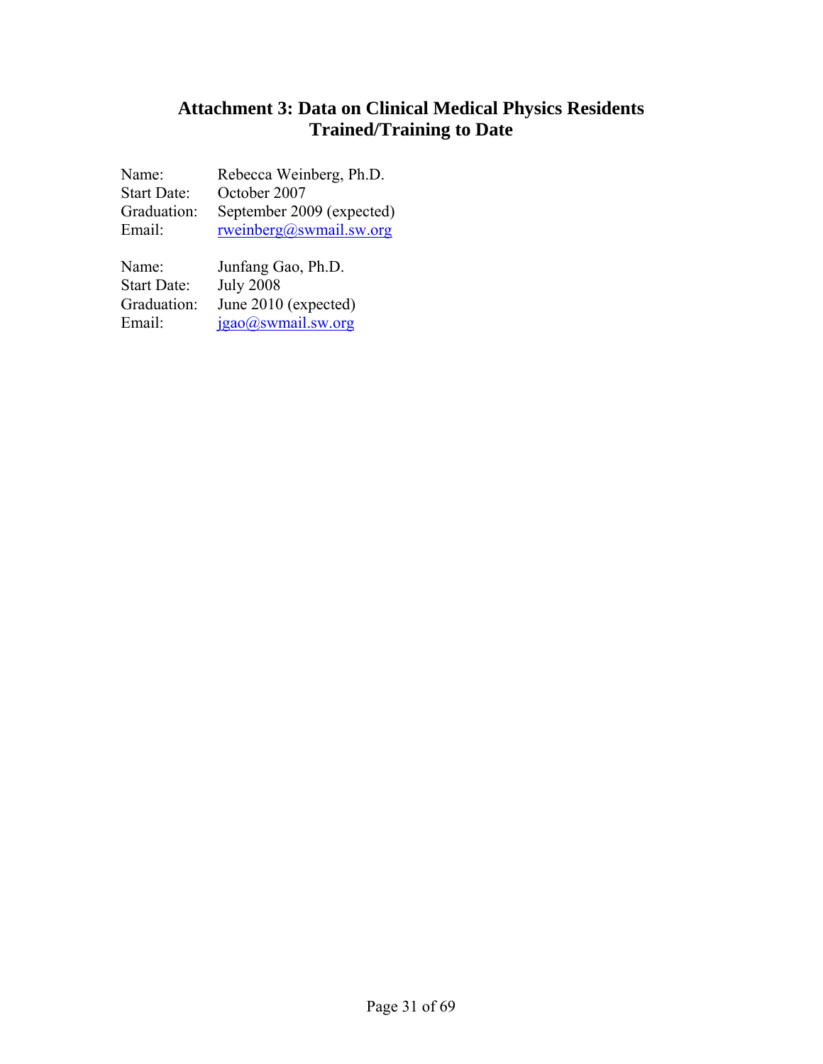# Attachment 3: Data on Clinical Medical Physics Residents Trained/Training to Date

Name: Rebecca Weinberg, Ph.D.
Start Date: October 2007
Graduation: September 2009 (expected)
Email: rweinberg@swmail.sw.org

Name: Junfang Gao, Ph.D.
Start Date: July 2008
Graduation: June 2010 (expected)
Email: jgao@swmail.sw.org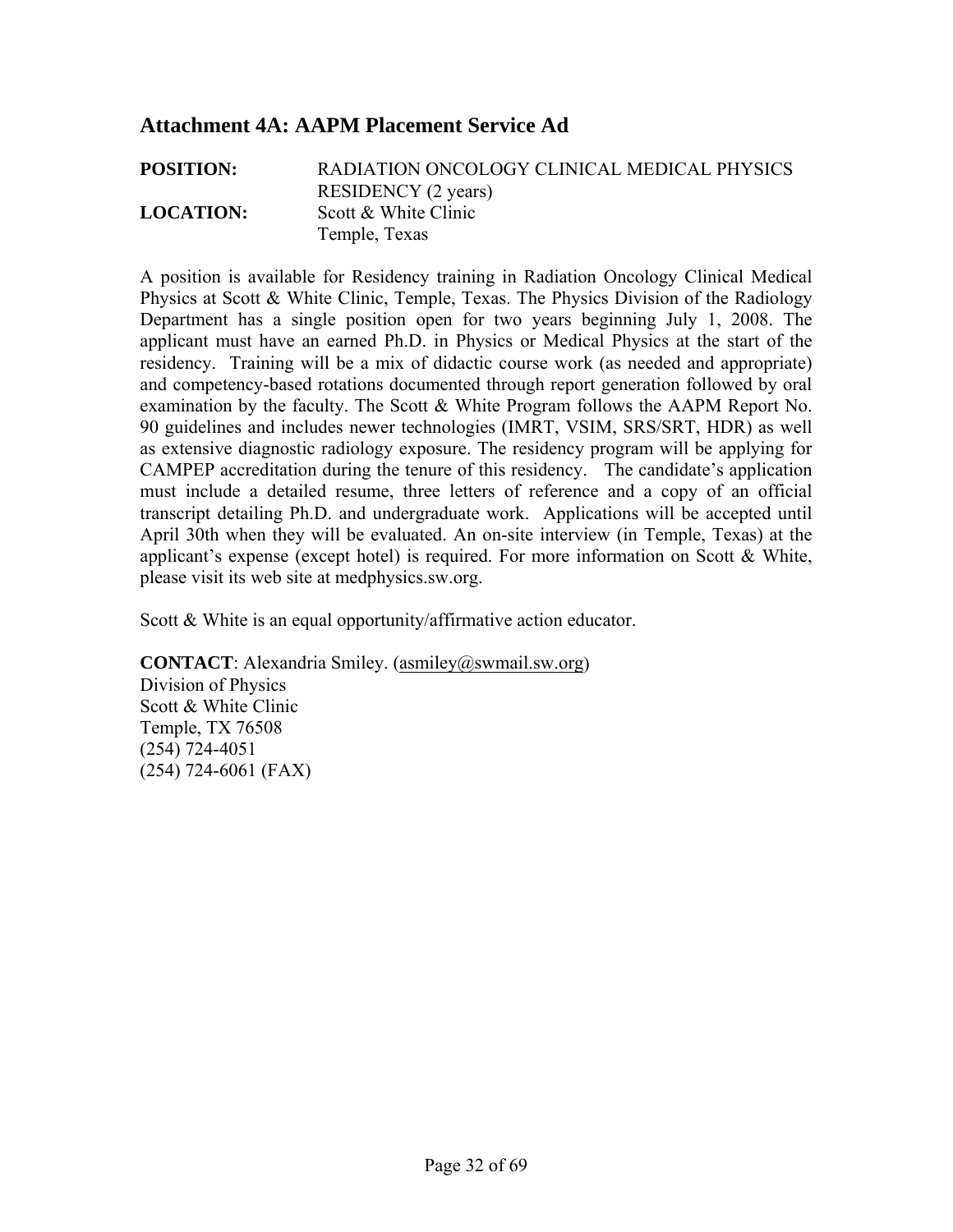## Attachment 4A: AAPM Placement Service Ad

**POSITION:** RADIATION ONCOLOGY CLINICAL MEDICAL PHYSICS RESIDENCY (2 years)

**LOCATION:** Scott & White Clinic
Temple, Texas

A position is available for Residency training in Radiation Oncology Clinical Medical Physics at Scott & White Clinic, Temple, Texas. The Physics Division of the Radiology Department has a single position open for two years beginning July 1, 2008. The applicant must have an earned Ph.D. in Physics or Medical Physics at the start of the residency. Training will be a mix of didactic course work (as needed and appropriate) and competency-based rotations documented through report generation followed by oral examination by the faculty. The Scott & White Program follows the AAPM Report No. 90 guidelines and includes newer technologies (IMRT, VSIM, SRS/SRT, HDR) as well as extensive diagnostic radiology exposure. The residency program will be applying for CAMPEP accreditation during the tenure of this residency. The candidate's application must include a detailed resume, three letters of reference and a copy of an official transcript detailing Ph.D. and undergraduate work. Applications will be accepted until April 30th when they will be evaluated. An on-site interview (in Temple, Texas) at the applicant's expense (except hotel) is required. For more information on Scott & White, please visit its web site at medphysics.sw.org.

Scott & White is an equal opportunity/affirmative action educator.

**CONTACT**: Alexandria Smiley. (asmiley@swmail.sw.org)
Division of Physics
Scott & White Clinic
Temple, TX 76508
(254) 724-4051
(254) 724-6061 (FAX)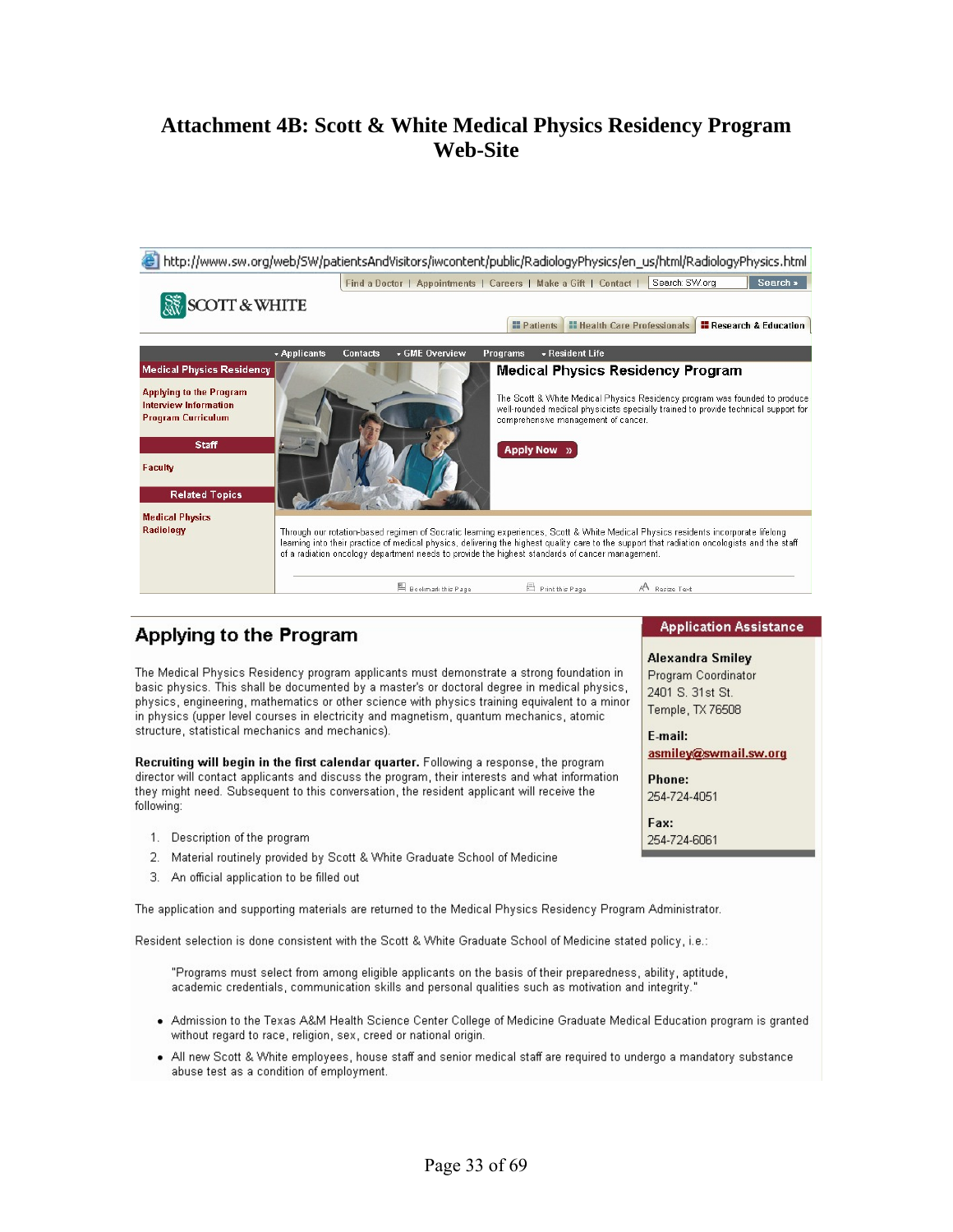# Attachment 4B: Scott & White Medical Physics Residency Program Web-Site

http://www.sw.org/web/SW/patientsAndVisitors/iwcontent/public/RadiologyPhysics/en_us/html/RadiologyPhysics.html

Find a Doctor | Appointments | Careers | Make a Gift | Contact | Search SW.org Search »

SCOTT & WHITE

Patients | Health Care Professionals | Research & Education

Applicants | Contacts | GME Overview | Programs | Resident Life

**Medical Physics Residency**

Applying to the Program
Interview Information
Program Curriculum

**Staff**

Faculty

**Related Topics**

Medical Physics
Radiology

## Medical Physics Residency Program

The Scott & White Medical Physics Residency program was founded to produce well-rounded medical physicists specially trained to provide technical support for comprehensive management of cancer.

Apply Now »

Through our rotation-based regimen of Socratic learning experiences, Scott & White Medical Physics residents incorporate lifelong learning into their practice of medical physics, delivering the highest quality care to the support that radiation oncologists and the staff of a radiation oncology department needs to provide the highest standards of cancer management.

Bookmark this Page | Print this Page | Resize Text

## Applying to the Program

The Medical Physics Residency program applicants must demonstrate a strong foundation in basic physics. This shall be documented by a master's or doctoral degree in medical physics, physics, engineering, mathematics or other science with physics training equivalent to a minor in physics (upper level courses in electricity and magnetism, quantum mechanics, atomic structure, statistical mechanics and mechanics).

**Recruiting will begin in the first calendar quarter.** Following a response, the program director will contact applicants and discuss the program, their interests and what information they might need. Subsequent to this conversation, the resident applicant will receive the following:

1. Description of the program
2. Material routinely provided by Scott & White Graduate School of Medicine
3. An official application to be filled out

The application and supporting materials are returned to the Medical Physics Residency Program Administrator.

Resident selection is done consistent with the Scott & White Graduate School of Medicine stated policy, i.e.:

> "Programs must select from among eligible applicants on the basis of their preparedness, ability, aptitude, academic credentials, communication skills and personal qualities such as motivation and integrity."

- Admission to the Texas A&M Health Science Center College of Medicine Graduate Medical Education program is granted without regard to race, religion, sex, creed or national origin.
- All new Scott & White employees, house staff and senior medical staff are required to undergo a mandatory substance abuse test as a condition of employment.

### Application Assistance

**Alexandra Smiley**
Program Coordinator
2401 S. 31st St.
Temple, TX 76508

**E-mail:**
asmiley@swmail.sw.org

**Phone:**
254-724-4051

**Fax:**
254-724-6061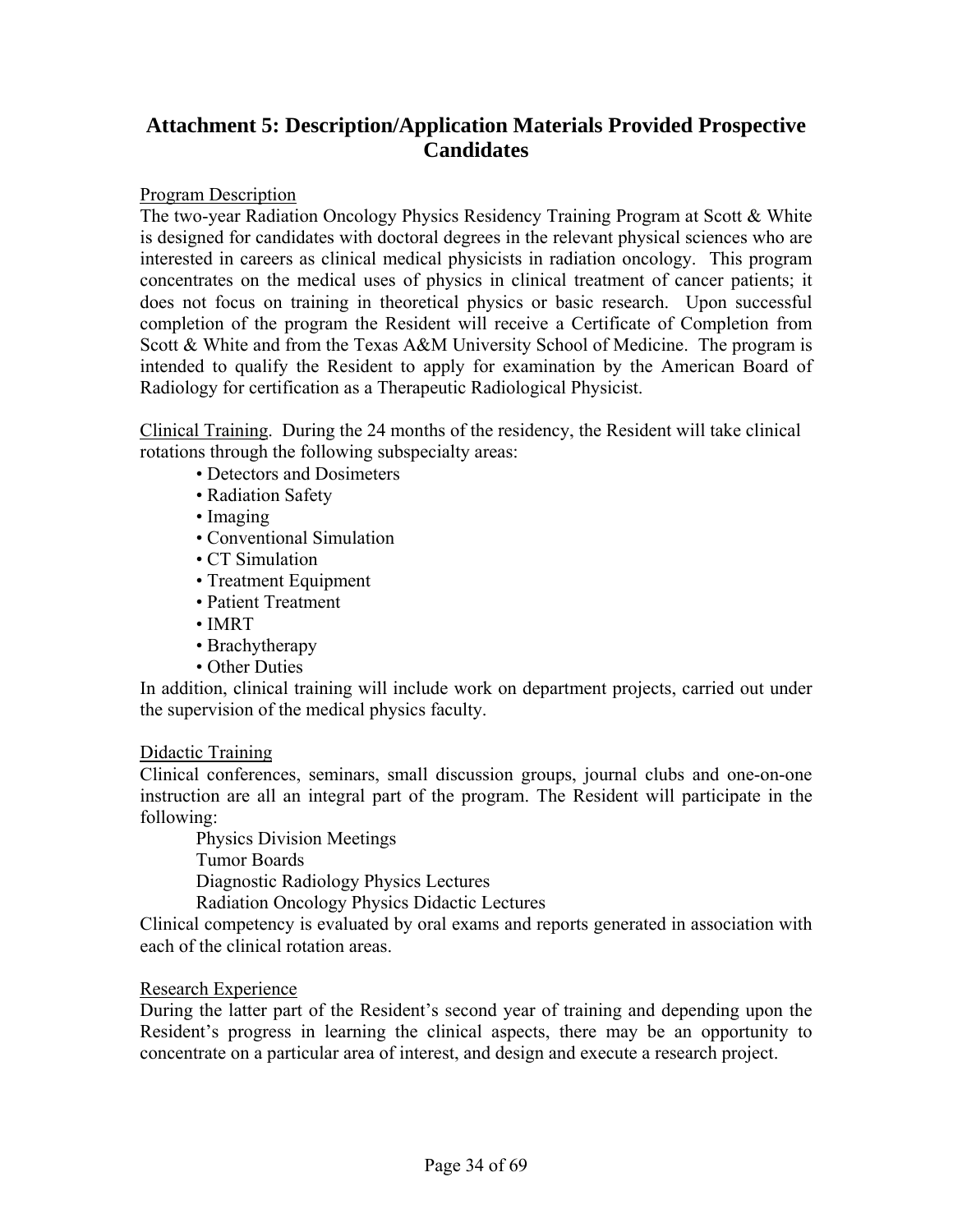## Attachment 5: Description/Application Materials Provided Prospective Candidates

Program Description

The two-year Radiation Oncology Physics Residency Training Program at Scott & White is designed for candidates with doctoral degrees in the relevant physical sciences who are interested in careers as clinical medical physicists in radiation oncology. This program concentrates on the medical uses of physics in clinical treatment of cancer patients; it does not focus on training in theoretical physics or basic research. Upon successful completion of the program the Resident will receive a Certificate of Completion from Scott & White and from the Texas A&M University School of Medicine. The program is intended to qualify the Resident to apply for examination by the American Board of Radiology for certification as a Therapeutic Radiological Physicist.

Clinical Training. During the 24 months of the residency, the Resident will take clinical rotations through the following subspecialty areas:

- Detectors and Dosimeters
- Radiation Safety
- Imaging
- Conventional Simulation
- CT Simulation
- Treatment Equipment
- Patient Treatment
- IMRT
- Brachytherapy
- Other Duties

In addition, clinical training will include work on department projects, carried out under the supervision of the medical physics faculty.

Didactic Training

Clinical conferences, seminars, small discussion groups, journal clubs and one-on-one instruction are all an integral part of the program. The Resident will participate in the following:

Physics Division Meetings
Tumor Boards
Diagnostic Radiology Physics Lectures
Radiation Oncology Physics Didactic Lectures

Clinical competency is evaluated by oral exams and reports generated in association with each of the clinical rotation areas.

Research Experience

During the latter part of the Resident's second year of training and depending upon the Resident's progress in learning the clinical aspects, there may be an opportunity to concentrate on a particular area of interest, and design and execute a research project.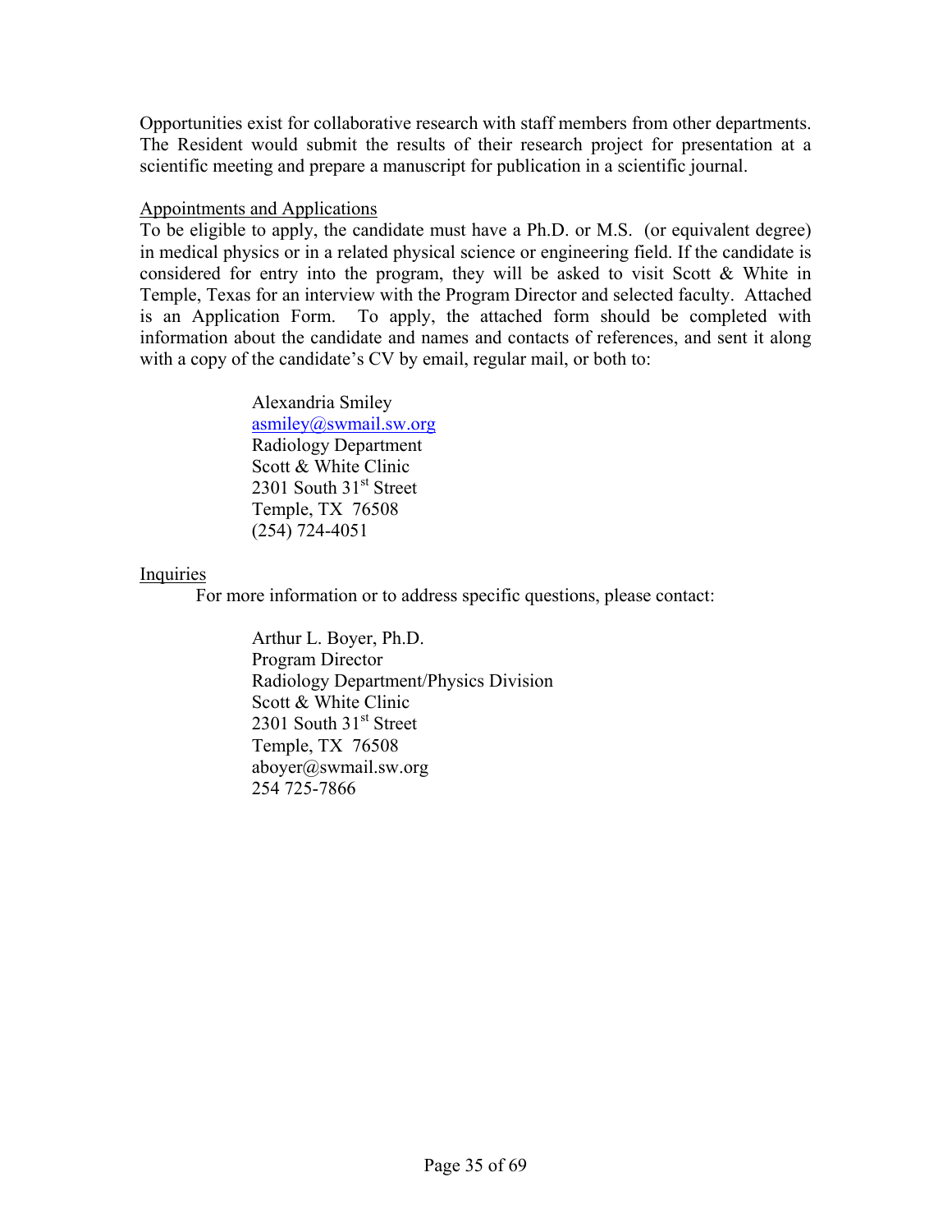Opportunities exist for collaborative research with staff members from other departments. The Resident would submit the results of their research project for presentation at a scientific meeting and prepare a manuscript for publication in a scientific journal.

<u>Appointments and Applications</u>

To be eligible to apply, the candidate must have a Ph.D. or M.S. (or equivalent degree) in medical physics or in a related physical science or engineering field. If the candidate is considered for entry into the program, they will be asked to visit Scott & White in Temple, Texas for an interview with the Program Director and selected faculty. Attached is an Application Form. To apply, the attached form should be completed with information about the candidate and names and contacts of references, and sent it along with a copy of the candidate's CV by email, regular mail, or both to:

> Alexandria Smiley
> asmiley@swmail.sw.org
> Radiology Department
> Scott & White Clinic
> 2301 South 31st Street
> Temple, TX 76508
> (254) 724-4051

<u>Inquiries</u>

For more information or to address specific questions, please contact:

> Arthur L. Boyer, Ph.D.
> Program Director
> Radiology Department/Physics Division
> Scott & White Clinic
> 2301 South 31st Street
> Temple, TX 76508
> aboyer@swmail.sw.org
> 254 725-7866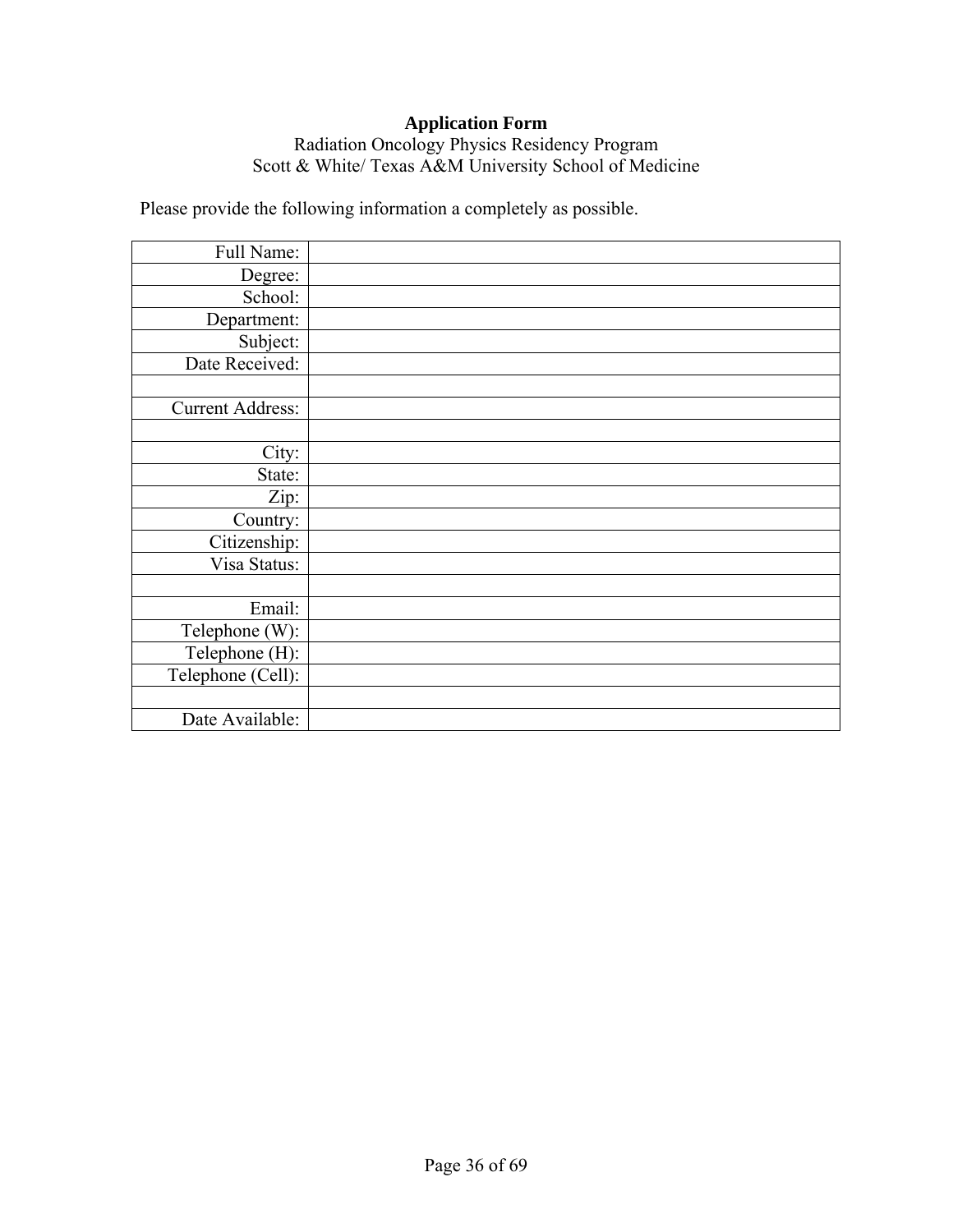**Application Form**

Radiation Oncology Physics Residency Program
Scott & White/ Texas A&M University School of Medicine

Please provide the following information a completely as possible.

| | |
|---:|---|
| Full Name: | |
| Degree: | |
| School: | |
| Department: | |
| Subject: | |
| Date Received: | |
| | |
| Current Address: | |
| | |
| City: | |
| State: | |
| Zip: | |
| Country: | |
| Citizenship: | |
| Visa Status: | |
| | |
| Email: | |
| Telephone (W): | |
| Telephone (H): | |
| Telephone (Cell): | |
| | |
| Date Available: | |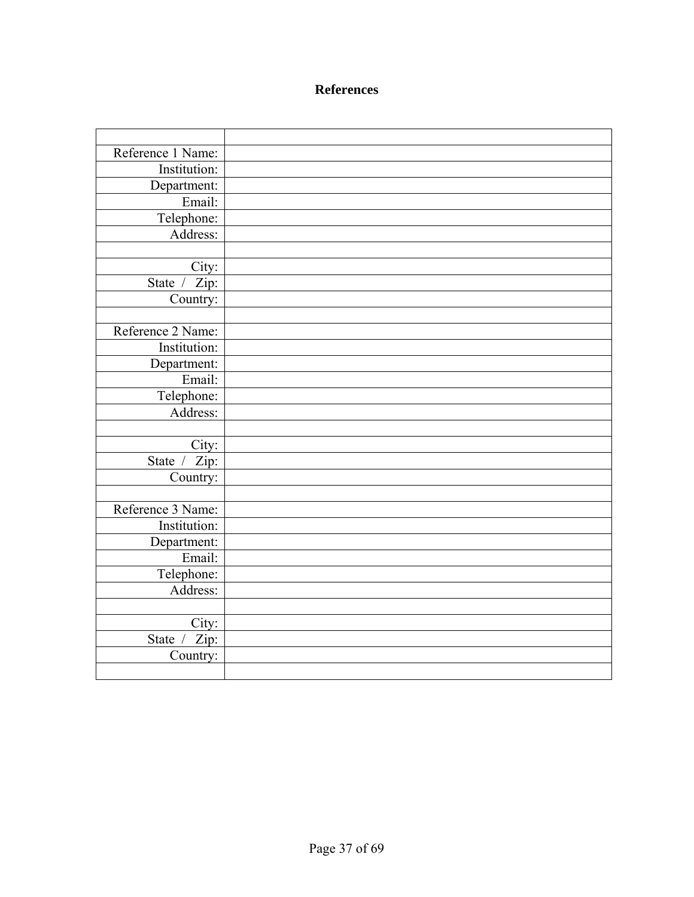## References

| | |
|---|---|
| Reference 1 Name: | |
| Institution: | |
| Department: | |
| Email: | |
| Telephone: | |
| Address: | |
| | |
| City: | |
| State / Zip: | |
| Country: | |
| | |
| Reference 2 Name: | |
| Institution: | |
| Department: | |
| Email: | |
| Telephone: | |
| Address: | |
| | |
| City: | |
| State / Zip: | |
| Country: | |
| | |
| Reference 3 Name: | |
| Institution: | |
| Department: | |
| Email: | |
| Telephone: | |
| Address: | |
| | |
| City: | |
| State / Zip: | |
| Country: | |
| | |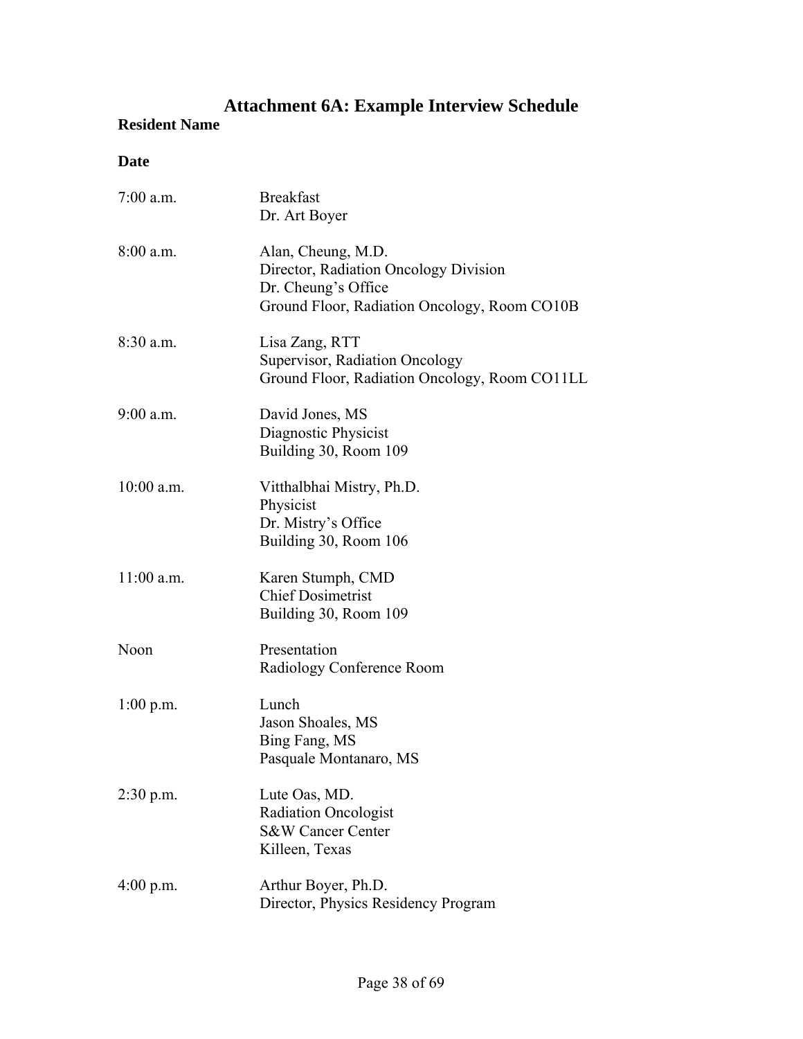# Attachment 6A: Example Interview Schedule

**Resident Name**

**Date**

| | |
|---|---|
| 7:00 a.m. | Breakfast<br>Dr. Art Boyer |
| 8:00 a.m. | Alan, Cheung, M.D.<br>Director, Radiation Oncology Division<br>Dr. Cheung's Office<br>Ground Floor, Radiation Oncology, Room CO10B |
| 8:30 a.m. | Lisa Zang, RTT<br>Supervisor, Radiation Oncology<br>Ground Floor, Radiation Oncology, Room CO11LL |
| 9:00 a.m. | David Jones, MS<br>Diagnostic Physicist<br>Building 30, Room 109 |
| 10:00 a.m. | Vitthalbhai Mistry, Ph.D.<br>Physicist<br>Dr. Mistry's Office<br>Building 30, Room 106 |
| 11:00 a.m. | Karen Stumph, CMD<br>Chief Dosimetrist<br>Building 30, Room 109 |
| Noon | Presentation<br>Radiology Conference Room |
| 1:00 p.m. | Lunch<br>Jason Shoales, MS<br>Bing Fang, MS<br>Pasquale Montanaro, MS |
| 2:30 p.m. | Lute Oas, MD.<br>Radiation Oncologist<br>S&W Cancer Center<br>Killeen, Texas |
| 4:00 p.m. | Arthur Boyer, Ph.D.<br>Director, Physics Residency Program |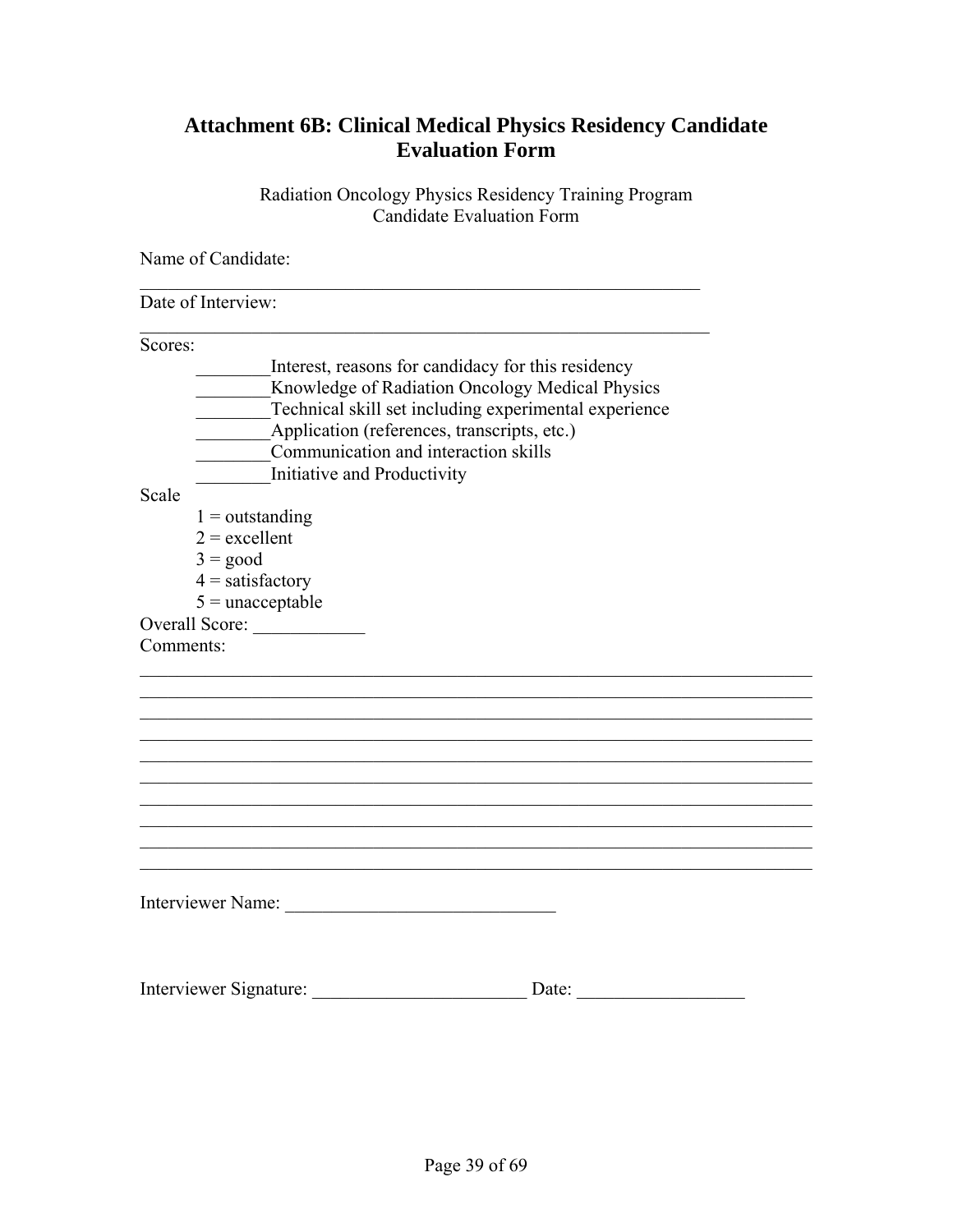## Attachment 6B: Clinical Medical Physics Residency Candidate Evaluation Form

Radiation Oncology Physics Residency Training Program
Candidate Evaluation Form

Name of Candidate:
________________________________________________________________

Date of Interview:
________________________________________________________________

Scores:

________Interest, reasons for candidacy for this residency
________Knowledge of Radiation Oncology Medical Physics
________Technical skill set including experimental experience
________Application (references, transcripts, etc.)
________Communication and interaction skills
________Initiative and Productivity

Scale

1 = outstanding
2 = excellent
3 = good
4 = satisfactory
5 = unacceptable

Overall Score: ____________

Comments:

____________________________________________________________________________
____________________________________________________________________________
____________________________________________________________________________
____________________________________________________________________________
____________________________________________________________________________
____________________________________________________________________________
____________________________________________________________________________
____________________________________________________________________________
____________________________________________________________________________
____________________________________________________________________________

Interviewer Name: _____________________________

Interviewer Signature: _______________________ Date: _________________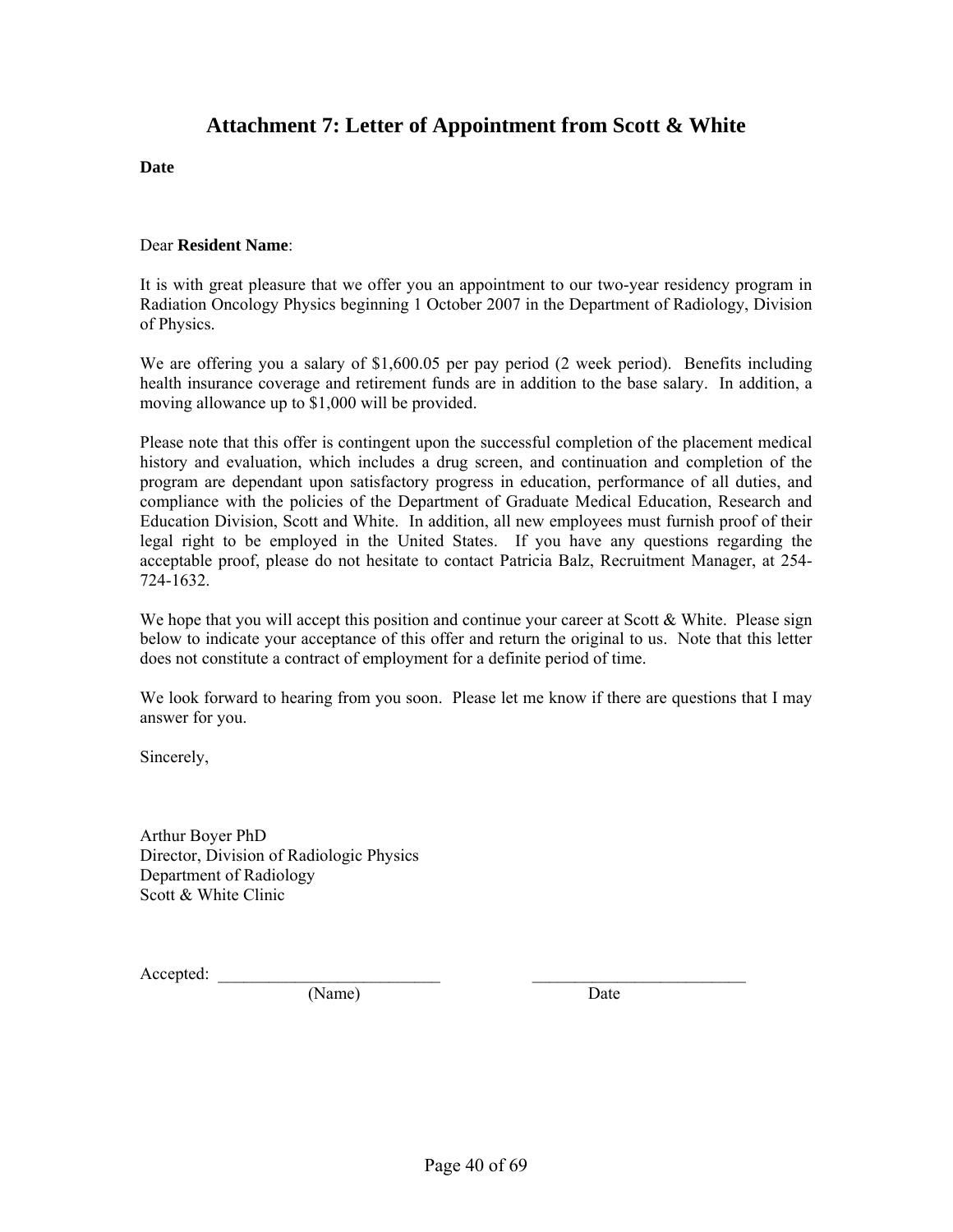## Attachment 7: Letter of Appointment from Scott & White

**Date**

Dear **Resident Name**:

It is with great pleasure that we offer you an appointment to our two-year residency program in Radiation Oncology Physics beginning 1 October 2007 in the Department of Radiology, Division of Physics.

We are offering you a salary of $1,600.05 per pay period (2 week period). Benefits including health insurance coverage and retirement funds are in addition to the base salary. In addition, a moving allowance up to $1,000 will be provided.

Please note that this offer is contingent upon the successful completion of the placement medical history and evaluation, which includes a drug screen, and continuation and completion of the program are dependant upon satisfactory progress in education, performance of all duties, and compliance with the policies of the Department of Graduate Medical Education, Research and Education Division, Scott and White. In addition, all new employees must furnish proof of their legal right to be employed in the United States. If you have any questions regarding the acceptable proof, please do not hesitate to contact Patricia Balz, Recruitment Manager, at 254-724-1632.

We hope that you will accept this position and continue your career at Scott & White. Please sign below to indicate your acceptance of this offer and return the original to us. Note that this letter does not constitute a contract of employment for a definite period of time.

We look forward to hearing from you soon. Please let me know if there are questions that I may answer for you.

Sincerely,

Arthur Boyer PhD
Director, Division of Radiologic Physics
Department of Radiology
Scott & White Clinic

Accepted: __________________________ __________________________
(Name) Date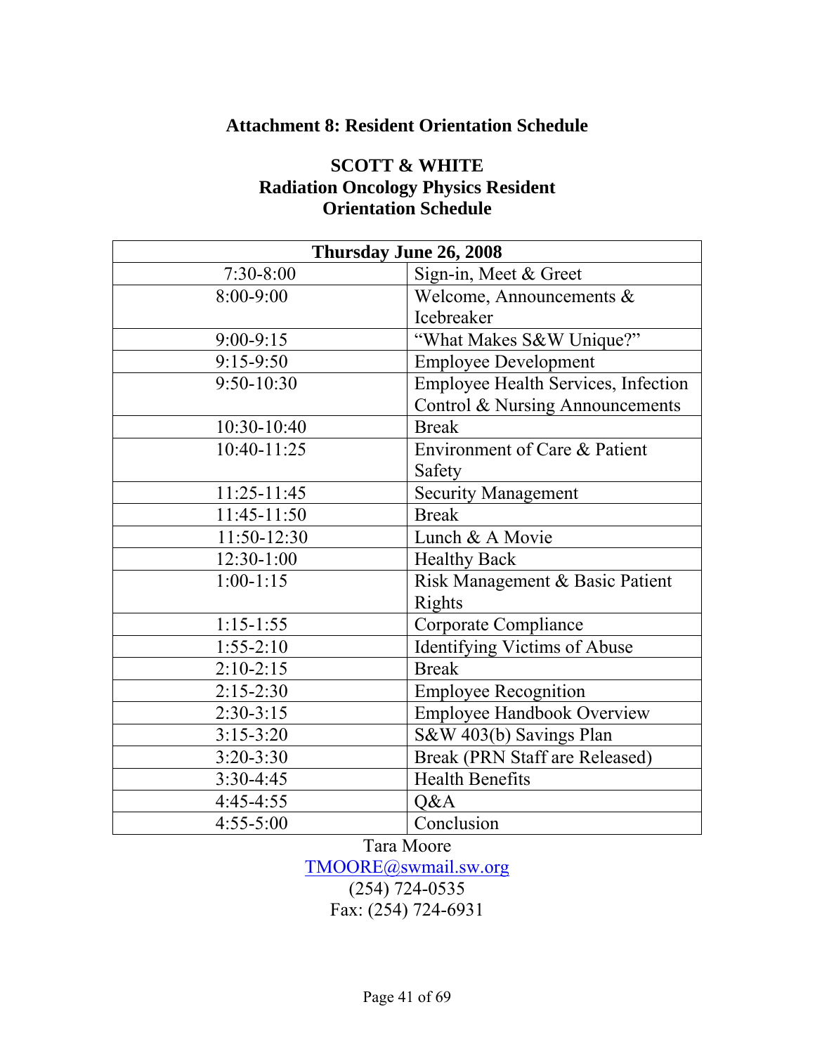### Attachment 8: Resident Orientation Schedule

**SCOTT & WHITE**
**Radiation Oncology Physics Resident**
**Orientation Schedule**

| **Thursday June 26, 2008** | |
|---|---|
| 7:30-8:00 | Sign-in, Meet & Greet |
| 8:00-9:00 | Welcome, Announcements & Icebreaker |
| 9:00-9:15 | "What Makes S&W Unique?" |
| 9:15-9:50 | Employee Development |
| 9:50-10:30 | Employee Health Services, Infection Control & Nursing Announcements |
| 10:30-10:40 | Break |
| 10:40-11:25 | Environment of Care & Patient Safety |
| 11:25-11:45 | Security Management |
| 11:45-11:50 | Break |
| 11:50-12:30 | Lunch & A Movie |
| 12:30-1:00 | Healthy Back |
| 1:00-1:15 | Risk Management & Basic Patient Rights |
| 1:15-1:55 | Corporate Compliance |
| 1:55-2:10 | Identifying Victims of Abuse |
| 2:10-2:15 | Break |
| 2:15-2:30 | Employee Recognition |
| 2:30-3:15 | Employee Handbook Overview |
| 3:15-3:20 | S&W 403(b) Savings Plan |
| 3:20-3:30 | Break (PRN Staff are Released) |
| 3:30-4:45 | Health Benefits |
| 4:45-4:55 | Q&A |
| 4:55-5:00 | Conclusion |

Tara Moore
TMOORE@swmail.sw.org
(254) 724-0535
Fax: (254) 724-6931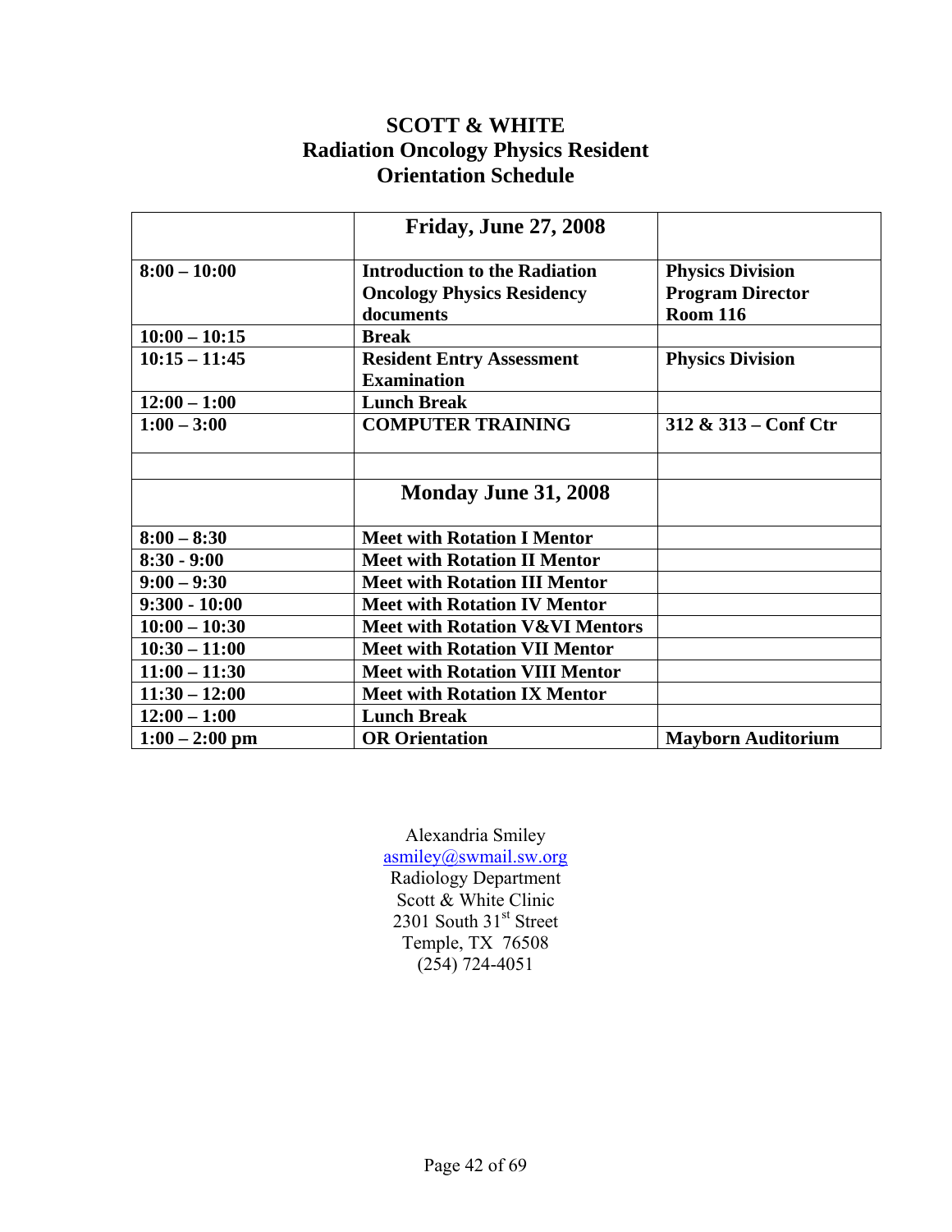**SCOTT & WHITE**
**Radiation Oncology Physics Resident**
**Orientation Schedule**

| | **Friday, June 27, 2008** | |
|---|---|---|
| **8:00 – 10:00** | **Introduction to the Radiation Oncology Physics Residency documents** | **Physics Division Program Director Room 116** |
| **10:00 – 10:15** | **Break** | |
| **10:15 – 11:45** | **Resident Entry Assessment Examination** | **Physics Division** |
| **12:00 – 1:00** | **Lunch Break** | |
| **1:00 – 3:00** | **COMPUTER TRAINING** | **312 & 313 – Conf Ctr** |
| | | |
| | **Monday June 31, 2008** | |
| **8:00 – 8:30** | **Meet with Rotation I Mentor** | |
| **8:30 - 9:00** | **Meet with Rotation II Mentor** | |
| **9:00 – 9:30** | **Meet with Rotation III Mentor** | |
| **9:300 - 10:00** | **Meet with Rotation IV Mentor** | |
| **10:00 – 10:30** | **Meet with Rotation V&VI Mentors** | |
| **10:30 – 11:00** | **Meet with Rotation VII Mentor** | |
| **11:00 – 11:30** | **Meet with Rotation VIII Mentor** | |
| **11:30 – 12:00** | **Meet with Rotation IX Mentor** | |
| **12:00 – 1:00** | **Lunch Break** | |
| **1:00 – 2:00 pm** | **OR Orientation** | **Mayborn Auditorium** |

Alexandria Smiley
asmiley@swmail.sw.org
Radiology Department
Scott & White Clinic
2301 South 31st Street
Temple, TX 76508
(254) 724-4051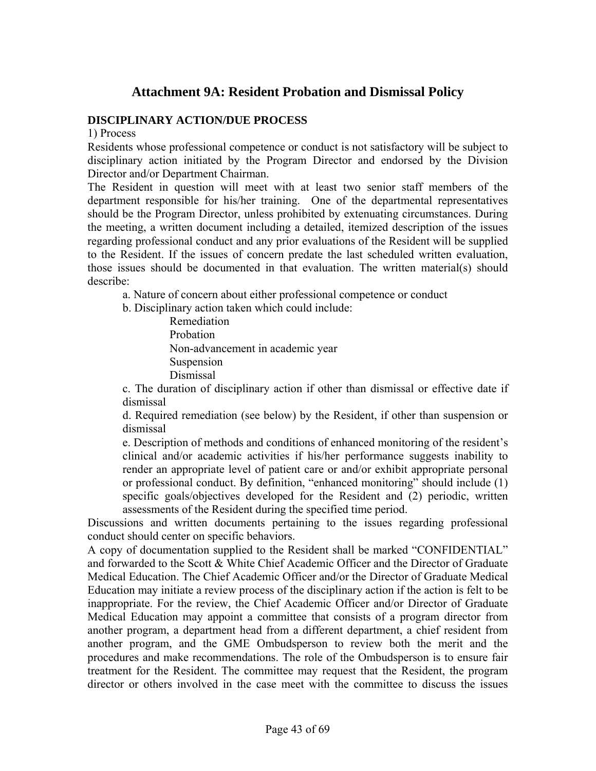# Attachment 9A: Resident Probation and Dismissal Policy

**DISCIPLINARY ACTION/DUE PROCESS**

1) Process

Residents whose professional competence or conduct is not satisfactory will be subject to disciplinary action initiated by the Program Director and endorsed by the Division Director and/or Department Chairman.

The Resident in question will meet with at least two senior staff members of the department responsible for his/her training. One of the departmental representatives should be the Program Director, unless prohibited by extenuating circumstances. During the meeting, a written document including a detailed, itemized description of the issues regarding professional conduct and any prior evaluations of the Resident will be supplied to the Resident. If the issues of concern predate the last scheduled written evaluation, those issues should be documented in that evaluation. The written material(s) should describe:

a. Nature of concern about either professional competence or conduct

b. Disciplinary action taken which could include:
   - Remediation
   - Probation
   - Non-advancement in academic year
   - Suspension
   - Dismissal

c. The duration of disciplinary action if other than dismissal or effective date if dismissal

d. Required remediation (see below) by the Resident, if other than suspension or dismissal

e. Description of methods and conditions of enhanced monitoring of the resident's clinical and/or academic activities if his/her performance suggests inability to render an appropriate level of patient care or and/or exhibit appropriate personal or professional conduct. By definition, "enhanced monitoring" should include (1) specific goals/objectives developed for the Resident and (2) periodic, written assessments of the Resident during the specified time period.

Discussions and written documents pertaining to the issues regarding professional conduct should center on specific behaviors.

A copy of documentation supplied to the Resident shall be marked "CONFIDENTIAL" and forwarded to the Scott & White Chief Academic Officer and the Director of Graduate Medical Education. The Chief Academic Officer and/or the Director of Graduate Medical Education may initiate a review process of the disciplinary action if the action is felt to be inappropriate. For the review, the Chief Academic Officer and/or Director of Graduate Medical Education may appoint a committee that consists of a program director from another program, a department head from a different department, a chief resident from another program, and the GME Ombudsperson to review both the merit and the procedures and make recommendations. The role of the Ombudsperson is to ensure fair treatment for the Resident. The committee may request that the Resident, the program director or others involved in the case meet with the committee to discuss the issues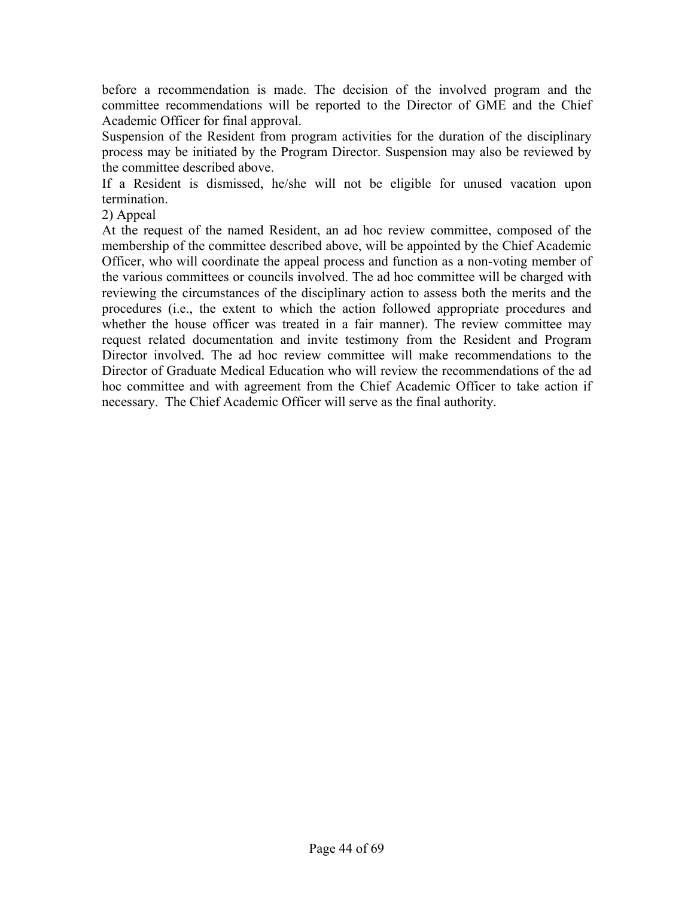before a recommendation is made. The decision of the involved program and the committee recommendations will be reported to the Director of GME and the Chief Academic Officer for final approval.

Suspension of the Resident from program activities for the duration of the disciplinary process may be initiated by the Program Director. Suspension may also be reviewed by the committee described above.

If a Resident is dismissed, he/she will not be eligible for unused vacation upon termination.

2) Appeal

At the request of the named Resident, an ad hoc review committee, composed of the membership of the committee described above, will be appointed by the Chief Academic Officer, who will coordinate the appeal process and function as a non-voting member of the various committees or councils involved. The ad hoc committee will be charged with reviewing the circumstances of the disciplinary action to assess both the merits and the procedures (i.e., the extent to which the action followed appropriate procedures and whether the house officer was treated in a fair manner). The review committee may request related documentation and invite testimony from the Resident and Program Director involved. The ad hoc review committee will make recommendations to the Director of Graduate Medical Education who will review the recommendations of the ad hoc committee and with agreement from the Chief Academic Officer to take action if necessary. The Chief Academic Officer will serve as the final authority.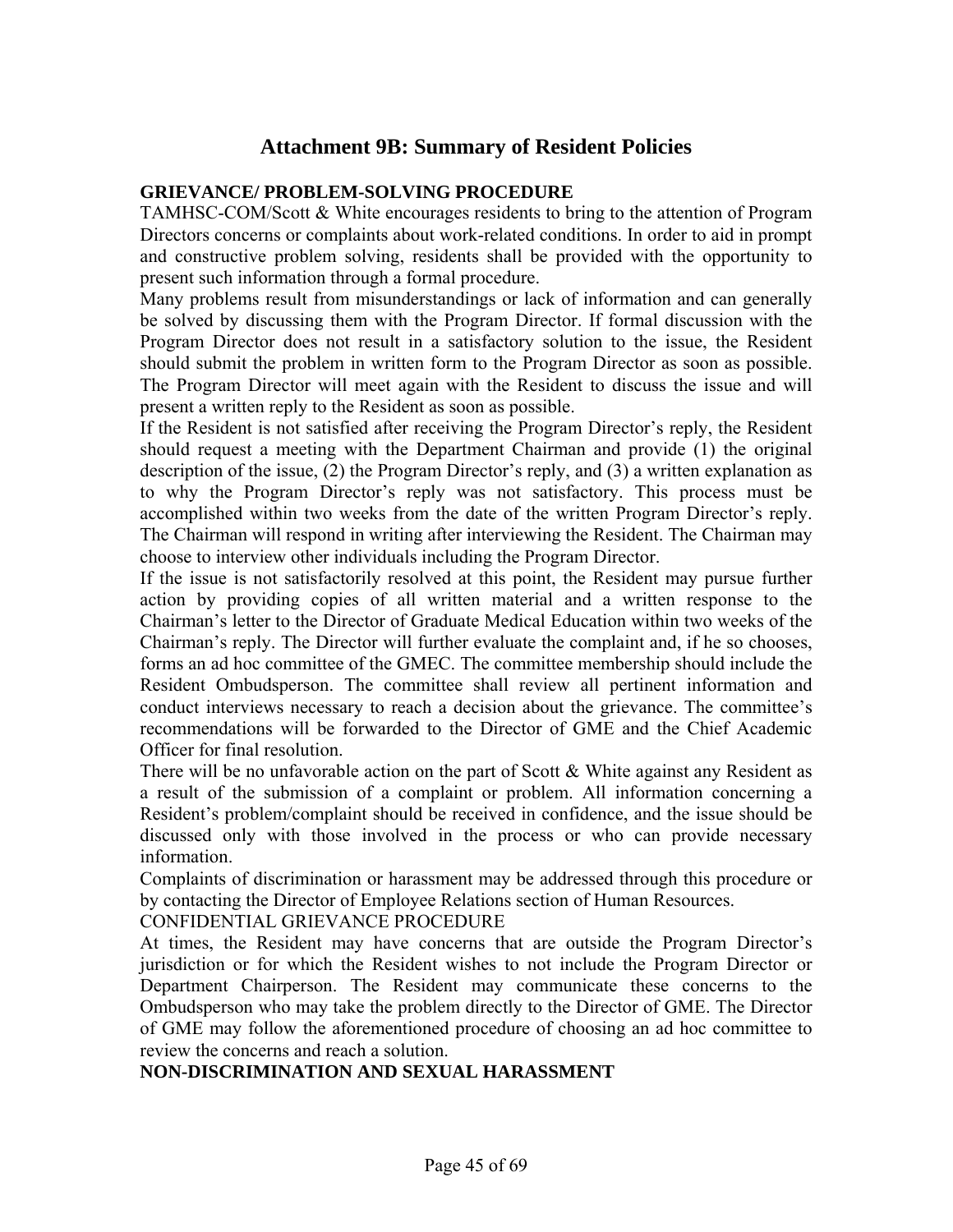# Attachment 9B: Summary of Resident Policies

**GRIEVANCE/ PROBLEM-SOLVING PROCEDURE**

TAMHSC-COM/Scott & White encourages residents to bring to the attention of Program Directors concerns or complaints about work-related conditions. In order to aid in prompt and constructive problem solving, residents shall be provided with the opportunity to present such information through a formal procedure.

Many problems result from misunderstandings or lack of information and can generally be solved by discussing them with the Program Director. If formal discussion with the Program Director does not result in a satisfactory solution to the issue, the Resident should submit the problem in written form to the Program Director as soon as possible. The Program Director will meet again with the Resident to discuss the issue and will present a written reply to the Resident as soon as possible.

If the Resident is not satisfied after receiving the Program Director's reply, the Resident should request a meeting with the Department Chairman and provide (1) the original description of the issue, (2) the Program Director's reply, and (3) a written explanation as to why the Program Director's reply was not satisfactory. This process must be accomplished within two weeks from the date of the written Program Director's reply. The Chairman will respond in writing after interviewing the Resident. The Chairman may choose to interview other individuals including the Program Director.

If the issue is not satisfactorily resolved at this point, the Resident may pursue further action by providing copies of all written material and a written response to the Chairman's letter to the Director of Graduate Medical Education within two weeks of the Chairman's reply. The Director will further evaluate the complaint and, if he so chooses, forms an ad hoc committee of the GMEC. The committee membership should include the Resident Ombudsperson. The committee shall review all pertinent information and conduct interviews necessary to reach a decision about the grievance. The committee's recommendations will be forwarded to the Director of GME and the Chief Academic Officer for final resolution.

There will be no unfavorable action on the part of Scott & White against any Resident as a result of the submission of a complaint or problem. All information concerning a Resident's problem/complaint should be received in confidence, and the issue should be discussed only with those involved in the process or who can provide necessary information.

Complaints of discrimination or harassment may be addressed through this procedure or by contacting the Director of Employee Relations section of Human Resources.

CONFIDENTIAL GRIEVANCE PROCEDURE

At times, the Resident may have concerns that are outside the Program Director's jurisdiction or for which the Resident wishes to not include the Program Director or Department Chairperson. The Resident may communicate these concerns to the Ombudsperson who may take the problem directly to the Director of GME. The Director of GME may follow the aforementioned procedure of choosing an ad hoc committee to review the concerns and reach a solution.

**NON-DISCRIMINATION AND SEXUAL HARASSMENT**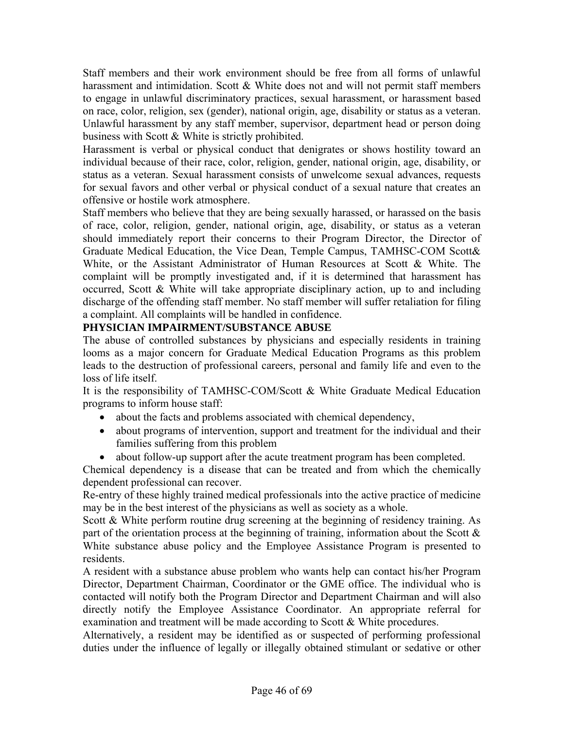Staff members and their work environment should be free from all forms of unlawful harassment and intimidation. Scott & White does not and will not permit staff members to engage in unlawful discriminatory practices, sexual harassment, or harassment based on race, color, religion, sex (gender), national origin, age, disability or status as a veteran. Unlawful harassment by any staff member, supervisor, department head or person doing business with Scott & White is strictly prohibited.

Harassment is verbal or physical conduct that denigrates or shows hostility toward an individual because of their race, color, religion, gender, national origin, age, disability, or status as a veteran. Sexual harassment consists of unwelcome sexual advances, requests for sexual favors and other verbal or physical conduct of a sexual nature that creates an offensive or hostile work atmosphere.

Staff members who believe that they are being sexually harassed, or harassed on the basis of race, color, religion, gender, national origin, age, disability, or status as a veteran should immediately report their concerns to their Program Director, the Director of Graduate Medical Education, the Vice Dean, Temple Campus, TAMHSC-COM Scott& White, or the Assistant Administrator of Human Resources at Scott & White. The complaint will be promptly investigated and, if it is determined that harassment has occurred, Scott & White will take appropriate disciplinary action, up to and including discharge of the offending staff member. No staff member will suffer retaliation for filing a complaint. All complaints will be handled in confidence.

**PHYSICIAN IMPAIRMENT/SUBSTANCE ABUSE**

The abuse of controlled substances by physicians and especially residents in training looms as a major concern for Graduate Medical Education Programs as this problem leads to the destruction of professional careers, personal and family life and even to the loss of life itself.

It is the responsibility of TAMHSC-COM/Scott & White Graduate Medical Education programs to inform house staff:

- about the facts and problems associated with chemical dependency,
- about programs of intervention, support and treatment for the individual and their families suffering from this problem
- about follow-up support after the acute treatment program has been completed.

Chemical dependency is a disease that can be treated and from which the chemically dependent professional can recover.

Re-entry of these highly trained medical professionals into the active practice of medicine may be in the best interest of the physicians as well as society as a whole.

Scott & White perform routine drug screening at the beginning of residency training. As part of the orientation process at the beginning of training, information about the Scott & White substance abuse policy and the Employee Assistance Program is presented to residents.

A resident with a substance abuse problem who wants help can contact his/her Program Director, Department Chairman, Coordinator or the GME office. The individual who is contacted will notify both the Program Director and Department Chairman and will also directly notify the Employee Assistance Coordinator. An appropriate referral for examination and treatment will be made according to Scott & White procedures.

Alternatively, a resident may be identified as or suspected of performing professional duties under the influence of legally or illegally obtained stimulant or sedative or other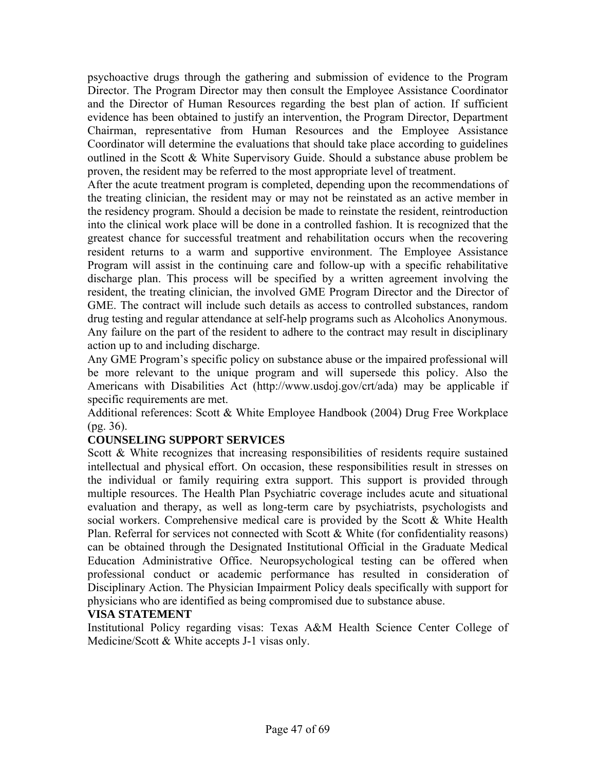psychoactive drugs through the gathering and submission of evidence to the Program Director. The Program Director may then consult the Employee Assistance Coordinator and the Director of Human Resources regarding the best plan of action. If sufficient evidence has been obtained to justify an intervention, the Program Director, Department Chairman, representative from Human Resources and the Employee Assistance Coordinator will determine the evaluations that should take place according to guidelines outlined in the Scott & White Supervisory Guide. Should a substance abuse problem be proven, the resident may be referred to the most appropriate level of treatment.

After the acute treatment program is completed, depending upon the recommendations of the treating clinician, the resident may or may not be reinstated as an active member in the residency program. Should a decision be made to reinstate the resident, reintroduction into the clinical work place will be done in a controlled fashion. It is recognized that the greatest chance for successful treatment and rehabilitation occurs when the recovering resident returns to a warm and supportive environment. The Employee Assistance Program will assist in the continuing care and follow-up with a specific rehabilitative discharge plan. This process will be specified by a written agreement involving the resident, the treating clinician, the involved GME Program Director and the Director of GME. The contract will include such details as access to controlled substances, random drug testing and regular attendance at self-help programs such as Alcoholics Anonymous. Any failure on the part of the resident to adhere to the contract may result in disciplinary action up to and including discharge.

Any GME Program's specific policy on substance abuse or the impaired professional will be more relevant to the unique program and will supersede this policy. Also the Americans with Disabilities Act (http://www.usdoj.gov/crt/ada) may be applicable if specific requirements are met.

Additional references: Scott & White Employee Handbook (2004) Drug Free Workplace (pg. 36).

**COUNSELING SUPPORT SERVICES**

Scott & White recognizes that increasing responsibilities of residents require sustained intellectual and physical effort. On occasion, these responsibilities result in stresses on the individual or family requiring extra support. This support is provided through multiple resources. The Health Plan Psychiatric coverage includes acute and situational evaluation and therapy, as well as long-term care by psychiatrists, psychologists and social workers. Comprehensive medical care is provided by the Scott & White Health Plan. Referral for services not connected with Scott & White (for confidentiality reasons) can be obtained through the Designated Institutional Official in the Graduate Medical Education Administrative Office. Neuropsychological testing can be offered when professional conduct or academic performance has resulted in consideration of Disciplinary Action. The Physician Impairment Policy deals specifically with support for physicians who are identified as being compromised due to substance abuse.

**VISA STATEMENT**

Institutional Policy regarding visas: Texas A&M Health Science Center College of Medicine/Scott & White accepts J-1 visas only.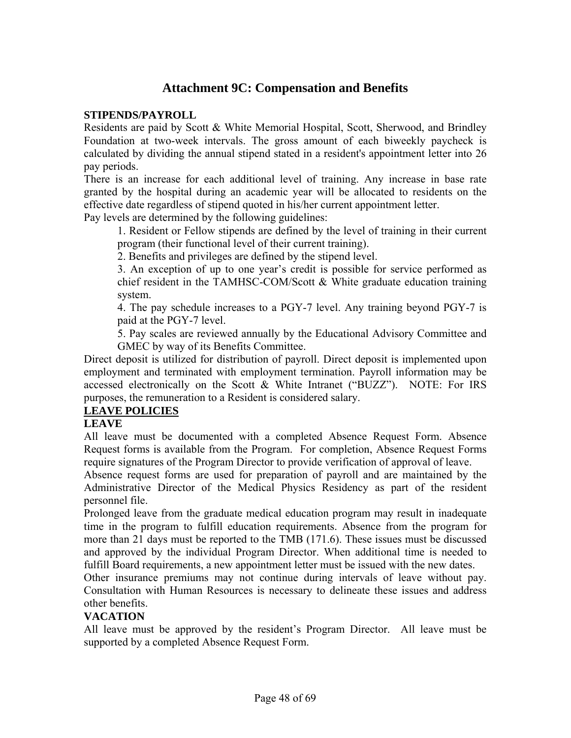# Attachment 9C: Compensation and Benefits

**STIPENDS/PAYROLL**

Residents are paid by Scott & White Memorial Hospital, Scott, Sherwood, and Brindley Foundation at two-week intervals. The gross amount of each biweekly paycheck is calculated by dividing the annual stipend stated in a resident's appointment letter into 26 pay periods.

There is an increase for each additional level of training. Any increase in base rate granted by the hospital during an academic year will be allocated to residents on the effective date regardless of stipend quoted in his/her current appointment letter.

Pay levels are determined by the following guidelines:

1. Resident or Fellow stipends are defined by the level of training in their current program (their functional level of their current training).
2. Benefits and privileges are defined by the stipend level.
3. An exception of up to one year's credit is possible for service performed as chief resident in the TAMHSC-COM/Scott & White graduate education training system.
4. The pay schedule increases to a PGY-7 level. Any training beyond PGY-7 is paid at the PGY-7 level.
5. Pay scales are reviewed annually by the Educational Advisory Committee and GMEC by way of its Benefits Committee.

Direct deposit is utilized for distribution of payroll. Direct deposit is implemented upon employment and terminated with employment termination. Payroll information may be accessed electronically on the Scott & White Intranet ("BUZZ"). NOTE: For IRS purposes, the remuneration to a Resident is considered salary.

**<u>LEAVE POLICIES</u>**

**LEAVE**

All leave must be documented with a completed Absence Request Form. Absence Request forms is available from the Program. For completion, Absence Request Forms require signatures of the Program Director to provide verification of approval of leave.

Absence request forms are used for preparation of payroll and are maintained by the Administrative Director of the Medical Physics Residency as part of the resident personnel file.

Prolonged leave from the graduate medical education program may result in inadequate time in the program to fulfill education requirements. Absence from the program for more than 21 days must be reported to the TMB (171.6). These issues must be discussed and approved by the individual Program Director. When additional time is needed to fulfill Board requirements, a new appointment letter must be issued with the new dates.

Other insurance premiums may not continue during intervals of leave without pay. Consultation with Human Resources is necessary to delineate these issues and address other benefits.

**VACATION**

All leave must be approved by the resident's Program Director. All leave must be supported by a completed Absence Request Form.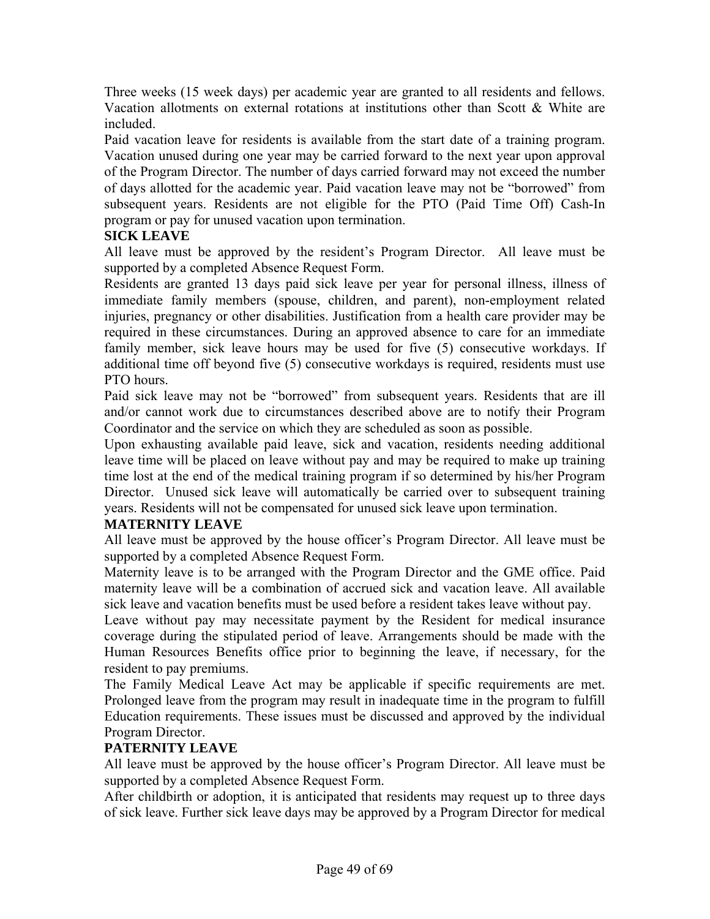Three weeks (15 week days) per academic year are granted to all residents and fellows. Vacation allotments on external rotations at institutions other than Scott & White are included.

Paid vacation leave for residents is available from the start date of a training program. Vacation unused during one year may be carried forward to the next year upon approval of the Program Director. The number of days carried forward may not exceed the number of days allotted for the academic year. Paid vacation leave may not be "borrowed" from subsequent years. Residents are not eligible for the PTO (Paid Time Off) Cash-In program or pay for unused vacation upon termination.

**SICK LEAVE**

All leave must be approved by the resident's Program Director. All leave must be supported by a completed Absence Request Form.

Residents are granted 13 days paid sick leave per year for personal illness, illness of immediate family members (spouse, children, and parent), non-employment related injuries, pregnancy or other disabilities. Justification from a health care provider may be required in these circumstances. During an approved absence to care for an immediate family member, sick leave hours may be used for five (5) consecutive workdays. If additional time off beyond five (5) consecutive workdays is required, residents must use PTO hours.

Paid sick leave may not be "borrowed" from subsequent years. Residents that are ill and/or cannot work due to circumstances described above are to notify their Program Coordinator and the service on which they are scheduled as soon as possible.

Upon exhausting available paid leave, sick and vacation, residents needing additional leave time will be placed on leave without pay and may be required to make up training time lost at the end of the medical training program if so determined by his/her Program Director. Unused sick leave will automatically be carried over to subsequent training years. Residents will not be compensated for unused sick leave upon termination.

**MATERNITY LEAVE**

All leave must be approved by the house officer's Program Director. All leave must be supported by a completed Absence Request Form.

Maternity leave is to be arranged with the Program Director and the GME office. Paid maternity leave will be a combination of accrued sick and vacation leave. All available sick leave and vacation benefits must be used before a resident takes leave without pay.

Leave without pay may necessitate payment by the Resident for medical insurance coverage during the stipulated period of leave. Arrangements should be made with the Human Resources Benefits office prior to beginning the leave, if necessary, for the resident to pay premiums.

The Family Medical Leave Act may be applicable if specific requirements are met. Prolonged leave from the program may result in inadequate time in the program to fulfill Education requirements. These issues must be discussed and approved by the individual Program Director.

**PATERNITY LEAVE**

All leave must be approved by the house officer's Program Director. All leave must be supported by a completed Absence Request Form.

After childbirth or adoption, it is anticipated that residents may request up to three days of sick leave. Further sick leave days may be approved by a Program Director for medical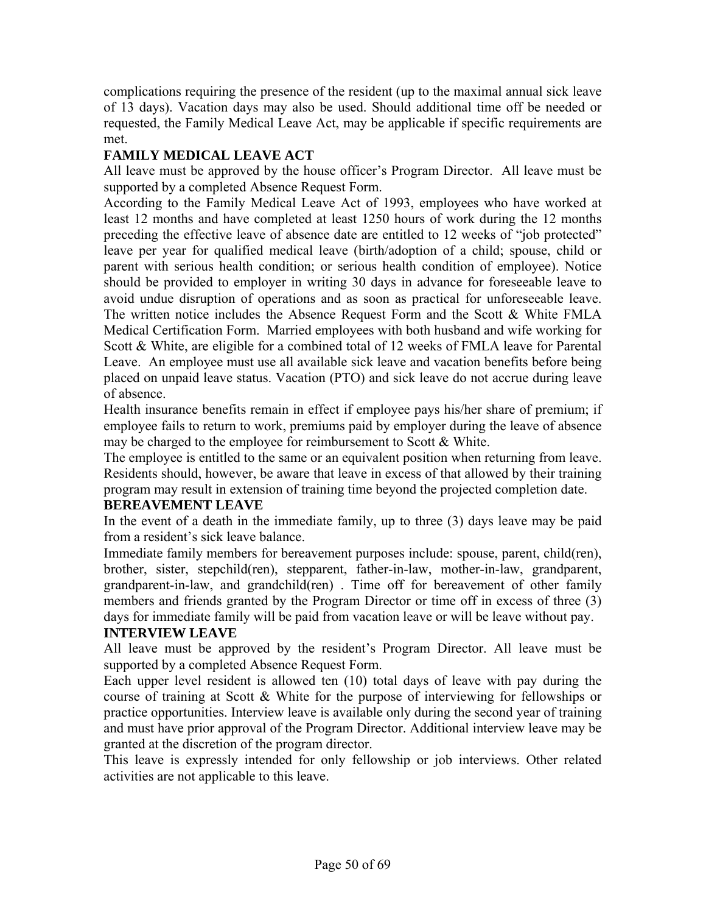complications requiring the presence of the resident (up to the maximal annual sick leave of 13 days). Vacation days may also be used. Should additional time off be needed or requested, the Family Medical Leave Act, may be applicable if specific requirements are met.

**FAMILY MEDICAL LEAVE ACT**

All leave must be approved by the house officer's Program Director. All leave must be supported by a completed Absence Request Form.

According to the Family Medical Leave Act of 1993, employees who have worked at least 12 months and have completed at least 1250 hours of work during the 12 months preceding the effective leave of absence date are entitled to 12 weeks of "job protected" leave per year for qualified medical leave (birth/adoption of a child; spouse, child or parent with serious health condition; or serious health condition of employee). Notice should be provided to employer in writing 30 days in advance for foreseeable leave to avoid undue disruption of operations and as soon as practical for unforeseeable leave. The written notice includes the Absence Request Form and the Scott & White FMLA Medical Certification Form. Married employees with both husband and wife working for Scott & White, are eligible for a combined total of 12 weeks of FMLA leave for Parental Leave. An employee must use all available sick leave and vacation benefits before being placed on unpaid leave status. Vacation (PTO) and sick leave do not accrue during leave of absence.

Health insurance benefits remain in effect if employee pays his/her share of premium; if employee fails to return to work, premiums paid by employer during the leave of absence may be charged to the employee for reimbursement to Scott & White.

The employee is entitled to the same or an equivalent position when returning from leave. Residents should, however, be aware that leave in excess of that allowed by their training program may result in extension of training time beyond the projected completion date.

**BEREAVEMENT LEAVE**

In the event of a death in the immediate family, up to three (3) days leave may be paid from a resident's sick leave balance.

Immediate family members for bereavement purposes include: spouse, parent, child(ren), brother, sister, stepchild(ren), stepparent, father-in-law, mother-in-law, grandparent, grandparent-in-law, and grandchild(ren) . Time off for bereavement of other family members and friends granted by the Program Director or time off in excess of three (3) days for immediate family will be paid from vacation leave or will be leave without pay.

**INTERVIEW LEAVE**

All leave must be approved by the resident's Program Director. All leave must be supported by a completed Absence Request Form.

Each upper level resident is allowed ten (10) total days of leave with pay during the course of training at Scott & White for the purpose of interviewing for fellowships or practice opportunities. Interview leave is available only during the second year of training and must have prior approval of the Program Director. Additional interview leave may be granted at the discretion of the program director.

This leave is expressly intended for only fellowship or job interviews. Other related activities are not applicable to this leave.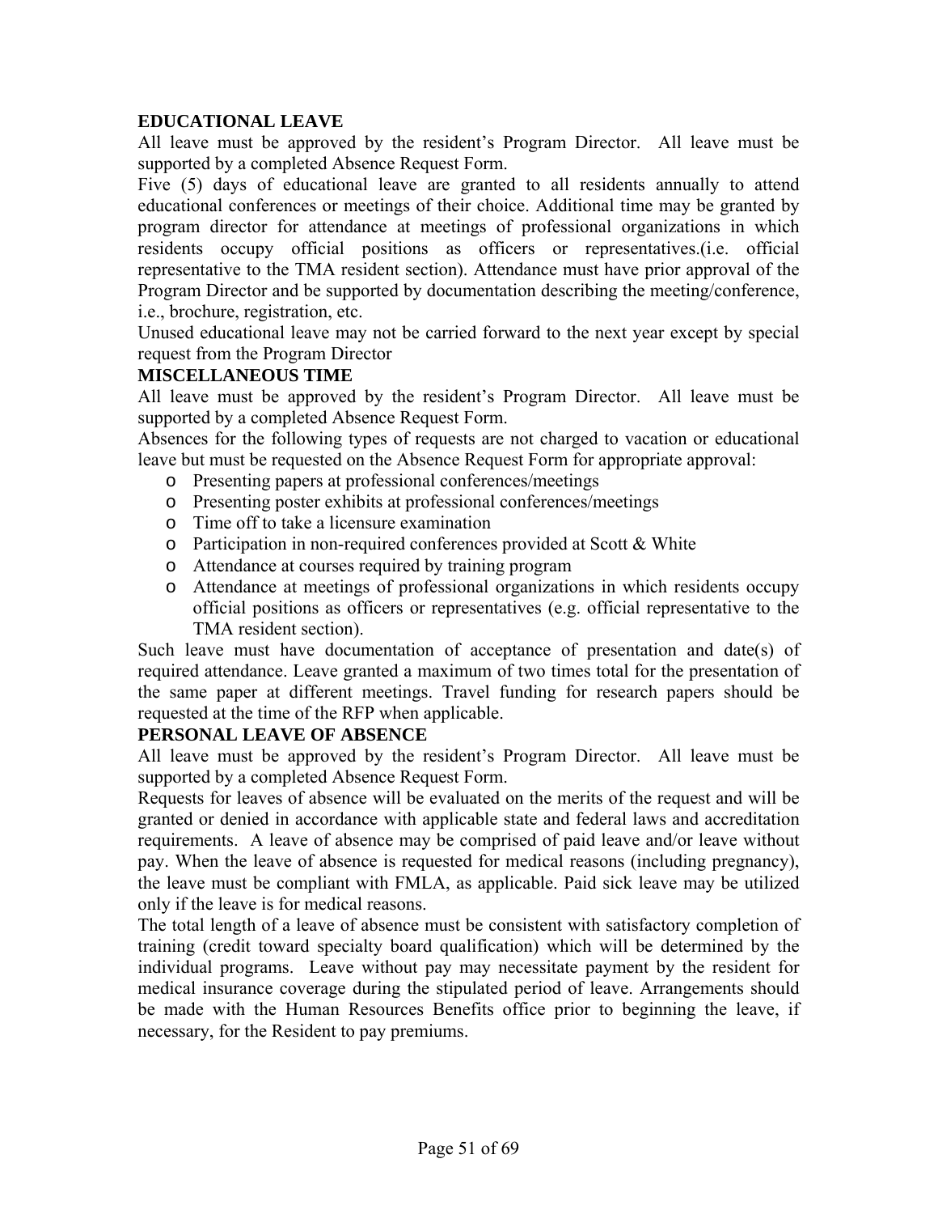## EDUCATIONAL LEAVE

All leave must be approved by the resident's Program Director. All leave must be supported by a completed Absence Request Form.

Five (5) days of educational leave are granted to all residents annually to attend educational conferences or meetings of their choice. Additional time may be granted by program director for attendance at meetings of professional organizations in which residents occupy official positions as officers or representatives.(i.e. official representative to the TMA resident section). Attendance must have prior approval of the Program Director and be supported by documentation describing the meeting/conference, i.e., brochure, registration, etc.

Unused educational leave may not be carried forward to the next year except by special request from the Program Director

## MISCELLANEOUS TIME

All leave must be approved by the resident's Program Director. All leave must be supported by a completed Absence Request Form.

Absences for the following types of requests are not charged to vacation or educational leave but must be requested on the Absence Request Form for appropriate approval:

- Presenting papers at professional conferences/meetings
- Presenting poster exhibits at professional conferences/meetings
- Time off to take a licensure examination
- Participation in non-required conferences provided at Scott & White
- Attendance at courses required by training program
- Attendance at meetings of professional organizations in which residents occupy official positions as officers or representatives (e.g. official representative to the TMA resident section).

Such leave must have documentation of acceptance of presentation and date(s) of required attendance. Leave granted a maximum of two times total for the presentation of the same paper at different meetings. Travel funding for research papers should be requested at the time of the RFP when applicable.

## PERSONAL LEAVE OF ABSENCE

All leave must be approved by the resident's Program Director. All leave must be supported by a completed Absence Request Form.

Requests for leaves of absence will be evaluated on the merits of the request and will be granted or denied in accordance with applicable state and federal laws and accreditation requirements. A leave of absence may be comprised of paid leave and/or leave without pay. When the leave of absence is requested for medical reasons (including pregnancy), the leave must be compliant with FMLA, as applicable. Paid sick leave may be utilized only if the leave is for medical reasons.

The total length of a leave of absence must be consistent with satisfactory completion of training (credit toward specialty board qualification) which will be determined by the individual programs. Leave without pay may necessitate payment by the resident for medical insurance coverage during the stipulated period of leave. Arrangements should be made with the Human Resources Benefits office prior to beginning the leave, if necessary, for the Resident to pay premiums.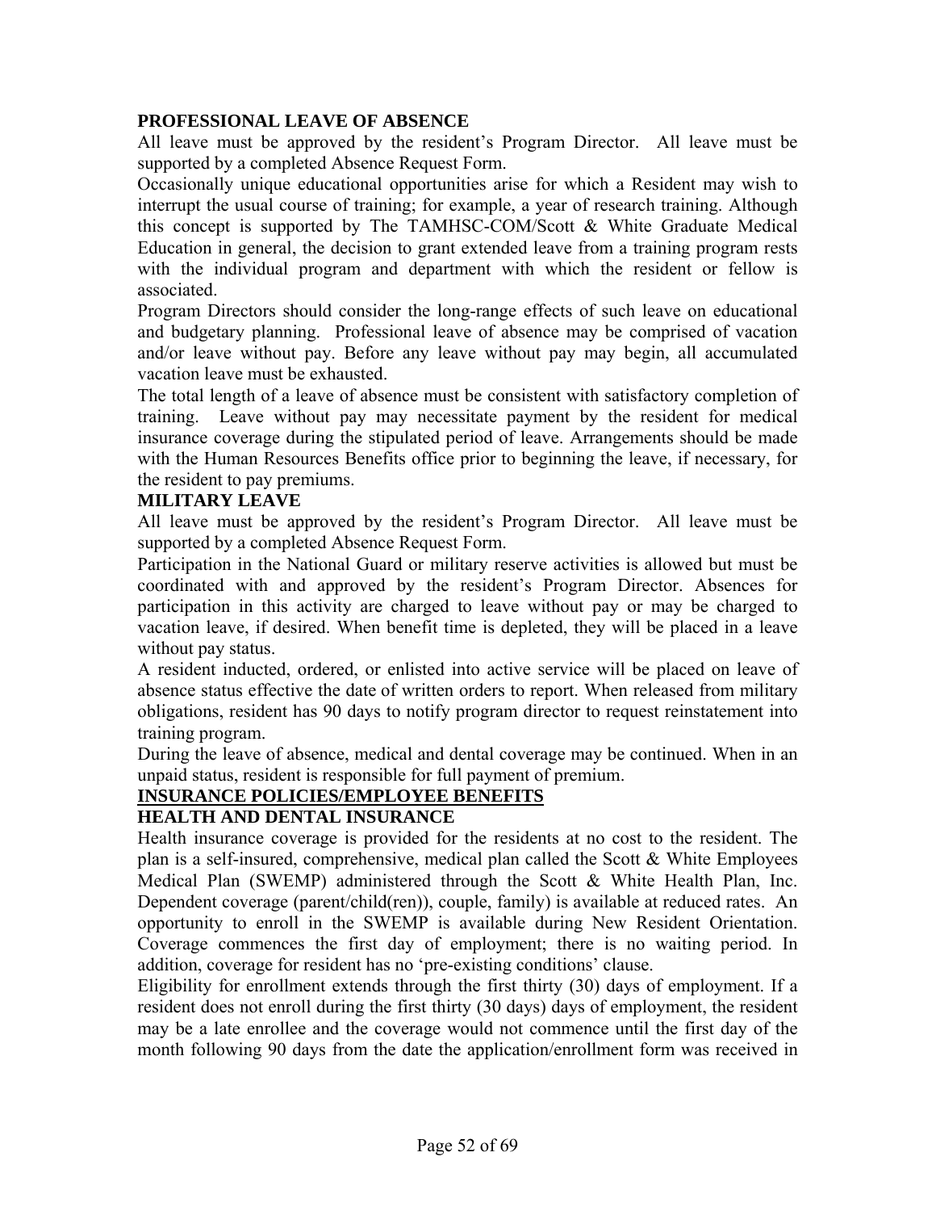**PROFESSIONAL LEAVE OF ABSENCE**

All leave must be approved by the resident's Program Director. All leave must be supported by a completed Absence Request Form.

Occasionally unique educational opportunities arise for which a Resident may wish to interrupt the usual course of training; for example, a year of research training. Although this concept is supported by The TAMHSC-COM/Scott & White Graduate Medical Education in general, the decision to grant extended leave from a training program rests with the individual program and department with which the resident or fellow is associated.

Program Directors should consider the long-range effects of such leave on educational and budgetary planning. Professional leave of absence may be comprised of vacation and/or leave without pay. Before any leave without pay may begin, all accumulated vacation leave must be exhausted.

The total length of a leave of absence must be consistent with satisfactory completion of training. Leave without pay may necessitate payment by the resident for medical insurance coverage during the stipulated period of leave. Arrangements should be made with the Human Resources Benefits office prior to beginning the leave, if necessary, for the resident to pay premiums.

**MILITARY LEAVE**

All leave must be approved by the resident's Program Director. All leave must be supported by a completed Absence Request Form.

Participation in the National Guard or military reserve activities is allowed but must be coordinated with and approved by the resident's Program Director. Absences for participation in this activity are charged to leave without pay or may be charged to vacation leave, if desired. When benefit time is depleted, they will be placed in a leave without pay status.

A resident inducted, ordered, or enlisted into active service will be placed on leave of absence status effective the date of written orders to report. When released from military obligations, resident has 90 days to notify program director to request reinstatement into training program.

During the leave of absence, medical and dental coverage may be continued. When in an unpaid status, resident is responsible for full payment of premium.

**<u>INSURANCE POLICIES/EMPLOYEE BENEFITS</u>**

**HEALTH AND DENTAL INSURANCE**

Health insurance coverage is provided for the residents at no cost to the resident. The plan is a self-insured, comprehensive, medical plan called the Scott & White Employees Medical Plan (SWEMP) administered through the Scott & White Health Plan, Inc. Dependent coverage (parent/child(ren)), couple, family) is available at reduced rates. An opportunity to enroll in the SWEMP is available during New Resident Orientation. Coverage commences the first day of employment; there is no waiting period. In addition, coverage for resident has no 'pre-existing conditions' clause.

Eligibility for enrollment extends through the first thirty (30) days of employment. If a resident does not enroll during the first thirty (30 days) days of employment, the resident may be a late enrollee and the coverage would not commence until the first day of the month following 90 days from the date the application/enrollment form was received in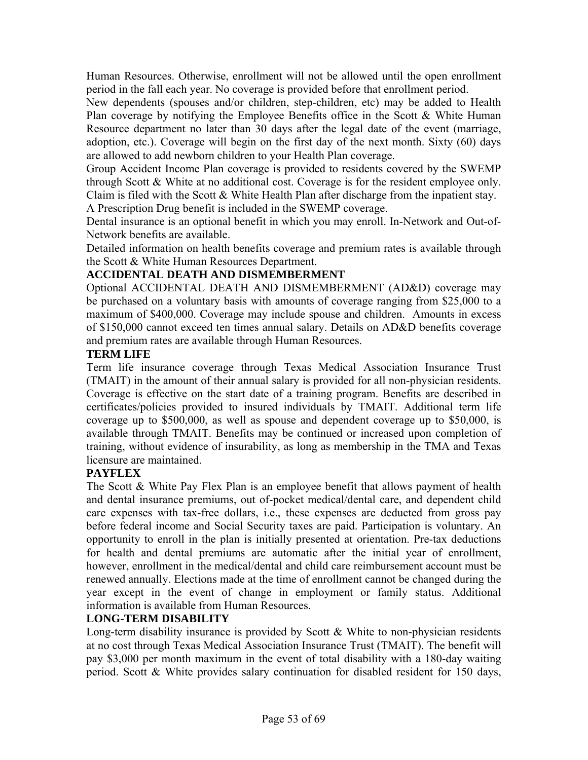Human Resources. Otherwise, enrollment will not be allowed until the open enrollment period in the fall each year. No coverage is provided before that enrollment period.

New dependents (spouses and/or children, step-children, etc) may be added to Health Plan coverage by notifying the Employee Benefits office in the Scott & White Human Resource department no later than 30 days after the legal date of the event (marriage, adoption, etc.). Coverage will begin on the first day of the next month. Sixty (60) days are allowed to add newborn children to your Health Plan coverage.

Group Accident Income Plan coverage is provided to residents covered by the SWEMP through Scott & White at no additional cost. Coverage is for the resident employee only. Claim is filed with the Scott & White Health Plan after discharge from the inpatient stay.

A Prescription Drug benefit is included in the SWEMP coverage.

Dental insurance is an optional benefit in which you may enroll. In-Network and Out-of-Network benefits are available.

Detailed information on health benefits coverage and premium rates is available through the Scott & White Human Resources Department.

**ACCIDENTAL DEATH AND DISMEMBERMENT**

Optional ACCIDENTAL DEATH AND DISMEMBERMENT (AD&D) coverage may be purchased on a voluntary basis with amounts of coverage ranging from $25,000 to a maximum of $400,000. Coverage may include spouse and children. Amounts in excess of $150,000 cannot exceed ten times annual salary. Details on AD&D benefits coverage and premium rates are available through Human Resources.

**TERM LIFE**

Term life insurance coverage through Texas Medical Association Insurance Trust (TMAIT) in the amount of their annual salary is provided for all non-physician residents. Coverage is effective on the start date of a training program. Benefits are described in certificates/policies provided to insured individuals by TMAIT. Additional term life coverage up to $500,000, as well as spouse and dependent coverage up to $50,000, is available through TMAIT. Benefits may be continued or increased upon completion of training, without evidence of insurability, as long as membership in the TMA and Texas licensure are maintained.

**PAYFLEX**

The Scott & White Pay Flex Plan is an employee benefit that allows payment of health and dental insurance premiums, out of-pocket medical/dental care, and dependent child care expenses with tax-free dollars, i.e., these expenses are deducted from gross pay before federal income and Social Security taxes are paid. Participation is voluntary. An opportunity to enroll in the plan is initially presented at orientation. Pre-tax deductions for health and dental premiums are automatic after the initial year of enrollment, however, enrollment in the medical/dental and child care reimbursement account must be renewed annually. Elections made at the time of enrollment cannot be changed during the year except in the event of change in employment or family status. Additional information is available from Human Resources.

**LONG-TERM DISABILITY**

Long-term disability insurance is provided by Scott & White to non-physician residents at no cost through Texas Medical Association Insurance Trust (TMAIT). The benefit will pay $3,000 per month maximum in the event of total disability with a 180-day waiting period. Scott & White provides salary continuation for disabled resident for 150 days,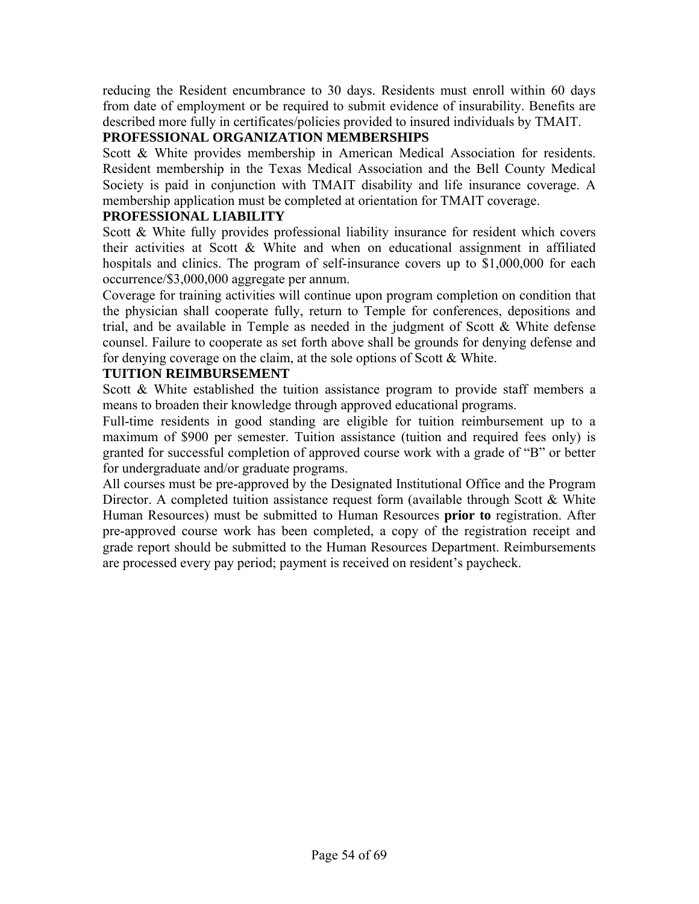reducing the Resident encumbrance to 30 days. Residents must enroll within 60 days from date of employment or be required to submit evidence of insurability. Benefits are described more fully in certificates/policies provided to insured individuals by TMAIT.

**PROFESSIONAL ORGANIZATION MEMBERSHIPS**

Scott & White provides membership in American Medical Association for residents. Resident membership in the Texas Medical Association and the Bell County Medical Society is paid in conjunction with TMAIT disability and life insurance coverage. A membership application must be completed at orientation for TMAIT coverage.

**PROFESSIONAL LIABILITY**

Scott & White fully provides professional liability insurance for resident which covers their activities at Scott & White and when on educational assignment in affiliated hospitals and clinics. The program of self-insurance covers up to $1,000,000 for each occurrence/$3,000,000 aggregate per annum.

Coverage for training activities will continue upon program completion on condition that the physician shall cooperate fully, return to Temple for conferences, depositions and trial, and be available in Temple as needed in the judgment of Scott & White defense counsel. Failure to cooperate as set forth above shall be grounds for denying defense and for denying coverage on the claim, at the sole options of Scott & White.

**TUITION REIMBURSEMENT**

Scott & White established the tuition assistance program to provide staff members a means to broaden their knowledge through approved educational programs.

Full-time residents in good standing are eligible for tuition reimbursement up to a maximum of $900 per semester. Tuition assistance (tuition and required fees only) is granted for successful completion of approved course work with a grade of "B" or better for undergraduate and/or graduate programs.

All courses must be pre-approved by the Designated Institutional Office and the Program Director. A completed tuition assistance request form (available through Scott & White Human Resources) must be submitted to Human Resources **prior to** registration. After pre-approved course work has been completed, a copy of the registration receipt and grade report should be submitted to the Human Resources Department. Reimbursements are processed every pay period; payment is received on resident's paycheck.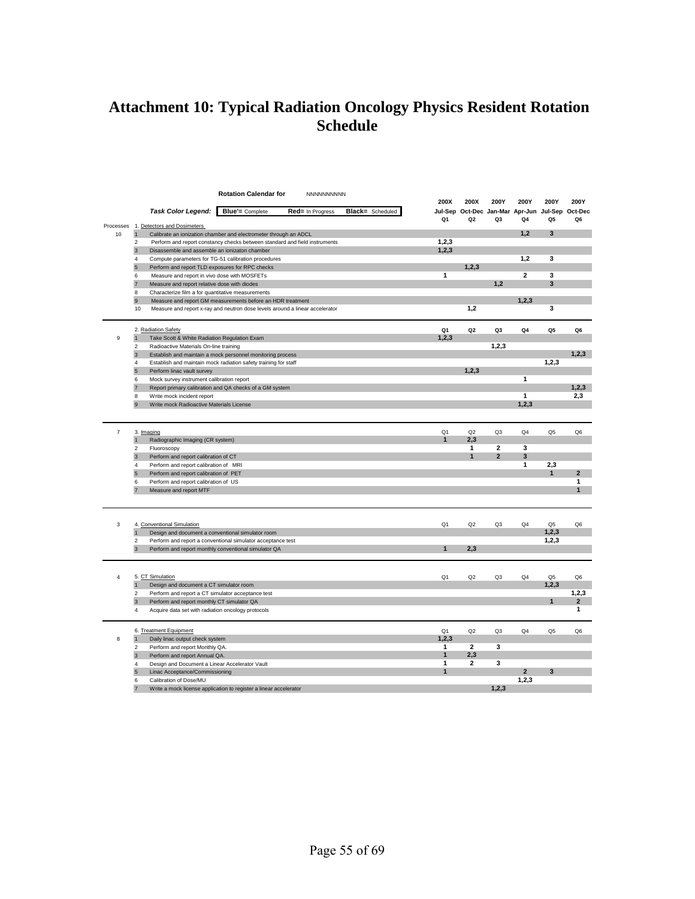# Attachment 10: Typical Radiation Oncology Physics Resident Rotation Schedule

**Rotation Calendar for** NNNNNNNNNN

***Task Color Legend:*** **Blue'=** Complete **Red=** In Progress **Black=** Scheduled

| Processes | # | Task | 200X Jul-Sep Q1 | 200X Oct-Dec Q2 | 200Y Jan-Mar Q3 | 200Y Apr-Jun Q4 | 200Y Jul-Sep Q5 | 200Y Oct-Dec Q6 |
|---|---|---|---|---|---|---|---|---|
| | | **1. Detectors and Dosimeters** | | | | | | |
| 10 | 1 | Calibrate an ionization chamber and electrometer through an ADCL | | | | 1,2 | 3 | |
| | 2 | Perform and report constancy checks between standard and field instruments | 1,2,3 | | | | | |
| | 3 | Disassemble and assemble an ionizaton chamber | 1,2,3 | | | | | |
| | 4 | Compute parameters for TG-51 calibration procedures | | | | 1,2 | 3 | |
| | 5 | Perform and report TLD exposures for RPC checks | | 1,2,3 | | | | |
| | 6 | Measure and report in vivo dose with MOSFETs | 1 | | | 2 | 3 | |
| | 7 | Measure and report relative dose with diodes | | | 1,2 | | 3 | |
| | 8 | Characterize film a for quantitative measurements | | | | | | |
| | 9 | Measure and report GM measurements before an HDR treatment | | | | 1,2,3 | | |
| | 10 | Measure and report x-ray and neutron dose levels around a linear accelerator | | 1,2 | | | 3 | |
| | | **2. Radiation Safety** | Q1 | Q2 | Q3 | Q4 | Q5 | Q6 |
| 9 | 1 | Take Scott & White Radiation Regulation Exam | 1,2,3 | | | | | |
| | 2 | Radioactive Materials On-line training | | | 1,2,3 | | | |
| | 3 | Establish and maintain a mock personnel monitoring process | | | | | | 1,2,3 |
| | 4 | Establish and maintain mock radiation safety training for staff | | | | | 1,2,3 | |
| | 5 | Perform linac vault survey | | 1,2,3 | | | | |
| | 6 | Mock survey instrument calibration report | | | | 1 | | |
| | 7 | Report primary calibration and QA checks of a GM system | | | | | | 1,2,3 |
| | 8 | Write mock incident report | | | | 1 | | 2,3 |
| | 9 | Write mock Radioactive Materials License | | | | 1,2,3 | | |
| 7 | | **3. Imaging** | Q1 | Q2 | Q3 | Q4 | Q5 | Q6 |
| | 1 | Radiographic Imaging (CR system) | 1 | 2,3 | | | | |
| | 2 | Fluoroscopy | | 1 | 2 | 3 | | |
| | 3 | Perform and report calibration of CT | | 1 | 2 | 3 | | |
| | 4 | Perform and report calibration of MRI | | | | 1 | 2,3 | |
| | 5 | Perform and report calibration of PET | | | | | 1 | 2 |
| | 6 | Perform and report calibration of US | | | | | | 1 |
| | 7 | Measure and report MTF | | | | | | 1 |
| 3 | | **4. Conventional Simulation** | Q1 | Q2 | Q3 | Q4 | Q5 | Q6 |
| | 1 | Design and document a conventional simulator room | | | | | 1,2,3 | |
| | 2 | Perform and report a conventional simulator acceptance test | | | | | 1,2,3 | |
| | 3 | Perform and report monthly conventional simulator QA | 1 | 2,3 | | | | |
| 4 | | **5. CT Simulation** | Q1 | Q2 | Q3 | Q4 | Q5 | Q6 |
| | 1 | Design and document a CT simulator room | | | | | 1,2,3 | |
| | 2 | Perform and report a CT simulator acceptance test | | | | | | 1,2,3 |
| | 3 | Perform and report monthly CT simulator QA | | | | | 1 | 2 |
| | 4 | Acquire data set with radiation oncology protocols | | | | | | 1 |
| | | **6. Treatment Equipment** | Q1 | Q2 | Q3 | Q4 | Q5 | Q6 |
| 8 | 1 | Daily linac output check system | 1,2,3 | | | | | |
| | 2 | Perform and report Monthly QA. | 1 | 2 | 3 | | | |
| | 3 | Perform and report Annual QA. | 1 | 2,3 | | | | |
| | 4 | Design and Document a Linear Accelerator Vault | 1 | 2 | 3 | | | |
| | 5 | Linac Acceptance/Commissioning | 1 | | | 2 | 3 | |
| | 6 | Calibration of Dose/MU | | | | 1,2,3 | | |
| | 7 | Write a mock license application to register a linear accelerator | | | 1,2,3 | | | |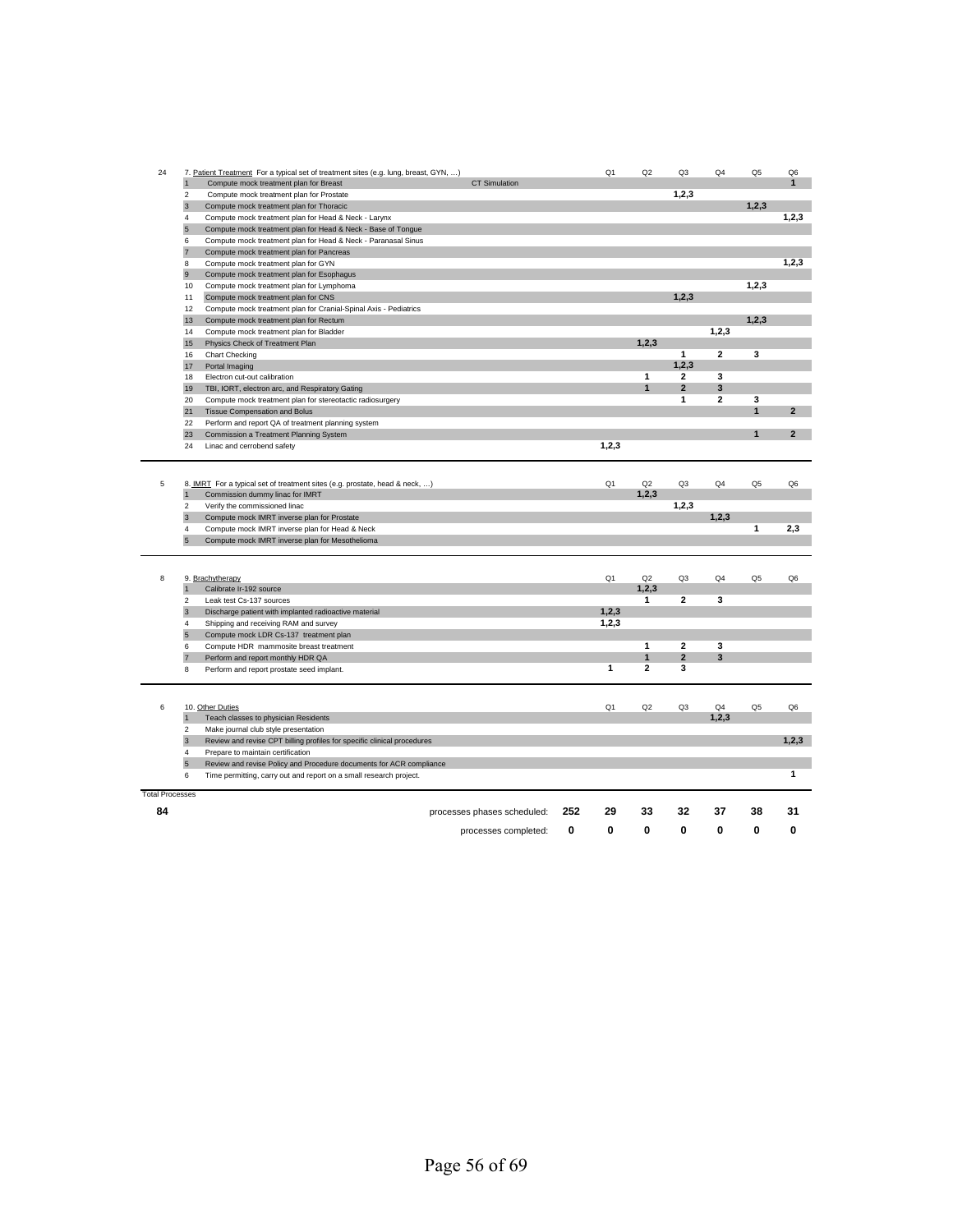| | # | Process | | Q1 | Q2 | Q3 | Q4 | Q5 | Q6 |
|---|---|---|---|---|---|---|---|---|---|
| 24 | | 7. Patient Treatment For a typical set of treatment sites (e.g. lung, breast, GYN, …) | | | | | | | |
| | 1 | Compute mock treatment plan for Breast | CT Simulation | | | | | | 1 |
| | 2 | Compute mock treatment plan for Prostate | | | | 1,2,3 | | | |
| | 3 | Compute mock treatment plan for Thoracic | | | | | | 1,2,3 | |
| | 4 | Compute mock treatment plan for Head & Neck - Larynx | | | | | | | 1,2,3 |
| | 5 | Compute mock treatment plan for Head & Neck - Base of Tongue | | | | | | | |
| | 6 | Compute mock treatment plan for Head & Neck - Paranasal Sinus | | | | | | | |
| | 7 | Compute mock treatment plan for Pancreas | | | | | | | |
| | 8 | Compute mock treatment plan for GYN | | | | | | | 1,2,3 |
| | 9 | Compute mock treatment plan for Esophagus | | | | | | | |
| | 10 | Compute mock treatment plan for Lymphoma | | | | | | 1,2,3 | |
| | 11 | Compute mock treatment plan for CNS | | | | 1,2,3 | | | |
| | 12 | Compute mock treatment plan for Cranial-Spinal Axis - Pediatrics | | | | | | | |
| | 13 | Compute mock treatment plan for Rectum | | | | | | 1,2,3 | |
| | 14 | Compute mock treatment plan for Bladder | | | | | 1,2,3 | | |
| | 15 | Physics Check of Treatment Plan | | | 1,2,3 | | | | |
| | 16 | Chart Checking | | | | 1 | 2 | 3 | |
| | 17 | Portal Imaging | | | | 1,2,3 | | | |
| | 18 | Electron cut-out calibration | | | 1 | 2 | 3 | | |
| | 19 | TBI, IORT, electron arc, and Respiratory Gating | | | 1 | 2 | 3 | | |
| | 20 | Compute mock treatment plan for stereotactic radiosurgery | | | | 1 | 2 | 3 | |
| | 21 | Tissue Compensation and Bolus | | | | | | 1 | 2 |
| | 22 | Perform and report QA of treatment planning system | | | | | | | |
| | 23 | Commission a Treatment Planning System | | | | | | 1 | 2 |
| | 24 | Linac and cerrobend safety | | 1,2,3 | | | | | |
| 5 | | 8. IMRT For a typical set of treatment sites (e.g. prostate, head & neck, …) | | Q1 | Q2 | Q3 | Q4 | Q5 | Q6 |
| | 1 | Commission dummy linac for IMRT | | | 1,2,3 | | | | |
| | 2 | Verify the commissioned linac | | | | 1,2,3 | | | |
| | 3 | Compute mock IMRT inverse plan for Prostate | | | | | 1,2,3 | | |
| | 4 | Compute mock IMRT inverse plan for Head & Neck | | | | | | 1 | 2,3 |
| | 5 | Compute mock IMRT inverse plan for Mesothelioma | | | | | | | |
| 8 | | 9. Brachytherapy | | Q1 | Q2 | Q3 | Q4 | Q5 | Q6 |
| | 1 | Calibrate Ir-192 source | | | 1,2,3 | | | | |
| | 2 | Leak test Cs-137 sources | | | 1 | 2 | 3 | | |
| | 3 | Discharge patient with implanted radioactive material | | 1,2,3 | | | | | |
| | 4 | Shipping and receiving RAM and survey | | 1,2,3 | | | | | |
| | 5 | Compute mock LDR Cs-137 treatment plan | | | | | | | |
| | 6 | Compute HDR mammosite breast treatment | | | 1 | 2 | 3 | | |
| | 7 | Perform and report monthly HDR QA | | | 1 | 2 | 3 | | |
| | 8 | Perform and report prostate seed implant. | | 1 | 2 | 3 | | | |
| 6 | | 10. Other Duties | | Q1 | Q2 | Q3 | Q4 | Q5 | Q6 |
| | 1 | Teach classes to physician Residents | | | | | 1,2,3 | | |
| | 2 | Make journal club style presentation | | | | | | | |
| | 3 | Review and revise CPT billing profiles for specific clinical procedures | | | | | | | 1,2,3 |
| | 4 | Prepare to maintain certification | | | | | | | |
| | 5 | Review and revise Policy and Procedure documents for ACR compliance | | | | | | | |
| | 6 | Time permitting, carry out and report on a small research project. | | | | | | | 1 |
| Total Processes | | | | | | | | | |
| 84 | | | processes phases scheduled: 252 | 29 | 33 | 32 | 37 | 38 | 31 |
| | | | processes completed: 0 | 0 | 0 | 0 | 0 | 0 | 0 |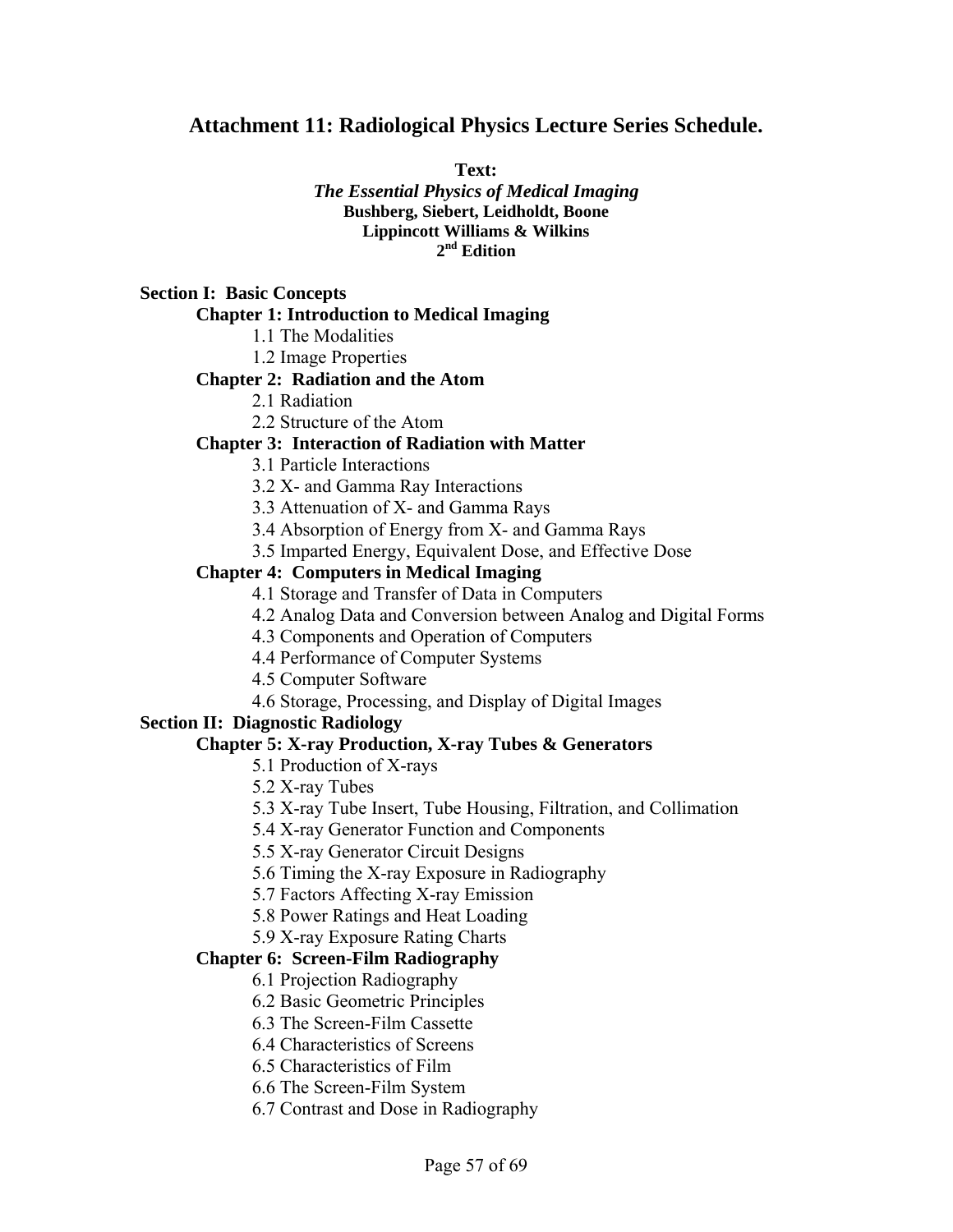# Attachment 11: Radiological Physics Lecture Series Schedule.

**Text:**
***The Essential Physics of Medical Imaging***
**Bushberg, Siebert, Leidholdt, Boone**
**Lippincott Williams & Wilkins**
**2nd Edition**

## Section I: Basic Concepts

### Chapter 1: Introduction to Medical Imaging

- 1.1 The Modalities
- 1.2 Image Properties

### Chapter 2: Radiation and the Atom

- 2.1 Radiation
- 2.2 Structure of the Atom

### Chapter 3: Interaction of Radiation with Matter

- 3.1 Particle Interactions
- 3.2 X- and Gamma Ray Interactions
- 3.3 Attenuation of X- and Gamma Rays
- 3.4 Absorption of Energy from X- and Gamma Rays
- 3.5 Imparted Energy, Equivalent Dose, and Effective Dose

### Chapter 4: Computers in Medical Imaging

- 4.1 Storage and Transfer of Data in Computers
- 4.2 Analog Data and Conversion between Analog and Digital Forms
- 4.3 Components and Operation of Computers
- 4.4 Performance of Computer Systems
- 4.5 Computer Software
- 4.6 Storage, Processing, and Display of Digital Images

## Section II: Diagnostic Radiology

### Chapter 5: X-ray Production, X-ray Tubes & Generators

- 5.1 Production of X-rays
- 5.2 X-ray Tubes
- 5.3 X-ray Tube Insert, Tube Housing, Filtration, and Collimation
- 5.4 X-ray Generator Function and Components
- 5.5 X-ray Generator Circuit Designs
- 5.6 Timing the X-ray Exposure in Radiography
- 5.7 Factors Affecting X-ray Emission
- 5.8 Power Ratings and Heat Loading
- 5.9 X-ray Exposure Rating Charts

### Chapter 6: Screen-Film Radiography

- 6.1 Projection Radiography
- 6.2 Basic Geometric Principles
- 6.3 The Screen-Film Cassette
- 6.4 Characteristics of Screens
- 6.5 Characteristics of Film
- 6.6 The Screen-Film System
- 6.7 Contrast and Dose in Radiography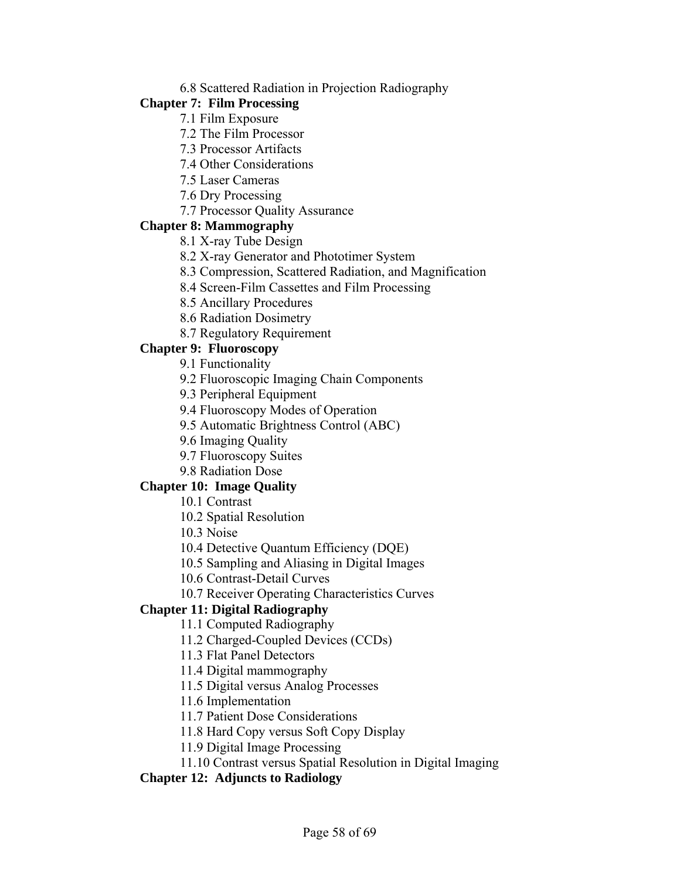6.8 Scattered Radiation in Projection Radiography

**Chapter 7: Film Processing**

7.1 Film Exposure
7.2 The Film Processor
7.3 Processor Artifacts
7.4 Other Considerations
7.5 Laser Cameras
7.6 Dry Processing
7.7 Processor Quality Assurance

**Chapter 8: Mammography**

8.1 X-ray Tube Design
8.2 X-ray Generator and Phototimer System
8.3 Compression, Scattered Radiation, and Magnification
8.4 Screen-Film Cassettes and Film Processing
8.5 Ancillary Procedures
8.6 Radiation Dosimetry
8.7 Regulatory Requirement

**Chapter 9: Fluoroscopy**

9.1 Functionality
9.2 Fluoroscopic Imaging Chain Components
9.3 Peripheral Equipment
9.4 Fluoroscopy Modes of Operation
9.5 Automatic Brightness Control (ABC)
9.6 Imaging Quality
9.7 Fluoroscopy Suites
9.8 Radiation Dose

**Chapter 10: Image Quality**

10.1 Contrast
10.2 Spatial Resolution
10.3 Noise
10.4 Detective Quantum Efficiency (DQE)
10.5 Sampling and Aliasing in Digital Images
10.6 Contrast-Detail Curves
10.7 Receiver Operating Characteristics Curves

**Chapter 11: Digital Radiography**

11.1 Computed Radiography
11.2 Charged-Coupled Devices (CCDs)
11.3 Flat Panel Detectors
11.4 Digital mammography
11.5 Digital versus Analog Processes
11.6 Implementation
11.7 Patient Dose Considerations
11.8 Hard Copy versus Soft Copy Display
11.9 Digital Image Processing
11.10 Contrast versus Spatial Resolution in Digital Imaging

**Chapter 12: Adjuncts to Radiology**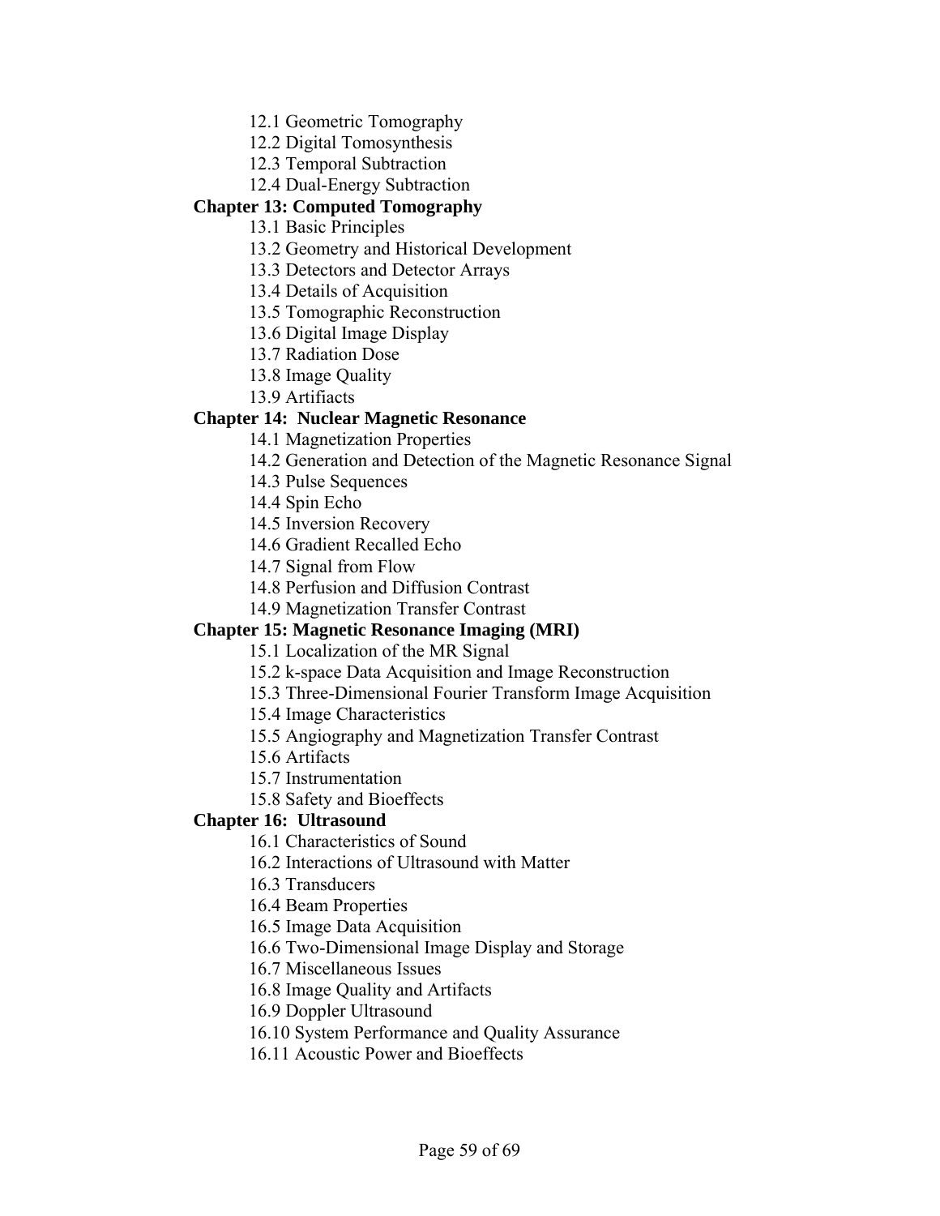- 12.1 Geometric Tomography
- 12.2 Digital Tomosynthesis
- 12.3 Temporal Subtraction
- 12.4 Dual-Energy Subtraction

**Chapter 13: Computed Tomography**

- 13.1 Basic Principles
- 13.2 Geometry and Historical Development
- 13.3 Detectors and Detector Arrays
- 13.4 Details of Acquisition
- 13.5 Tomographic Reconstruction
- 13.6 Digital Image Display
- 13.7 Radiation Dose
- 13.8 Image Quality
- 13.9 Artifiacts

**Chapter 14: Nuclear Magnetic Resonance**

- 14.1 Magnetization Properties
- 14.2 Generation and Detection of the Magnetic Resonance Signal
- 14.3 Pulse Sequences
- 14.4 Spin Echo
- 14.5 Inversion Recovery
- 14.6 Gradient Recalled Echo
- 14.7 Signal from Flow
- 14.8 Perfusion and Diffusion Contrast
- 14.9 Magnetization Transfer Contrast

**Chapter 15: Magnetic Resonance Imaging (MRI)**

- 15.1 Localization of the MR Signal
- 15.2 k-space Data Acquisition and Image Reconstruction
- 15.3 Three-Dimensional Fourier Transform Image Acquisition
- 15.4 Image Characteristics
- 15.5 Angiography and Magnetization Transfer Contrast
- 15.6 Artifacts
- 15.7 Instrumentation
- 15.8 Safety and Bioeffects

**Chapter 16: Ultrasound**

- 16.1 Characteristics of Sound
- 16.2 Interactions of Ultrasound with Matter
- 16.3 Transducers
- 16.4 Beam Properties
- 16.5 Image Data Acquisition
- 16.6 Two-Dimensional Image Display and Storage
- 16.7 Miscellaneous Issues
- 16.8 Image Quality and Artifacts
- 16.9 Doppler Ultrasound
- 16.10 System Performance and Quality Assurance
- 16.11 Acoustic Power and Bioeffects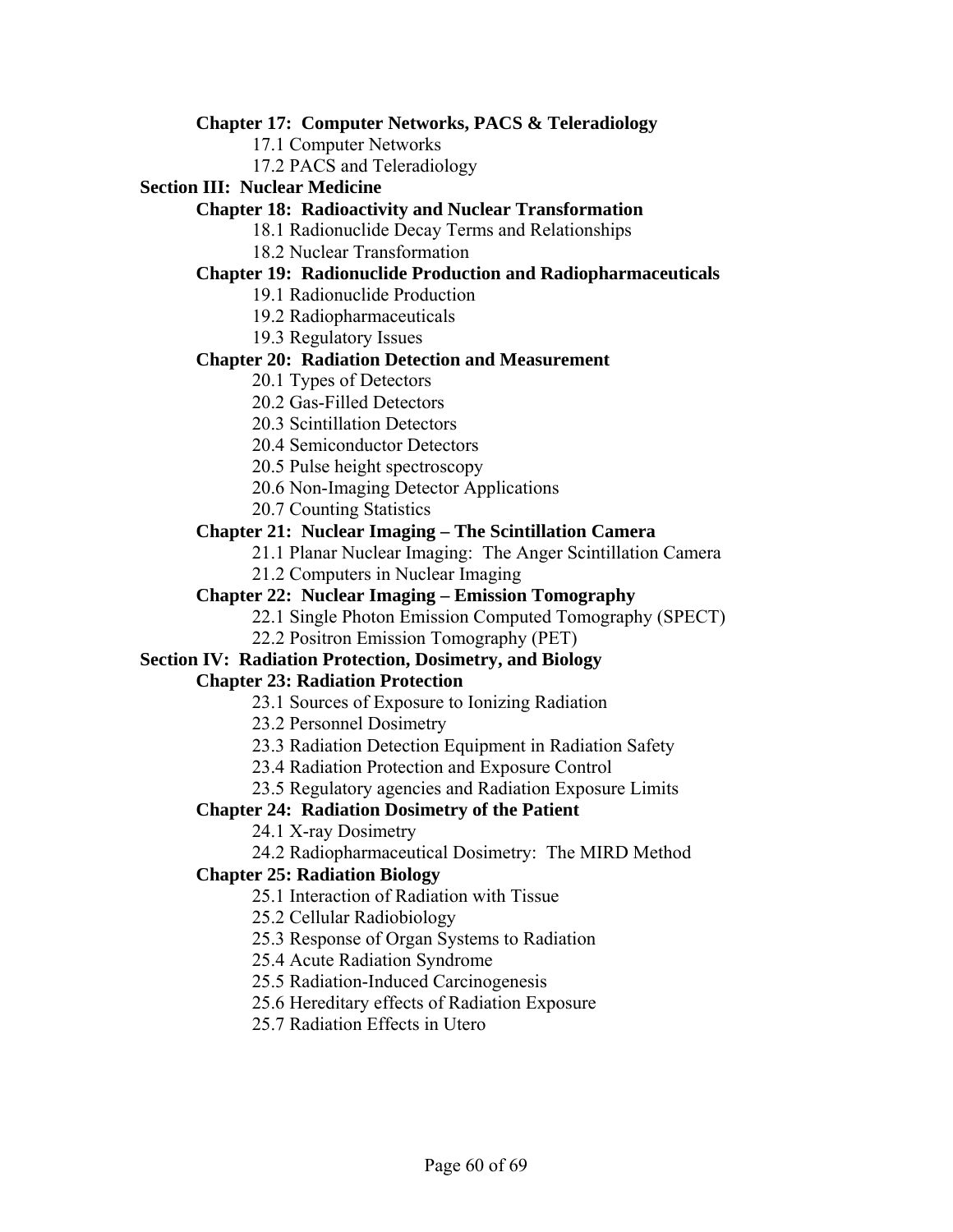**Chapter 17: Computer Networks, PACS & Teleradiology**

- 17.1 Computer Networks
- 17.2 PACS and Teleradiology

**Section III: Nuclear Medicine**

**Chapter 18: Radioactivity and Nuclear Transformation**

- 18.1 Radionuclide Decay Terms and Relationships
- 18.2 Nuclear Transformation

**Chapter 19: Radionuclide Production and Radiopharmaceuticals**

- 19.1 Radionuclide Production
- 19.2 Radiopharmaceuticals
- 19.3 Regulatory Issues

**Chapter 20: Radiation Detection and Measurement**

- 20.1 Types of Detectors
- 20.2 Gas-Filled Detectors
- 20.3 Scintillation Detectors
- 20.4 Semiconductor Detectors
- 20.5 Pulse height spectroscopy
- 20.6 Non-Imaging Detector Applications
- 20.7 Counting Statistics

**Chapter 21: Nuclear Imaging – The Scintillation Camera**

- 21.1 Planar Nuclear Imaging: The Anger Scintillation Camera
- 21.2 Computers in Nuclear Imaging

**Chapter 22: Nuclear Imaging – Emission Tomography**

- 22.1 Single Photon Emission Computed Tomography (SPECT)
- 22.2 Positron Emission Tomography (PET)

**Section IV: Radiation Protection, Dosimetry, and Biology**

**Chapter 23: Radiation Protection**

- 23.1 Sources of Exposure to Ionizing Radiation
- 23.2 Personnel Dosimetry
- 23.3 Radiation Detection Equipment in Radiation Safety
- 23.4 Radiation Protection and Exposure Control
- 23.5 Regulatory agencies and Radiation Exposure Limits

**Chapter 24: Radiation Dosimetry of the Patient**

- 24.1 X-ray Dosimetry
- 24.2 Radiopharmaceutical Dosimetry: The MIRD Method

**Chapter 25: Radiation Biology**

- 25.1 Interaction of Radiation with Tissue
- 25.2 Cellular Radiobiology
- 25.3 Response of Organ Systems to Radiation
- 25.4 Acute Radiation Syndrome
- 25.5 Radiation-Induced Carcinogenesis
- 25.6 Hereditary effects of Radiation Exposure
- 25.7 Radiation Effects in Utero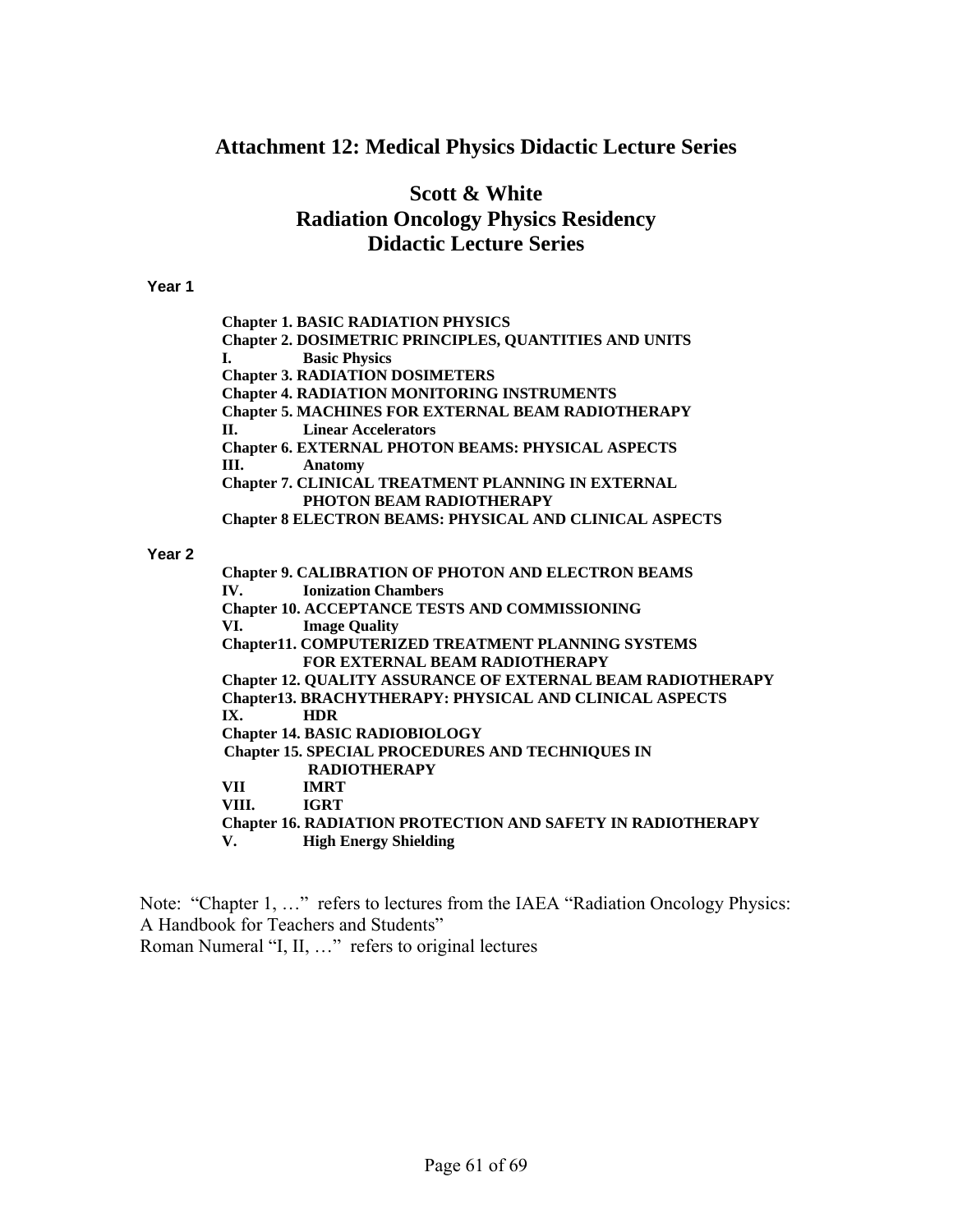# Attachment 12: Medical Physics Didactic Lecture Series

## Scott & White
## Radiation Oncology Physics Residency
## Didactic Lecture Series

**Year 1**

**Chapter 1. BASIC RADIATION PHYSICS**
**Chapter 2. DOSIMETRIC PRINCIPLES, QUANTITIES AND UNITS**
**I. Basic Physics**
**Chapter 3. RADIATION DOSIMETERS**
**Chapter 4. RADIATION MONITORING INSTRUMENTS**
**Chapter 5. MACHINES FOR EXTERNAL BEAM RADIOTHERAPY**
**II. Linear Accelerators**
**Chapter 6. EXTERNAL PHOTON BEAMS: PHYSICAL ASPECTS**
**III. Anatomy**
**Chapter 7. CLINICAL TREATMENT PLANNING IN EXTERNAL PHOTON BEAM RADIOTHERAPY**
**Chapter 8 ELECTRON BEAMS: PHYSICAL AND CLINICAL ASPECTS**

**Year 2**

**Chapter 9. CALIBRATION OF PHOTON AND ELECTRON BEAMS**
**IV. Ionization Chambers**
**Chapter 10. ACCEPTANCE TESTS AND COMMISSIONING**
**VI. Image Quality**
**Chapter11. COMPUTERIZED TREATMENT PLANNING SYSTEMS FOR EXTERNAL BEAM RADIOTHERAPY**
**Chapter 12. QUALITY ASSURANCE OF EXTERNAL BEAM RADIOTHERAPY**
**Chapter13. BRACHYTHERAPY: PHYSICAL AND CLINICAL ASPECTS**
**IX. HDR**
**Chapter 14. BASIC RADIOBIOLOGY**
**Chapter 15. SPECIAL PROCEDURES AND TECHNIQUES IN RADIOTHERAPY**
**VII IMRT**
**VIII. IGRT**
**Chapter 16. RADIATION PROTECTION AND SAFETY IN RADIOTHERAPY**
**V. High Energy Shielding**

Note: "Chapter 1, …" refers to lectures from the IAEA "Radiation Oncology Physics: A Handbook for Teachers and Students"
Roman Numeral "I, II, …" refers to original lectures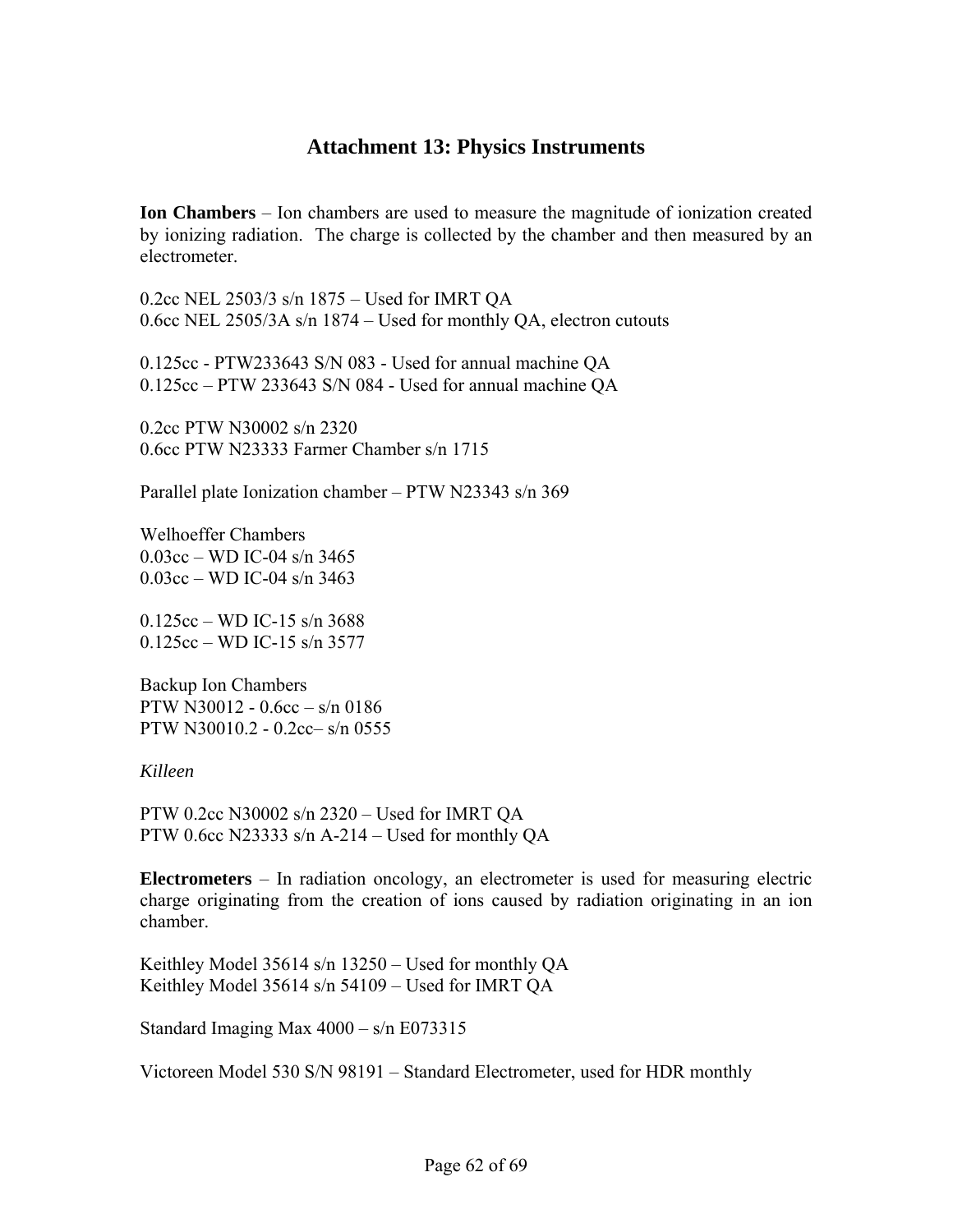# Attachment 13: Physics Instruments

**Ion Chambers** – Ion chambers are used to measure the magnitude of ionization created by ionizing radiation. The charge is collected by the chamber and then measured by an electrometer.

0.2cc NEL 2503/3 s/n 1875 – Used for IMRT QA
0.6cc NEL 2505/3A s/n 1874 – Used for monthly QA, electron cutouts

0.125cc - PTW233643 S/N 083 - Used for annual machine QA
0.125cc – PTW 233643 S/N 084 - Used for annual machine QA

0.2cc PTW N30002 s/n 2320
0.6cc PTW N23333 Farmer Chamber s/n 1715

Parallel plate Ionization chamber – PTW N23343 s/n 369

Welhoeffer Chambers
0.03cc – WD IC-04 s/n 3465
0.03cc – WD IC-04 s/n 3463

0.125cc – WD IC-15 s/n 3688
0.125cc – WD IC-15 s/n 3577

Backup Ion Chambers
PTW N30012 - 0.6cc – s/n 0186
PTW N30010.2 - 0.2cc– s/n 0555

*Killeen*

PTW 0.2cc N30002 s/n 2320 – Used for IMRT QA
PTW 0.6cc N23333 s/n A-214 – Used for monthly QA

**Electrometers** – In radiation oncology, an electrometer is used for measuring electric charge originating from the creation of ions caused by radiation originating in an ion chamber.

Keithley Model 35614 s/n 13250 – Used for monthly QA
Keithley Model 35614 s/n 54109 – Used for IMRT QA

Standard Imaging Max 4000 – s/n E073315

Victoreen Model 530 S/N 98191 – Standard Electrometer, used for HDR monthly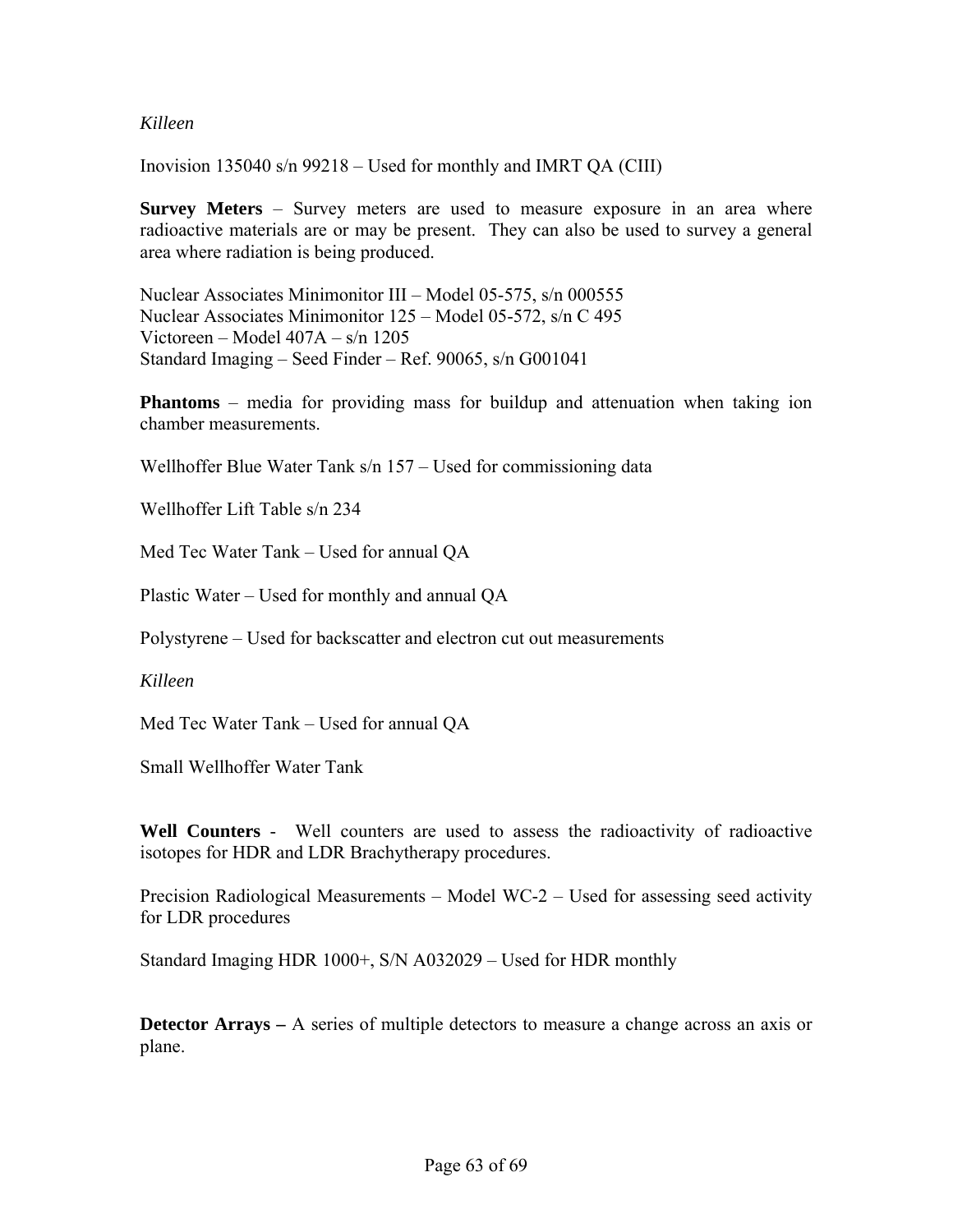*Killeen*

Inovision 135040 s/n 99218 – Used for monthly and IMRT QA (CIII)

**Survey Meters** – Survey meters are used to measure exposure in an area where radioactive materials are or may be present. They can also be used to survey a general area where radiation is being produced.

Nuclear Associates Minimonitor III – Model 05-575, s/n 000555
Nuclear Associates Minimonitor 125 – Model 05-572, s/n C 495
Victoreen – Model 407A – s/n 1205
Standard Imaging – Seed Finder – Ref. 90065, s/n G001041

**Phantoms** – media for providing mass for buildup and attenuation when taking ion chamber measurements.

Wellhoffer Blue Water Tank s/n 157 – Used for commissioning data

Wellhoffer Lift Table s/n 234

Med Tec Water Tank – Used for annual QA

Plastic Water – Used for monthly and annual QA

Polystyrene – Used for backscatter and electron cut out measurements

*Killeen*

Med Tec Water Tank – Used for annual QA

Small Wellhoffer Water Tank

**Well Counters** - Well counters are used to assess the radioactivity of radioactive isotopes for HDR and LDR Brachytherapy procedures.

Precision Radiological Measurements – Model WC-2 – Used for assessing seed activity for LDR procedures

Standard Imaging HDR 1000+, S/N A032029 – Used for HDR monthly

**Detector Arrays –** A series of multiple detectors to measure a change across an axis or plane.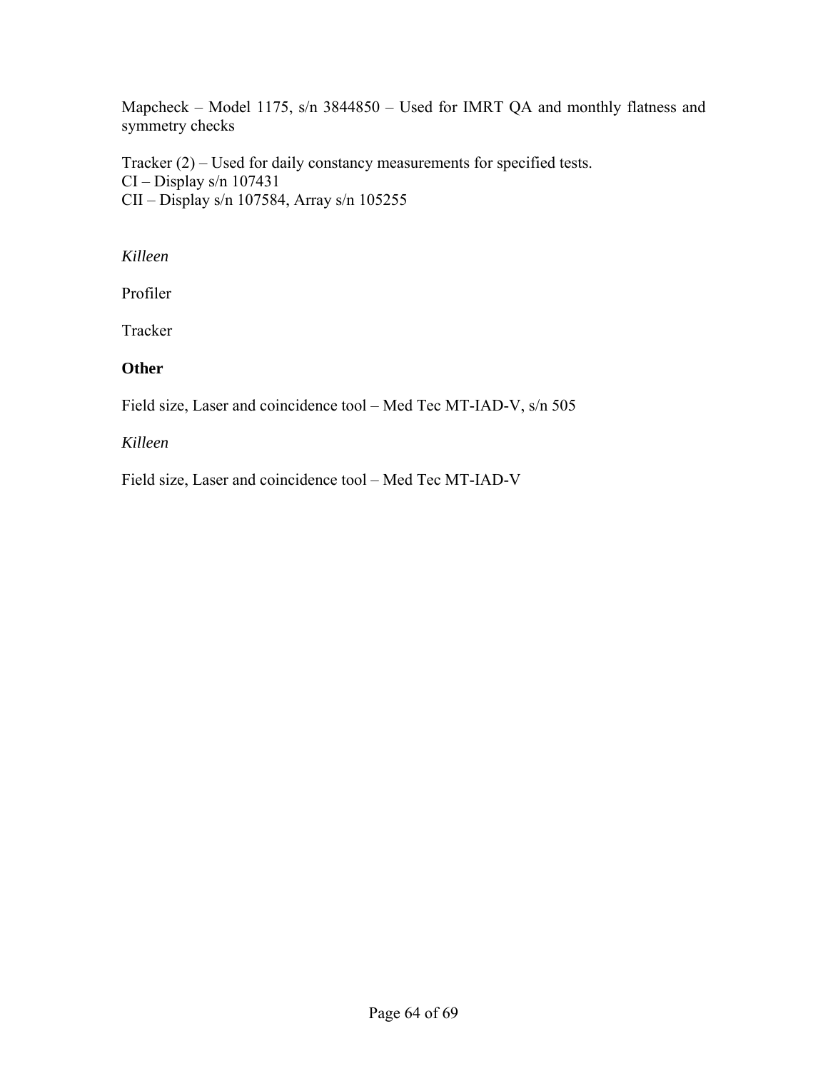Mapcheck – Model 1175, s/n 3844850 – Used for IMRT QA and monthly flatness and symmetry checks

Tracker (2) – Used for daily constancy measurements for specified tests.
CI – Display s/n 107431
CII – Display s/n 107584, Array s/n 105255

*Killeen*

Profiler

Tracker

**Other**

Field size, Laser and coincidence tool – Med Tec MT-IAD-V, s/n 505

*Killeen*

Field size, Laser and coincidence tool – Med Tec MT-IAD-V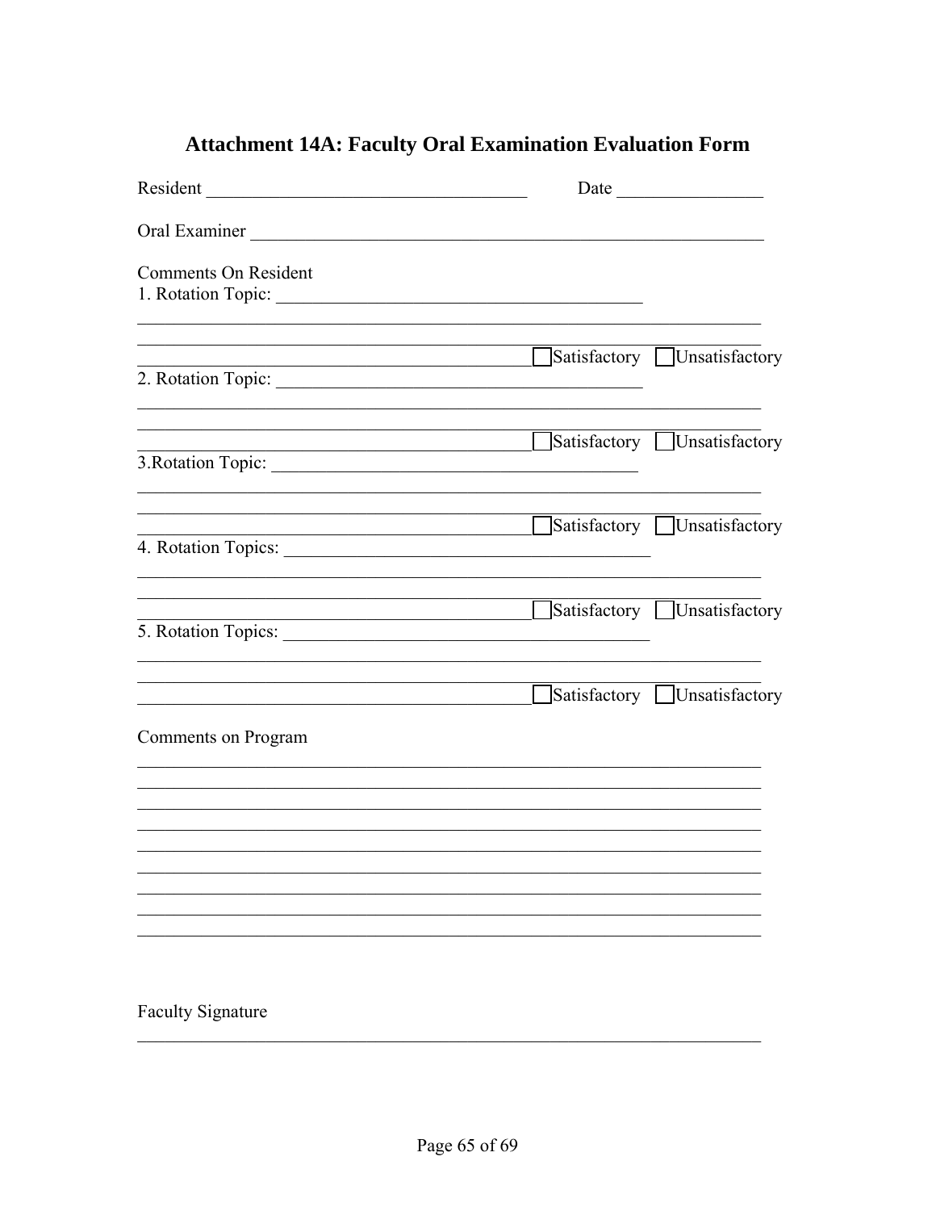# Attachment 14A: Faculty Oral Examination Evaluation Form

Resident ___________________________________ Date ________________

Oral Examiner ___________________________________________________________

Comments On Resident

1. Rotation Topic: _______________________________________

_____________________________________________________________________

_____________________________________________ ☐ Satisfactory ☐ Unsatisfactory

2. Rotation Topic: _______________________________________

_____________________________________________________________________

_____________________________________________ ☐ Satisfactory ☐ Unsatisfactory

3.Rotation Topic: _______________________________________

_____________________________________________________________________

_____________________________________________ ☐ Satisfactory ☐ Unsatisfactory

4. Rotation Topics: _______________________________________

_____________________________________________________________________

_____________________________________________ ☐ Satisfactory ☐ Unsatisfactory

5. Rotation Topics: _______________________________________

_____________________________________________________________________

_____________________________________________ ☐ Satisfactory ☐ Unsatisfactory

Comments on Program

_____________________________________________________________________

_____________________________________________________________________

_____________________________________________________________________

_____________________________________________________________________

_____________________________________________________________________

_____________________________________________________________________

_____________________________________________________________________

_____________________________________________________________________

_____________________________________________________________________

Faculty Signature

_____________________________________________________________________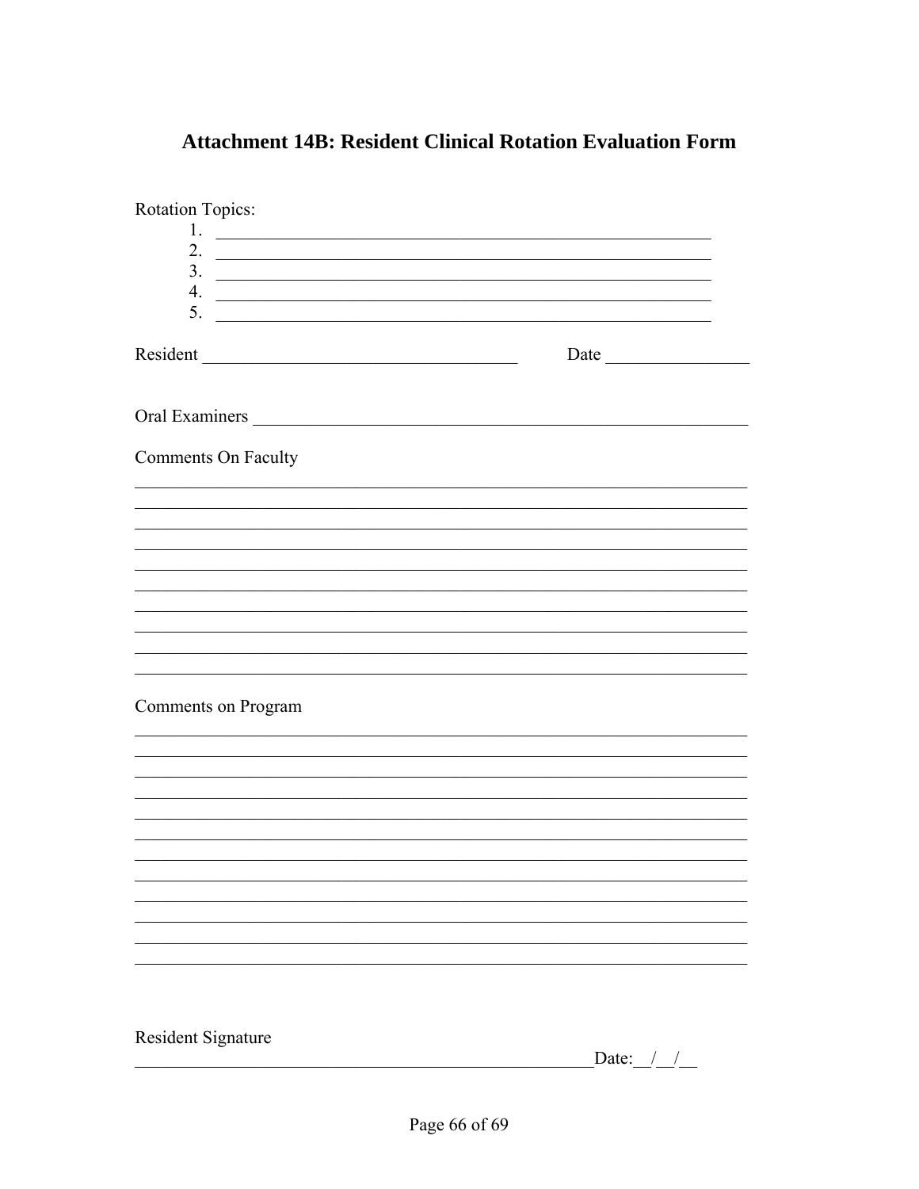# Attachment 14B: Resident Clinical Rotation Evaluation Form

Rotation Topics:

1. ______________________________________________
2. ______________________________________________
3. ______________________________________________
4. ______________________________________________
5. ______________________________________________

Resident ______________________________ Date ______________

Oral Examiners ______________________________________________

Comments On Faculty

____________________________________________________________
____________________________________________________________
____________________________________________________________
____________________________________________________________
____________________________________________________________
____________________________________________________________
____________________________________________________________
____________________________________________________________
____________________________________________________________
____________________________________________________________

Comments on Program

____________________________________________________________
____________________________________________________________
____________________________________________________________
____________________________________________________________
____________________________________________________________
____________________________________________________________
____________________________________________________________
____________________________________________________________
____________________________________________________________
____________________________________________________________
____________________________________________________________
____________________________________________________________

Resident Signature

____________________________________________ Date:__/__/__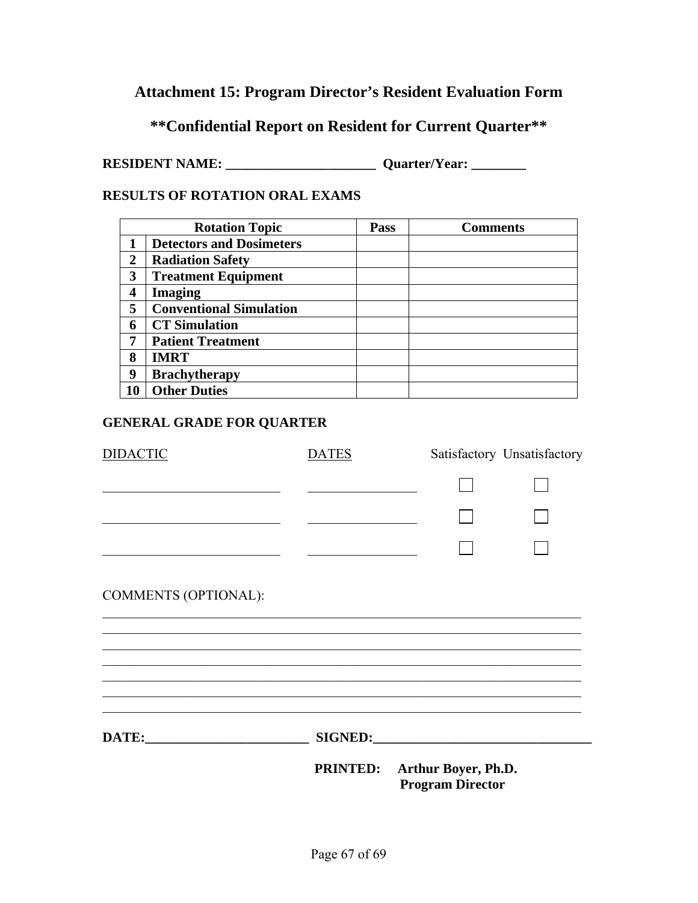# Attachment 15: Program Director's Resident Evaluation Form

## **Confidential Report on Resident for Current Quarter**

**RESIDENT NAME: ______________________ Quarter/Year: ________**

**RESULTS OF ROTATION ORAL EXAMS**

| | Rotation Topic | Pass | Comments |
|---|---|---|---|
| **1** | **Detectors and Dosimeters** | | |
| **2** | **Radiation Safety** | | |
| **3** | **Treatment Equipment** | | |
| **4** | **Imaging** | | |
| **5** | **Conventional Simulation** | | |
| **6** | **CT Simulation** | | |
| **7** | **Patient Treatment** | | |
| **8** | **IMRT** | | |
| **9** | **Brachytherapy** | | |
| **10** | **Other Duties** | | |

**GENERAL GRADE FOR QUARTER**

| DIDACTIC | DATES | Satisfactory | Unsatisfactory |
|---|---|---|---|
| ___________________________ | ________________ | ☐ | ☐ |
| ___________________________ | ________________ | ☐ | ☐ |
| ___________________________ | ________________ | ☐ | ☐ |

COMMENTS (OPTIONAL):

_____________________________________________________________________________

_____________________________________________________________________________

_____________________________________________________________________________

_____________________________________________________________________________

_____________________________________________________________________________

_____________________________________________________________________________

_____________________________________________________________________________

**DATE:_________________________ SIGNED:_________________________________**

**PRINTED: Arthur Boyer, Ph.D.**
**Program Director**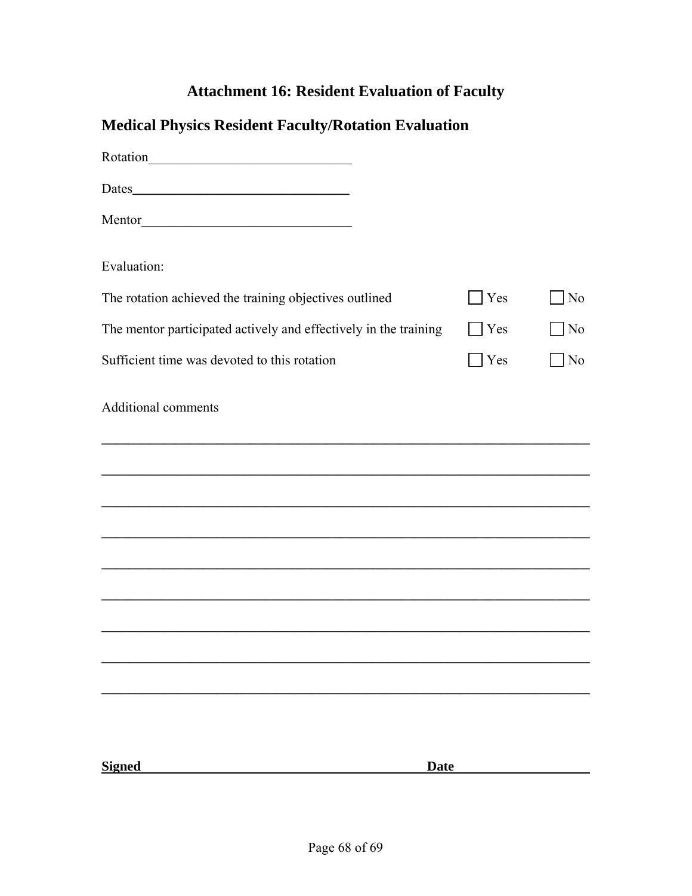# Attachment 16: Resident Evaluation of Faculty

## Medical Physics Resident Faculty/Rotation Evaluation

Rotation______________________________

Dates______________________________

Mentor______________________________

Evaluation:

| | | |
|---|---|---|
| The rotation achieved the training objectives outlined | ☐ Yes | ☐ No |
| The mentor participated actively and effectively in the training | ☐ Yes | ☐ No |
| Sufficient time was devoted to this rotation | ☐ Yes | ☐ No |

Additional comments

______________________________________________________________________

______________________________________________________________________

______________________________________________________________________

______________________________________________________________________

______________________________________________________________________

______________________________________________________________________

______________________________________________________________________

______________________________________________________________________

______________________________________________________________________

**Signed**________________________________________ **Date**____________________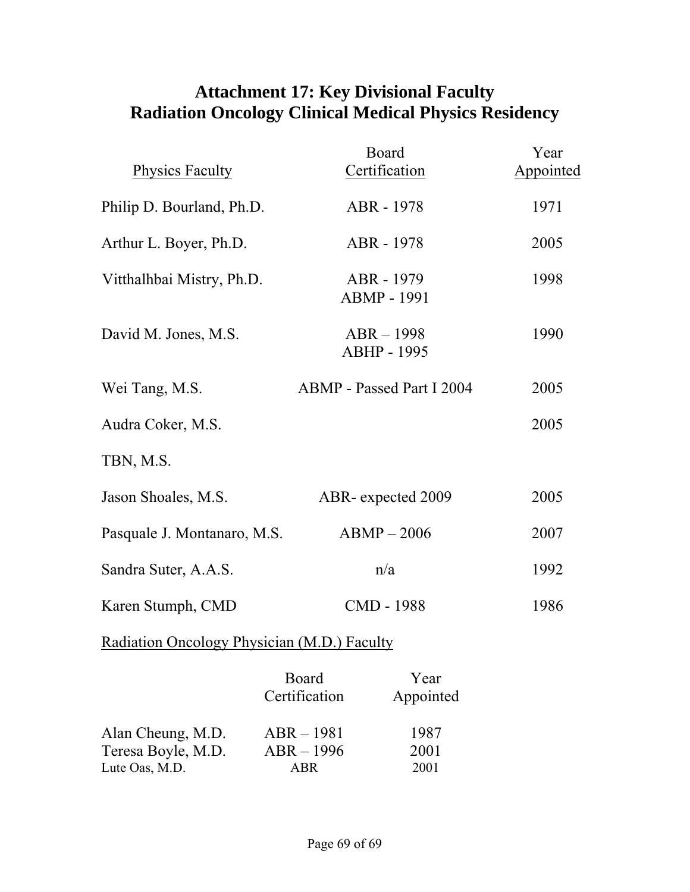# Attachment 17: Key Divisional Faculty
# Radiation Oncology Clinical Medical Physics Residency

| Physics Faculty | Board Certification | Year Appointed |
|---|---|---|
| Philip D. Bourland, Ph.D. | ABR - 1978 | 1971 |
| Arthur L. Boyer, Ph.D. | ABR - 1978 | 2005 |
| Vitthalhbai Mistry, Ph.D. | ABR - 1979<br>ABMP - 1991 | 1998 |
| David M. Jones, M.S. | ABR – 1998<br>ABHP - 1995 | 1990 |
| Wei Tang, M.S. | ABMP - Passed Part I 2004 | 2005 |
| Audra Coker, M.S. | | 2005 |
| TBN, M.S. | | |
| Jason Shoales, M.S. | ABR- expected 2009 | 2005 |
| Pasquale J. Montanaro, M.S. | ABMP – 2006 | 2007 |
| Sandra Suter, A.A.S. | n/a | 1992 |
| Karen Stumph, CMD | CMD - 1988 | 1986 |

Radiation Oncology Physician (M.D.) Faculty

| | Board Certification | Year Appointed |
|---|---|---|
| Alan Cheung, M.D. | ABR – 1981 | 1987 |
| Teresa Boyle, M.D. | ABR – 1996 | 2001 |
| Lute Oas, M.D. | ABR | 2001 |